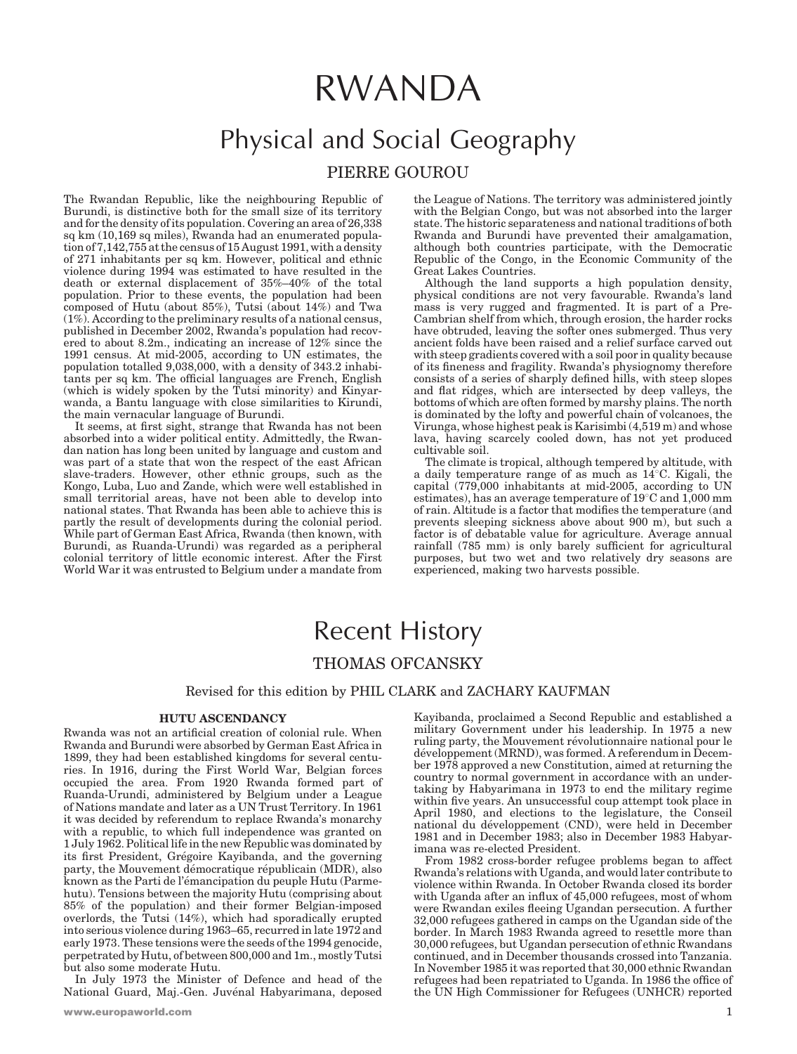# RWANDA

## Physical and Social Geography

PIERRE GOUROU

The Rwandan Republic, like the neighbouring Republic of Burundi, is distinctive both for the small size of its territory and for the density of its population. Covering an area of 26,338 sq km (10,169 sq miles), Rwanda had an enumerated population of 7,142,755 at the census of 15 August 1991, with a density of 271 inhabitants per sq km. However, political and ethnic violence during 1994 was estimated to have resulted in the death or external displacement of 35%–40% of the total population. Prior to these events, the population had been composed of Hutu (about 85%), Tutsi (about 14%) and Twa (1%). According to the preliminary results of a national census, published in December 2002, Rwanda's population had recovered to about 8.2m., indicating an increase of 12% since the 1991 census. At mid-2005, according to UN estimates, the population totalled 9,038,000, with a density of 343.2 inhabitants per sq km. The official languages are French, English (which is widely spoken by the Tutsi minority) and Kinyarwanda, a Bantu language with close similarities to Kirundi, the main vernacular language of Burundi.

It seems, at first sight, strange that Rwanda has not been absorbed into a wider political entity. Admittedly, the Rwandan nation has long been united by language and custom and was part of a state that won the respect of the east African slave-traders. However, other ethnic groups, such as the Kongo, Luba, Luo and Zande, which were well established in small territorial areas, have not been able to develop into national states. That Rwanda has been able to achieve this is partly the result of developments during the colonial period. While part of German East Africa, Rwanda (then known, with Burundi, as Ruanda-Urundi) was regarded as a peripheral colonial territory of little economic interest. After the First World War it was entrusted to Belgium under a mandate from the League of Nations. The territory was administered jointly with the Belgian Congo, but was not absorbed into the larger state. The historic separateness and national traditions of both Rwanda and Burundi have prevented their amalgamation, although both countries participate, with the Democratic Republic of the Congo, in the Economic Community of the Great Lakes Countries.

Although the land supports a high population density, physical conditions are not very favourable. Rwanda's land mass is very rugged and fragmented. It is part of a Pre-Cambrian shelf from which, through erosion, the harder rocks have obtruded, leaving the softer ones submerged. Thus very ancient folds have been raised and a relief surface carved out with steep gradients covered with a soil poor in quality because of its fineness and fragility. Rwanda's physiognomy therefore consists of a series of sharply defined hills, with steep slopes and flat ridges, which are intersected by deep valleys, the bottoms of which are often formed by marshy plains. The north is dominated by the lofty and powerful chain of volcanoes, the Virunga, whose highest peak is Karisimbi (4,519 m) and whose lava, having scarcely cooled down, has not yet produced cultivable soil.

The climate is tropical, although tempered by altitude, with a daily temperature range of as much as 14°C. Kigali, the capital (779,000 inhabitants at mid-2005, according to UN estimates), has an average temperature of 19°C and 1,000 mm of rain. Altitude is a factor that modifies the temperature (and prevents sleeping sickness above about 900 m), but such a factor is of debatable value for agriculture. Average annual rainfall (785 mm) is only barely sufficient for agricultural purposes, but two wet and two relatively dry seasons are experienced, making two harvests possible.

## Recent History

THOMAS OFCANSKY

Revised for this edition by PHIL CLARK and ZACHARY KAUFMAN

### HUTU ASCENDANCY

Rwanda was not an artificial creation of colonial rule. When Rwanda and Burundi were absorbed by German East Africa in 1899, they had been established kingdoms for several centuries. In 1916, during the First World War, Belgian forces occupied the area. From 1920 Rwanda formed part of Ruanda-Urundi, administered by Belgium under a League of Nations mandate and later as a UN Trust Territory. In 1961 it was decided by referendum to replace Rwanda's monarchy with a republic, to which full independence was granted on 1 July 1962. Political life in the new Republic was dominated by its first President, Grégoire Kayibanda, and the governing party, the Mouvement démocratique républicain (MDR), also known as the Parti de l'émancipation du peuple Hutu (Parmehutu). Tensions between the majority Hutu (comprising about 85% of the population) and their former Belgian-imposed overlords, the Tutsi (14%), which had sporadically erupted into serious violence during 1963–65, recurred in late 1972 and early 1973. These tensions were the seeds of the 1994 genocide, perpetrated by Hutu, of between 800,000 and 1m., mostly Tutsi but also some moderate Hutu.

In July 1973 the Minister of Defence and head of the National Guard, Maj.-Gen. Juvénal Habyarimana, deposed Kayibanda, proclaimed a Second Republic and established a military Government under his leadership. In 1975 a new ruling party, the Mouvement révolutionnaire national pour le développement (MRND), was formed. A referendum in December 1978 approved a new Constitution, aimed at returning the country to normal government in accordance with an undertaking by Habyarimana in 1973 to end the military regime within five years. An unsuccessful coup attempt took place in April 1980, and elections to the legislature, the Conseil national du développement (CND), were held in December 1981 and in December 1983; also in December 1983 Habyarimana was re-elected President.

From 1982 cross-border refugee problems began to affect Rwanda's relations with Uganda, and would later contribute to violence within Rwanda. In October Rwanda closed its border with Uganda after an influx of 45,000 refugees, most of whom were Rwandan exiles fleeing Ugandan persecution. A further 32,000 refugees gathered in camps on the Ugandan side of the border. In March 1983 Rwanda agreed to resettle more than 30,000 refugees, but Ugandan persecution of ethnic Rwandans continued, and in December thousands crossed into Tanzania. In November 1985 it was reported that 30,000 ethnic Rwandan refugees had been repatriated to Uganda. In 1986 the office of the UN High Commissioner for Refugees (UNHCR) reported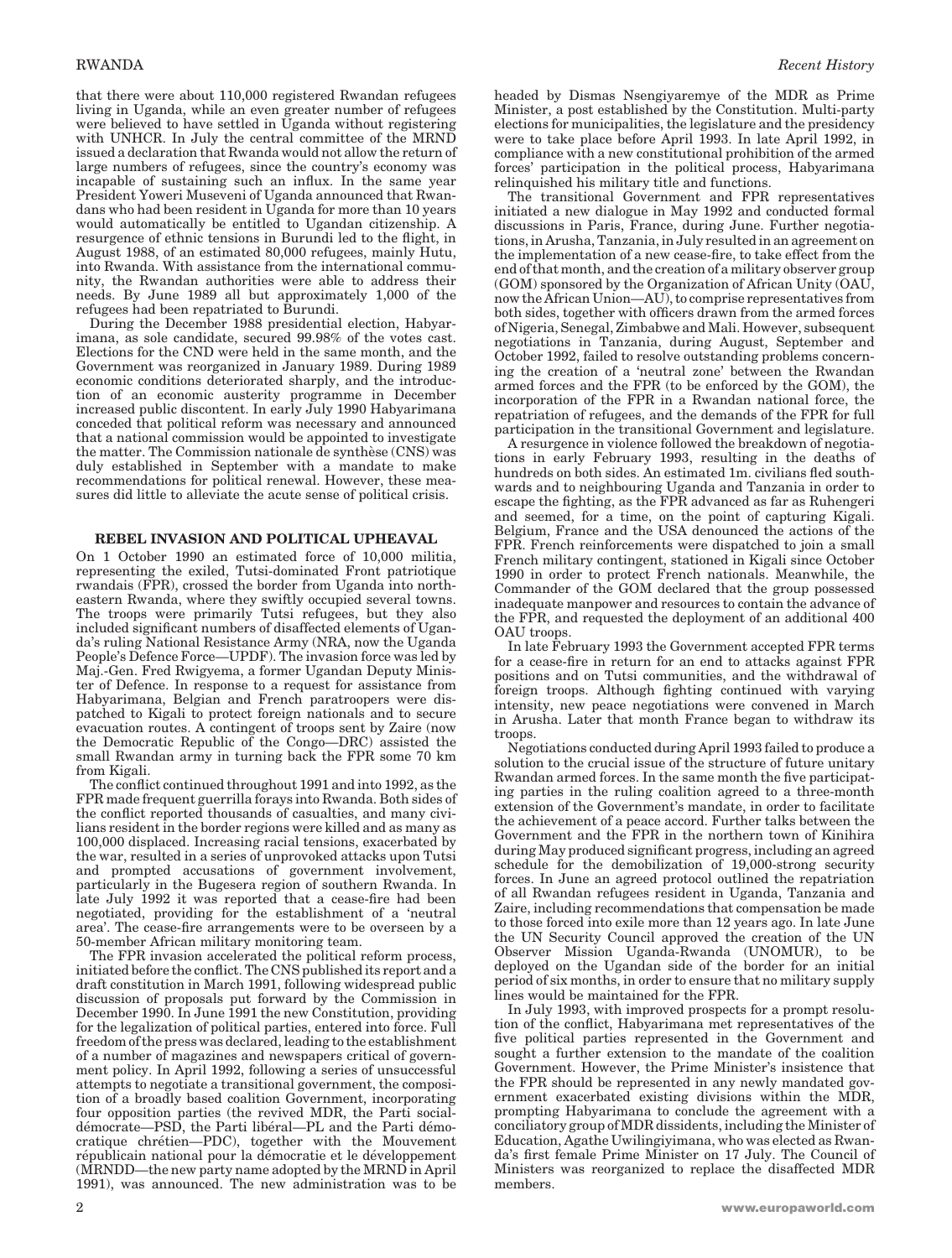that there were about 110,000 registered Rwandan refugees living in Uganda, while an even greater number of refugees were believed to have settled in Uganda without registering with UNHCR. In July the central committee of the MRND issued a declaration that Rwanda would not allow the return of large numbers of refugees, since the country's economy was incapable of sustaining such an influx. In the same year President Yoweri Museveni of Uganda announced that Rwandans who had been resident in Uganda for more than 10 years would automatically be entitled to Ugandan citizenship. A resurgence of ethnic tensions in Burundi led to the flight, in August 1988, of an estimated 80,000 refugees, mainly Hutu, into Rwanda. With assistance from the international community, the Rwandan authorities were able to address their needs. By June 1989 all but approximately 1,000 of the refugees had been repatriated to Burundi.

During the December 1988 presidential election, Habyarimana, as sole candidate, secured 99.98% of the votes cast. Elections for the CND were held in the same month, and the Government was reorganized in January 1989. During 1989 economic conditions deteriorated sharply, and the introduction of an economic austerity programme in December increased public discontent. In early July 1990 Habyarimana conceded that political reform was necessary and announced that a national commission would be appointed to investigate the matter. The Commission nationale de synthèse (CNS) was duly established in September with a mandate to make recommendations for political renewal. However, these measures did little to alleviate the acute sense of political crisis.

## REBEL INVASION AND POLITICAL UPHEAVAL

On 1 October 1990 an estimated force of 10,000 militia, representing the exiled, Tutsi-dominated Front patriotique rwandais (FPR), crossed the border from Uganda into northeastern Rwanda, where they swiftly occupied several towns. The troops were primarily Tutsi refugees, but they also included significant numbers of disaffected elements of Uganda's ruling National Resistance Army (NRA, now the Uganda People's Defence Force—UPDF). The invasion force was led by Maj.-Gen. Fred Rwigyema, a former Ugandan Deputy Minister of Defence. In response to a request for assistance from Habyarimana, Belgian and French paratroopers were dispatched to Kigali to protect foreign nationals and to secure evacuation routes. A contingent of troops sent by Zaire (now the Democratic Republic of the Congo—DRC) assisted the small Rwandan army in turning back the FPR some 70 km from Kigali.

The conflict continued throughout 1991 and into 1992, as the FPR made frequent guerrilla forays into Rwanda. Both sides of the conflict reported thousands of casualties, and many civilians resident in the border regions were killed and as many as 100,000 displaced. Increasing racial tensions, exacerbated by the war, resulted in a series of unprovoked attacks upon Tutsi and prompted accusations of government involvement, particularly in the Bugesera region of southern Rwanda. In late July 1992 it was reported that a cease-fire had been negotiated, providing for the establishment of a 'neutral area'. The cease-fire arrangements were to be overseen by a 50-member African military monitoring team.

The FPR invasion accelerated the political reform process, initiated before the conflict. The CNS published its report and a draft constitution in March 1991, following widespread public discussion of proposals put forward by the Commission in December 1990. In June 1991 the new Constitution, providing for the legalization of political parties, entered into force. Full freedom of the press was declared, leading to the establishment of a number of magazines and newspapers critical of government policy. In April 1992, following a series of unsuccessful attempts to negotiate a transitional government, the composition of a broadly based coalition Government, incorporating four opposition parties (the revived MDR, the Parti social-démocrate—PSD, the Parti libéral—PL and the Parti démocratique chrétien—PDC), together with the Mouvement républicain national pour la démocratie et le développement (MRNDD—the new party name adopted by the MRND in April 1991), was announced. The new administration was to be headed by Dismas Nsengiyaremye of the MDR as Prime Minister, a post established by the Constitution. Multi-party elections for municipalities, the legislature and the presidency were to take place before April 1993. In late April 1992, in compliance with a new constitutional prohibition of the armed forces' participation in the political process, Habyarimana relinquished his military title and functions.

The transitional Government and FPR representatives initiated a new dialogue in May 1992 and conducted formal discussions in Paris, France, during June. Further negotiations, in Arusha, Tanzania, in July resulted in an agreement on the implementation of a new cease-fire, to take effect from the end of that month, and the creation of a military observer group (GOM) sponsored by the Organization of African Unity (OAU, now the African Union—AU), to comprise representatives from both sides, together with officers drawn from the armed forces of Nigeria, Senegal, Zimbabwe and Mali. However, subsequent negotiations in Tanzania, during August, September and October 1992, failed to resolve outstanding problems concerning the creation of a 'neutral zone' between the Rwandan armed forces and the FPR (to be enforced by the GOM), the incorporation of the FPR in a Rwandan national force, the repatriation of refugees, and the demands of the FPR for full participation in the transitional Government and legislature.

A resurgence in violence followed the breakdown of negotiations in early February 1993, resulting in the deaths of hundreds on both sides. An estimated 1m. civilians fled southwards and to neighbouring Uganda and Tanzania in order to escape the fighting, as the FPR advanced as far as Ruhengeri and seemed, for a time, on the point of capturing Kigali. Belgium, France and the USA denounced the actions of the FPR. French reinforcements were dispatched to join a small French military contingent, stationed in Kigali since October 1990 in order to protect French nationals. Meanwhile, the Commander of the GOM declared that the group possessed inadequate manpower and resources to contain the advance of the FPR, and requested the deployment of an additional 400 OAU troops.

In late February 1993 the Government accepted FPR terms for a cease-fire in return for an end to attacks against FPR positions and on Tutsi communities, and the withdrawal of foreign troops. Although fighting continued with varying intensity, new peace negotiations were convened in March in Arusha. Later that month France began to withdraw its troops.

Negotiations conducted during April 1993 failed to produce a solution to the crucial issue of the structure of future unitary Rwandan armed forces. In the same month the five participating parties in the ruling coalition agreed to a three-month extension of the Government's mandate, in order to facilitate the achievement of a peace accord. Further talks between the Government and the FPR in the northern town of Kinihira during May produced significant progress, including an agreed schedule for the demobilization of 19,000-strong security forces. In June an agreed protocol outlined the repatriation of all Rwandan refugees resident in Uganda, Tanzania and Zaire, including recommendations that compensation be made to those forced into exile more than 12 years ago. In late June the UN Security Council approved the creation of the UN Observer Mission Uganda-Rwanda (UNOMUR), to be deployed on the Ugandan side of the border for an initial period of six months, in order to ensure that no military supply lines would be maintained for the FPR.

In July 1993, with improved prospects for a prompt resolution of the conflict, Habyarimana met representatives of the five political parties represented in the Government and sought a further extension to the mandate of the coalition Government. However, the Prime Minister's insistence that the FPR should be represented in any newly mandated government exacerbated existing divisions within the MDR, prompting Habyarimana to conclude the agreement with a conciliatory group of MDR dissidents, including the Minister of Education, Agathe Uwilingiyimana, who was elected as Rwanda's first female Prime Minister on 17 July. The Council of Ministers was reorganized to replace the disaffected MDR members.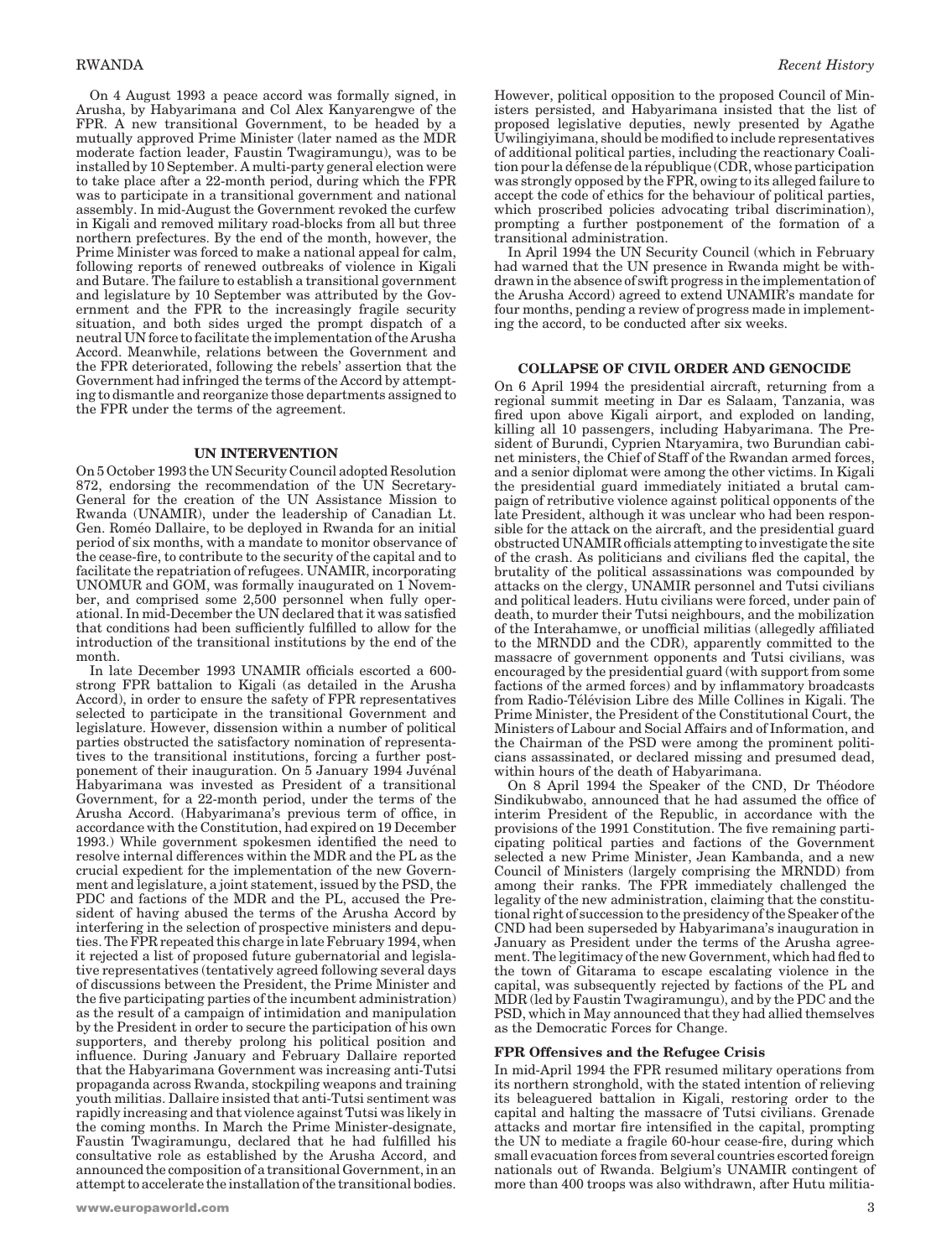On 4 August 1993 a peace accord was formally signed, in Arusha, by Habyarimana and Col Alex Kanyarengwe of the FPR. A new transitional Government, to be headed by a mutually approved Prime Minister (later named as the MDR moderate faction leader, Faustin Twagiramungu), was to be installed by 10 September. A multi-party general election were to take place after a 22-month period, during which the FPR was to participate in a transitional government and national assembly. In mid-August the Government revoked the curfew in Kigali and removed military road-blocks from all but three northern prefectures. By the end of the month, however, the Prime Minister was forced to make a national appeal for calm, following reports of renewed outbreaks of violence in Kigali and Butare. The failure to establish a transitional government and legislature by 10 September was attributed by the Government and the FPR to the increasingly fragile security situation, and both sides urged the prompt dispatch of a neutral UN force to facilitate the implementation of the Arusha Accord. Meanwhile, relations between the Government and the FPR deteriorated, following the rebels' assertion that the Government had infringed the terms of the Accord by attempting to dismantle and reorganize those departments assigned to the FPR under the terms of the agreement.

## UN INTERVENTION

On 5 October 1993 the UN Security Council adopted Resolution 872, endorsing the recommendation of the UN Secretary-General for the creation of the UN Assistance Mission to Rwanda (UNAMIR), under the leadership of Canadian Lt. Gen. Roméo Dallaire, to be deployed in Rwanda for an initial period of six months, with a mandate to monitor observance of the cease-fire, to contribute to the security of the capital and to facilitate the repatriation of refugees. UNAMIR, incorporating UNOMUR and GOM, was formally inaugurated on 1 November, and comprised some 2,500 personnel when fully operational. In mid-December the UN declared that it was satisfied that conditions had been sufficiently fulfilled to allow for the introduction of the transitional institutions by the end of the month.

In late December 1993 UNAMIR officials escorted a 600-strong FPR battalion to Kigali (as detailed in the Arusha Accord), in order to ensure the safety of FPR representatives selected to participate in the transitional Government and legislature. However, dissension within a number of political parties obstructed the satisfactory nomination of representatives to the transitional institutions, forcing a further postponement of their inauguration. On 5 January 1994 Juvénal Habyarimana was invested as President of a transitional Government, for a 22-month period, under the terms of the Arusha Accord. (Habyarimana's previous term of office, in accordance with the Constitution, had expired on 19 December 1993.) While government spokesmen identified the need to resolve internal differences within the MDR and the PL as the crucial expedient for the implementation of the new Government and legislature, a joint statement, issued by the PSD, the PDC and factions of the MDR and the PL, accused the President of having abused the terms of the Arusha Accord by interfering in the selection of prospective ministers and deputies. The FPR repeated this charge in late February 1994, when it rejected a list of proposed future gubernatorial and legislative representatives (tentatively agreed following several days of discussions between the President, the Prime Minister and the five participating parties of the incumbent administration) as the result of a campaign of intimidation and manipulation by the President in order to secure the participation of his own supporters, and thereby prolong his political position and influence. During January and February Dallaire reported that the Habyarimana Government was increasing anti-Tutsi propaganda across Rwanda, stockpiling weapons and training youth militias. Dallaire insisted that anti-Tutsi sentiment was rapidly increasing and that violence against Tutsi was likely in the coming months. In March the Prime Minister-designate, Faustin Twagiramungu, declared that he had fulfilled his consultative role as established by the Arusha Accord, and announced the composition of a transitional Government, in an attempt to accelerate the installation of the transitional bodies. However, political opposition to the proposed Council of Ministers persisted, and Habyarimana insisted that the list of proposed legislative deputies, newly presented by Agathe Uwilingiyimana, should be modified to include representatives of additional political parties, including the reactionary Coalition pour la défense de la république (CDR, whose participation was strongly opposed by the FPR, owing to its alleged failure to accept the code of ethics for the behaviour of political parties, which proscribed policies advocating tribal discrimination), prompting a further postponement of the formation of a transitional administration.

In April 1994 the UN Security Council (which in February had warned that the UN presence in Rwanda might be withdrawn in the absence of swift progress in the implementation of the Arusha Accord) agreed to extend UNAMIR's mandate for four months, pending a review of progress made in implementing the accord, to be conducted after six weeks.

## COLLAPSE OF CIVIL ORDER AND GENOCIDE

On 6 April 1994 the presidential aircraft, returning from a regional summit meeting in Dar es Salaam, Tanzania, was fired upon above Kigali airport, and exploded on landing, killing all 10 passengers, including Habyarimana. The President of Burundi, Cyprien Ntaryamira, two Burundian cabinet ministers, the Chief of Staff of the Rwandan armed forces, and a senior diplomat were among the other victims. In Kigali the presidential guard immediately initiated a brutal campaign of retributive violence against political opponents of the late President, although it was unclear who had been responsible for the attack on the aircraft, and the presidential guard obstructed UNAMIR officials attempting to investigate the site of the crash. As politicians and civilians fled the capital, the brutality of the political assassinations was compounded by attacks on the clergy, UNAMIR personnel and Tutsi civilians and political leaders. Hutu civilians were forced, under pain of death, to murder their Tutsi neighbours, and the mobilization of the Interahamwe, or unofficial militias (allegedly affiliated to the MRNDD and the CDR), apparently committed to the massacre of government opponents and Tutsi civilians, was encouraged by the presidential guard (with support from some factions of the armed forces) and by inflammatory broadcasts from Radio-Télévision Libre des Mille Collines in Kigali. The Prime Minister, the President of the Constitutional Court, the Ministers of Labour and Social Affairs and of Information, and the Chairman of the PSD were among the prominent politicians assassinated, or declared missing and presumed dead, within hours of the death of Habyarimana.

On 8 April 1994 the Speaker of the CND, Dr Théodore Sindikubwabo, announced that he had assumed the office of interim President of the Republic, in accordance with the provisions of the 1991 Constitution. The five remaining participating political parties and factions of the Government selected a new Prime Minister, Jean Kambanda, and a new Council of Ministers (largely comprising the MRNDD) from among their ranks. The FPR immediately challenged the legality of the new administration, claiming that the constitutional right of succession to the presidency of the Speaker of the CND had been superseded by Habyarimana's inauguration in January as President under the terms of the Arusha agreement. The legitimacy of the new Government, which had fled to the town of Gitarama to escape escalating violence in the capital, was subsequently rejected by factions of the PL and MDR (led by Faustin Twagiramungu), and by the PDC and the PSD, which in May announced that they had allied themselves as the Democratic Forces for Change.

### FPR Offensives and the Refugee Crisis

In mid-April 1994 the FPR resumed military operations from its northern stronghold, with the stated intention of relieving its beleaguered battalion in Kigali, restoring order to the capital and halting the massacre of Tutsi civilians. Grenade attacks and mortar fire intensified in the capital, prompting the UN to mediate a fragile 60-hour cease-fire, during which small evacuation forces from several countries escorted foreign nationals out of Rwanda. Belgium's UNAMIR contingent of more than 400 troops was also withdrawn, after Hutu militia-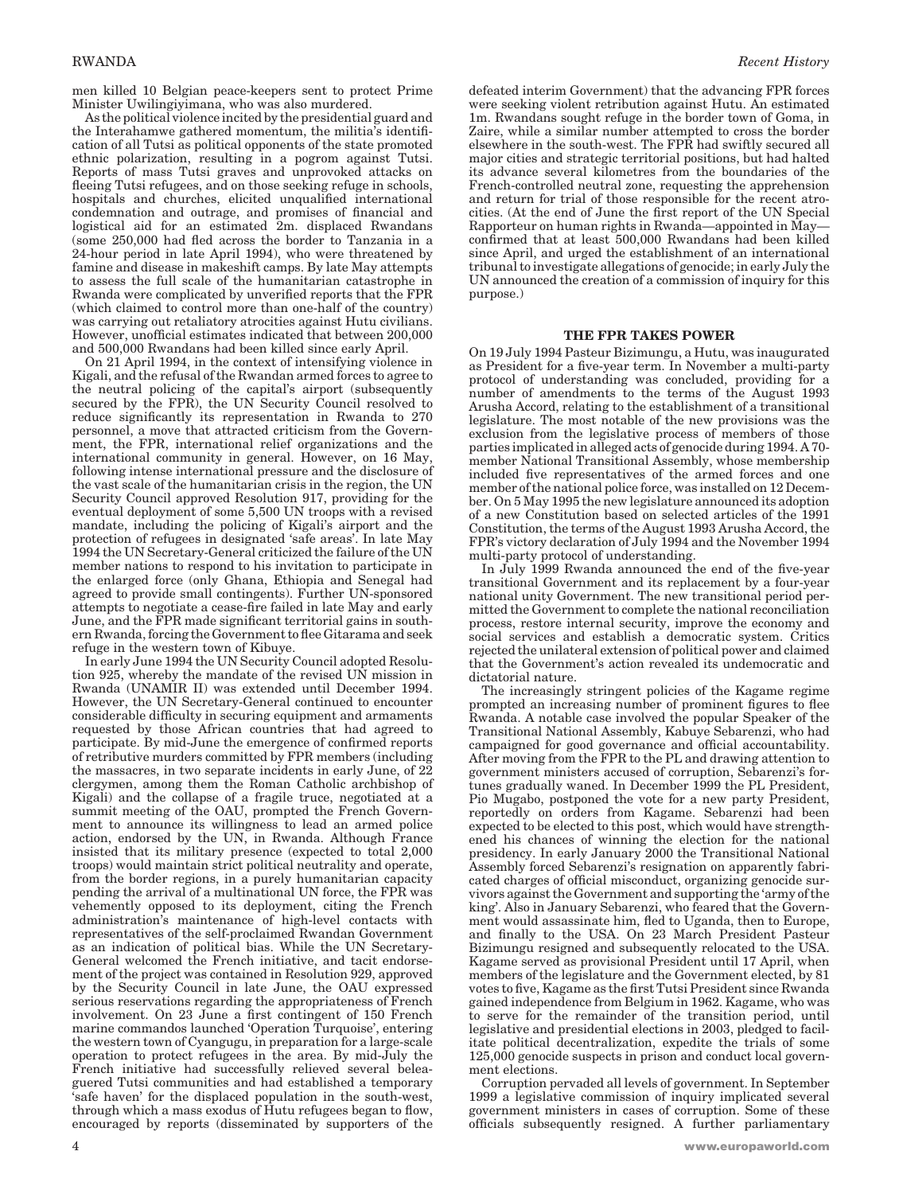men killed 10 Belgian peace-keepers sent to protect Prime Minister Uwilingiyimana, who was also murdered.

As the political violence incited by the presidential guard and the Interahamwe gathered momentum, the militia's identification of all Tutsi as political opponents of the state promoted ethnic polarization, resulting in a pogrom against Tutsi. Reports of mass Tutsi graves and unprovoked attacks on fleeing Tutsi refugees, and on those seeking refuge in schools, hospitals and churches, elicited unqualified international condemnation and outrage, and promises of financial and logistical aid for an estimated 2m. displaced Rwandans (some 250,000 had fled across the border to Tanzania in a 24-hour period in late April 1994), who were threatened by famine and disease in makeshift camps. By late May attempts to assess the full scale of the humanitarian catastrophe in Rwanda were complicated by unverified reports that the FPR (which claimed to control more than one-half of the country) was carrying out retaliatory atrocities against Hutu civilians. However, unofficial estimates indicated that between 200,000 and 500,000 Rwandans had been killed since early April.

On 21 April 1994, in the context of intensifying violence in Kigali, and the refusal of the Rwandan armed forces to agree to the neutral policing of the capital's airport (subsequently secured by the FPR), the UN Security Council resolved to reduce significantly its representation in Rwanda to 270 personnel, a move that attracted criticism from the Government, the FPR, international relief organizations and the international community in general. However, on 16 May, following intense international pressure and the disclosure of the vast scale of the humanitarian crisis in the region, the UN Security Council approved Resolution 917, providing for the eventual deployment of some 5,500 UN troops with a revised mandate, including the policing of Kigali's airport and the protection of refugees in designated 'safe areas'. In late May 1994 the UN Secretary-General criticized the failure of the UN member nations to respond to his invitation to participate in the enlarged force (only Ghana, Ethiopia and Senegal had agreed to provide small contingents). Further UN-sponsored attempts to negotiate a cease-fire failed in late May and early June, and the FPR made significant territorial gains in southern Rwanda, forcing the Government to flee Gitarama and seek refuge in the western town of Kibuye.

In early June 1994 the UN Security Council adopted Resolution 925, whereby the mandate of the revised UN mission in Rwanda (UNAMIR II) was extended until December 1994. However, the UN Secretary-General continued to encounter considerable difficulty in securing equipment and armaments requested by those African countries that had agreed to participate. By mid-June the emergence of confirmed reports of retributive murders committed by FPR members (including the massacres, in two separate incidents in early June, of 22 clergymen, among them the Roman Catholic archbishop of Kigali) and the collapse of a fragile truce, negotiated at a summit meeting of the OAU, prompted the French Government to announce its willingness to lead an armed police action, endorsed by the UN, in Rwanda. Although France insisted that its military presence (expected to total 2,000 troops) would maintain strict political neutrality and operate, from the border regions, in a purely humanitarian capacity pending the arrival of a multinational UN force, the FPR was vehemently opposed to its deployment, citing the French administration's maintenance of high-level contacts with representatives of the self-proclaimed Rwandan Government as an indication of political bias. While the UN Secretary-General welcomed the French initiative, and tacit endorsement of the project was contained in Resolution 929, approved by the Security Council in late June, the OAU expressed serious reservations regarding the appropriateness of French involvement. On 23 June a first contingent of 150 French marine commandos launched 'Operation Turquoise', entering the western town of Cyangugu, in preparation for a large-scale operation to protect refugees in the area. By mid-July the French initiative had successfully relieved several beleaguered Tutsi communities and had established a temporary 'safe haven' for the displaced population in the south-west, through which a mass exodus of Hutu refugees began to flow, encouraged by reports (disseminated by supporters of the defeated interim Government) that the advancing FPR forces were seeking violent retribution against Hutu. An estimated 1m. Rwandans sought refuge in the border town of Goma, in Zaire, while a similar number attempted to cross the border elsewhere in the south-west. The FPR had swiftly secured all major cities and strategic territorial positions, but had halted its advance several kilometres from the boundaries of the French-controlled neutral zone, requesting the apprehension and return for trial of those responsible for the recent atrocities. (At the end of June the first report of the UN Special Rapporteur on human rights in Rwanda—appointed in May—confirmed that at least 500,000 Rwandans had been killed since April, and urged the establishment of an international tribunal to investigate allegations of genocide; in early July the UN announced the creation of a commission of inquiry for this purpose.)

## THE FPR TAKES POWER

On 19 July 1994 Pasteur Bizimungu, a Hutu, was inaugurated as President for a five-year term. In November a multi-party protocol of understanding was concluded, providing for a number of amendments to the terms of the August 1993 Arusha Accord, relating to the establishment of a transitional legislature. The most notable of the new provisions was the exclusion from the legislative process of members of those parties implicated in alleged acts of genocide during 1994. A 70-member National Transitional Assembly, whose membership included five representatives of the armed forces and one member of the national police force, was installed on 12 December. On 5 May 1995 the new legislature announced its adoption of a new Constitution based on selected articles of the 1991 Constitution, the terms of the August 1993 Arusha Accord, the FPR's victory declaration of July 1994 and the November 1994 multi-party protocol of understanding.

In July 1999 Rwanda announced the end of the five-year transitional Government and its replacement by a four-year national unity Government. The new transitional period permitted the Government to complete the national reconciliation process, restore internal security, improve the economy and social services and establish a democratic system. Critics rejected the unilateral extension of political power and claimed that the Government's action revealed its undemocratic and dictatorial nature.

The increasingly stringent policies of the Kagame regime prompted an increasing number of prominent figures to flee Rwanda. A notable case involved the popular Speaker of the Transitional National Assembly, Kabuye Sebarenzi, who had campaigned for good governance and official accountability. After moving from the FPR to the PL and drawing attention to government ministers accused of corruption, Sebarenzi's fortunes gradually waned. In December 1999 the PL President, Pio Mugabo, postponed the vote for a new party President, reportedly on orders from Kagame. Sebarenzi had been expected to be elected to this post, which would have strengthened his chances of winning the election for the national presidency. In early January 2000 the Transitional National Assembly forced Sebarenzi's resignation on apparently fabricated charges of official misconduct, organizing genocide survivors against the Government and supporting the 'army of the king'. Also in January Sebarenzi, who feared that the Government would assassinate him, fled to Uganda, then to Europe, and finally to the USA. On 23 March President Pasteur Bizimungu resigned and subsequently relocated to the USA. Kagame served as provisional President until 17 April, when members of the legislature and the Government elected, by 81 votes to five, Kagame as the first Tutsi President since Rwanda gained independence from Belgium in 1962. Kagame, who was to serve for the remainder of the transition period, until legislative and presidential elections in 2003, pledged to facilitate political decentralization, expedite the trials of some 125,000 genocide suspects in prison and conduct local government elections.

Corruption pervaded all levels of government. In September 1999 a legislative commission of inquiry implicated several government ministers in cases of corruption. Some of these officials subsequently resigned. A further parliamentary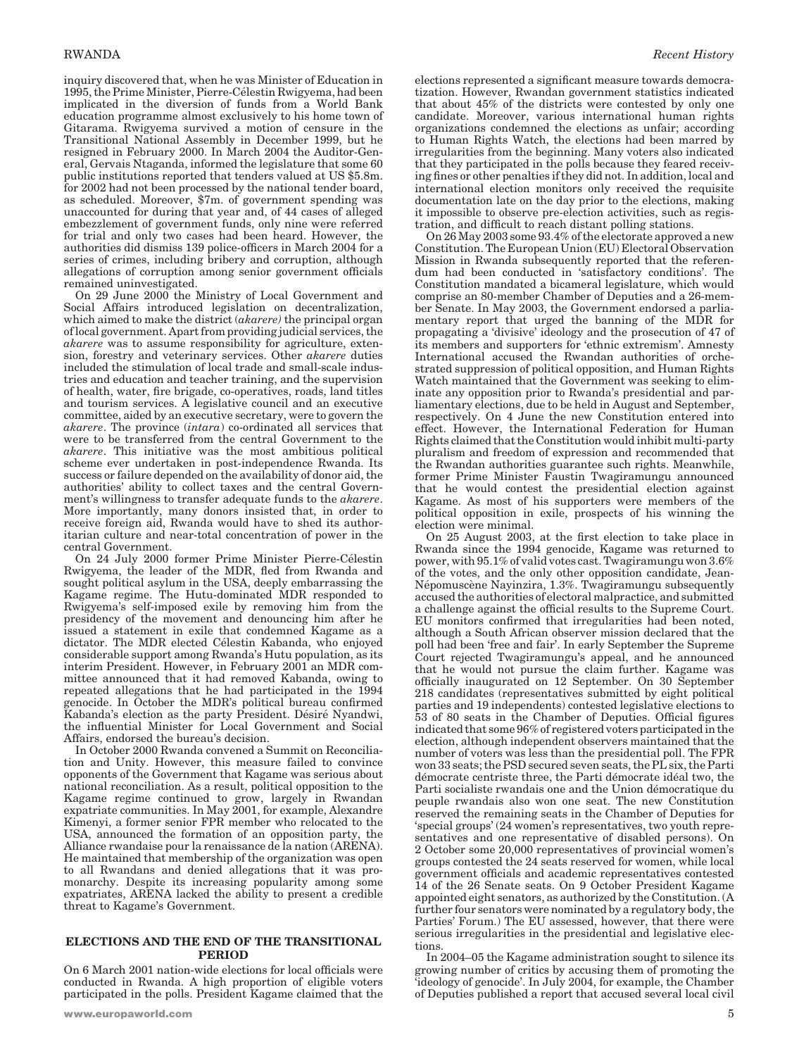inquiry discovered that, when he was Minister of Education in 1995, the Prime Minister, Pierre-Célestin Rwigyema, had been implicated in the diversion of funds from a World Bank education programme almost exclusively to his home town of Gitarama. Rwigyema survived a motion of censure in the Transitional National Assembly in December 1999, but he resigned in February 2000. In March 2004 the Auditor-General, Gervais Ntaganda, informed the legislature that some 60 public institutions reported that tenders valued at US $5.8m. for 2002 had not been processed by the national tender board, as scheduled. Moreover, $7m. of government spending was unaccounted for during that year and, of 44 cases of alleged embezzlement of government funds, only nine were referred for trial and only two cases had been heard. However, the authorities did dismiss 139 police-officers in March 2004 for a series of crimes, including bribery and corruption, although allegations of corruption among senior government officials remained uninvestigated.

On 29 June 2000 the Ministry of Local Government and Social Affairs introduced legislation on decentralization, which aimed to make the district (*akarere)* the principal organ of local government. Apart from providing judicial services, the *akarere* was to assume responsibility for agriculture, extension, forestry and veterinary services. Other *akarere* duties included the stimulation of local trade and small-scale industries and education and teacher training, and the supervision of health, water, fire brigade, co-operatives, roads, land titles and tourism services. A legislative council and an executive committee, aided by an executive secretary, were to govern the *akarere*. The province (*intara*) co-ordinated all services that were to be transferred from the central Government to the *akarere*. This initiative was the most ambitious political scheme ever undertaken in post-independence Rwanda. Its success or failure depended on the availability of donor aid, the authorities' ability to collect taxes and the central Government's willingness to transfer adequate funds to the *akarere*. More importantly, many donors insisted that, in order to receive foreign aid, Rwanda would have to shed its authoritarian culture and near-total concentration of power in the central Government.

On 24 July 2000 former Prime Minister Pierre-Célestin Rwigyema, the leader of the MDR, fled from Rwanda and sought political asylum in the USA, deeply embarrassing the Kagame regime. The Hutu-dominated MDR responded to Rwigyema's self-imposed exile by removing him from the presidency of the movement and denouncing him after he issued a statement in exile that condemned Kagame as a dictator. The MDR elected Célestin Kabanda, who enjoyed considerable support among Rwanda's Hutu population, as its interim President. However, in February 2001 an MDR committee announced that it had removed Kabanda, owing to repeated allegations that he had participated in the 1994 genocide. In October the MDR's political bureau confirmed Kabanda's election as the party President. Désiré Nyandwi, the influential Minister for Local Government and Social Affairs, endorsed the bureau's decision.

In October 2000 Rwanda convened a Summit on Reconciliation and Unity. However, this measure failed to convince opponents of the Government that Kagame was serious about national reconciliation. As a result, political opposition to the Kagame regime continued to grow, largely in Rwandan expatriate communities. In May 2001, for example, Alexandre Kimenyi, a former senior FPR member who relocated to the USA, announced the formation of an opposition party, the Alliance rwandaise pour la renaissance de la nation (ARENA). He maintained that membership of the organization was open to all Rwandans and denied allegations that it was pro-monarchy. Despite its increasing popularity among some expatriates, ARENA lacked the ability to present a credible threat to Kagame's Government.

## ELECTIONS AND THE END OF THE TRANSITIONAL PERIOD

On 6 March 2001 nation-wide elections for local officials were conducted in Rwanda. A high proportion of eligible voters participated in the polls. President Kagame claimed that the elections represented a significant measure towards democratization. However, Rwandan government statistics indicated that about 45% of the districts were contested by only one candidate. Moreover, various international human rights organizations condemned the elections as unfair; according to Human Rights Watch, the elections had been marred by irregularities from the beginning. Many voters also indicated that they participated in the polls because they feared receiving fines or other penalties if they did not. In addition, local and international election monitors only received the requisite documentation late on the day prior to the elections, making it impossible to observe pre-election activities, such as registration, and difficult to reach distant polling stations.

On 26 May 2003 some 93.4% of the electorate approved a new Constitution. The European Union (EU) Electoral Observation Mission in Rwanda subsequently reported that the referendum had been conducted in 'satisfactory conditions'. The Constitution mandated a bicameral legislature, which would comprise an 80-member Chamber of Deputies and a 26-member Senate. In May 2003, the Government endorsed a parliamentary report that urged the banning of the MDR for propagating a 'divisive' ideology and the prosecution of 47 of its members and supporters for 'ethnic extremism'. Amnesty International accused the Rwandan authorities of orchestrated suppression of political opposition, and Human Rights Watch maintained that the Government was seeking to eliminate any opposition prior to Rwanda's presidential and parliamentary elections, due to be held in August and September, respectively. On 4 June the new Constitution entered into effect. However, the International Federation for Human Rights claimed that the Constitution would inhibit multi-party pluralism and freedom of expression and recommended that the Rwandan authorities guarantee such rights. Meanwhile, former Prime Minister Faustin Twagiramungu announced that he would contest the presidential election against Kagame. As most of his supporters were members of the political opposition in exile, prospects of his winning the election were minimal.

On 25 August 2003, at the first election to take place in Rwanda since the 1994 genocide, Kagame was returned to power, with 95.1% of valid votes cast. Twagiramungu won 3.6% of the votes, and the only other opposition candidate, Jean-Népomuscène Nayinzira, 1.3%. Twagiramungu subsequently accused the authorities of electoral malpractice, and submitted a challenge against the official results to the Supreme Court. EU monitors confirmed that irregularities had been noted, although a South African observer mission declared that the poll had been 'free and fair'. In early September the Supreme Court rejected Twagiramungu's appeal, and he announced that he would not pursue the claim further. Kagame was officially inaugurated on 12 September. On 30 September 218 candidates (representatives submitted by eight political parties and 19 independents) contested legislative elections to 53 of 80 seats in the Chamber of Deputies. Official figures indicated that some 96% of registered voters participated in the election, although independent observers maintained that the number of voters was less than the presidential poll. The FPR won 33 seats; the PSD secured seven seats, the PL six, the Parti démocrate centriste three, the Parti démocrate idéal two, the Parti socialiste rwandais one and the Union démocratique du peuple rwandais also won one seat. The new Constitution reserved the remaining seats in the Chamber of Deputies for 'special groups' (24 women's representatives, two youth representatives and one representative of disabled persons). On 2 October some 20,000 representatives of provincial women's groups contested the 24 seats reserved for women, while local government officials and academic representatives contested 14 of the 26 Senate seats. On 9 October President Kagame appointed eight senators, as authorized by the Constitution. (A further four senators were nominated by a regulatory body, the Parties' Forum.) The EU assessed, however, that there were serious irregularities in the presidential and legislative elections.

In 2004–05 the Kagame administration sought to silence its growing number of critics by accusing them of promoting the 'ideology of genocide'. In July 2004, for example, the Chamber of Deputies published a report that accused several local civil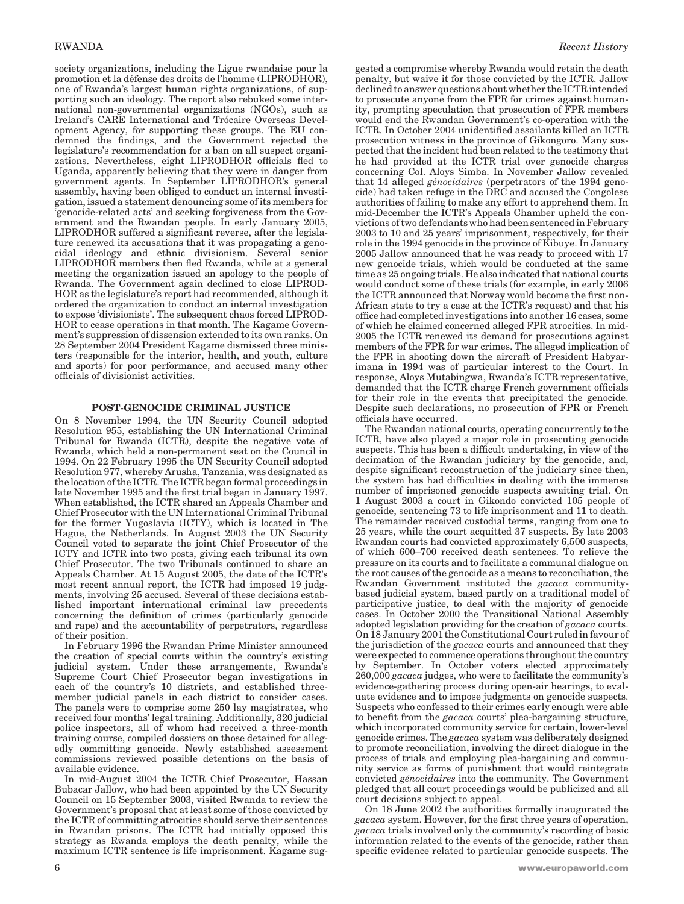society organizations, including the Ligue rwandaise pour la promotion et la défense des droits de l'homme (LIPRODHOR), one of Rwanda's largest human rights organizations, of supporting such an ideology. The report also rebuked some international non-governmental organizations (NGOs), such as Ireland's CARE International and Trócaire Overseas Development Agency, for supporting these groups. The EU condemned the findings, and the Government rejected the legislature's recommendation for a ban on all suspect organizations. Nevertheless, eight LIPRODHOR officials fled to Uganda, apparently believing that they were in danger from government agents. In September LIPRODHOR's general assembly, having been obliged to conduct an internal investigation, issued a statement denouncing some of its members for 'genocide-related acts' and seeking forgiveness from the Government and the Rwandan people. In early January 2005, LIPRODHOR suffered a significant reverse, after the legislature renewed its accusations that it was propagating a genocidal ideology and ethnic divisionism. Several senior LIPRODHOR members then fled Rwanda, while at a general meeting the organization issued an apology to the people of Rwanda. The Government again declined to close LIPRODHOR as the legislature's report had recommended, although it ordered the organization to conduct an internal investigation to expose 'divisionists'. The subsequent chaos forced LIPRODHOR to cease operations in that month. The Kagame Government's suppression of dissension extended to its own ranks. On 28 September 2004 President Kagame dismissed three ministers (responsible for the interior, health, and youth, culture and sports) for poor performance, and accused many other officials of divisionist activities.

## POST-GENOCIDE CRIMINAL JUSTICE

On 8 November 1994, the UN Security Council adopted Resolution 955, establishing the UN International Criminal Tribunal for Rwanda (ICTR), despite the negative vote of Rwanda, which held a non-permanent seat on the Council in 1994. On 22 February 1995 the UN Security Council adopted Resolution 977, whereby Arusha, Tanzania, was designated as the location of the ICTR. The ICTR began formal proceedings in late November 1995 and the first trial began in January 1997. When established, the ICTR shared an Appeals Chamber and Chief Prosecutor with the UN International Criminal Tribunal for the former Yugoslavia (ICTY), which is located in The Hague, the Netherlands. In August 2003 the UN Security Council voted to separate the joint Chief Prosecutor of the ICTY and ICTR into two posts, giving each tribunal its own Chief Prosecutor. The two Tribunals continued to share an Appeals Chamber. At 15 August 2005, the date of the ICTR's most recent annual report, the ICTR had imposed 19 judgments, involving 25 accused. Several of these decisions established important international criminal law precedents concerning the definition of crimes (particularly genocide and rape) and the accountability of perpetrators, regardless of their position.

In February 1996 the Rwandan Prime Minister announced the creation of special courts within the country's existing judicial system. Under these arrangements, Rwanda's Supreme Court Chief Prosecutor began investigations in each of the country's 10 districts, and established three-member judicial panels in each district to consider cases. The panels were to comprise some 250 lay magistrates, who received four months' legal training. Additionally, 320 judicial police inspectors, all of whom had received a three-month training course, compiled dossiers on those detained for allegedly committing genocide. Newly established assessment commissions reviewed possible detentions on the basis of available evidence.

In mid-August 2004 the ICTR Chief Prosecutor, Hassan Bubacar Jallow, who had been appointed by the UN Security Council on 15 September 2003, visited Rwanda to review the Government's proposal that at least some of those convicted by the ICTR of committing atrocities should serve their sentences in Rwandan prisons. The ICTR had initially opposed this strategy as Rwanda employs the death penalty, while the maximum ICTR sentence is life imprisonment. Kagame suggested a compromise whereby Rwanda would retain the death penalty, but waive it for those convicted by the ICTR. Jallow declined to answer questions about whether the ICTR intended to prosecute anyone from the FPR for crimes against humanity, prompting speculation that prosecution of FPR members would end the Rwandan Government's co-operation with the ICTR. In October 2004 unidentified assailants killed an ICTR prosecution witness in the province of Gikongoro. Many suspected that the incident had been related to the testimony that he had provided at the ICTR trial over genocide charges concerning Col. Aloys Simba. In November Jallow revealed that 14 alleged *génocidaires* (perpetrators of the 1994 genocide) had taken refuge in the DRC and accused the Congolese authorities of failing to make any effort to apprehend them. In mid-December the ICTR's Appeals Chamber upheld the convictions of two defendants who had been sentenced in February 2003 to 10 and 25 years' imprisonment, respectively, for their role in the 1994 genocide in the province of Kibuye. In January 2005 Jallow announced that he was ready to proceed with 17 new genocide trials, which would be conducted at the same time as 25 ongoing trials. He also indicated that national courts would conduct some of these trials (for example, in early 2006 the ICTR announced that Norway would become the first non-African state to try a case at the ICTR's request) and that his office had completed investigations into another 16 cases, some of which he claimed concerned alleged FPR atrocities. In mid-2005 the ICTR renewed its demand for prosecutions against members of the FPR for war crimes. The alleged implication of the FPR in shooting down the aircraft of President Habyarimana in 1994 was of particular interest to the Court. In response, Aloys Mutabingwa, Rwanda's ICTR representative, demanded that the ICTR charge French government officials for their role in the events that precipitated the genocide. Despite such declarations, no prosecution of FPR or French officials have occurred.

The Rwandan national courts, operating concurrently to the ICTR, have also played a major role in prosecuting genocide suspects. This has been a difficult undertaking, in view of the decimation of the Rwandan judiciary by the genocide, and, despite significant reconstruction of the judiciary since then, the system has had difficulties in dealing with the immense number of imprisoned genocide suspects awaiting trial. On 1 August 2003 a court in Gikondo convicted 105 people of genocide, sentencing 73 to life imprisonment and 11 to death. The remainder received custodial terms, ranging from one to 25 years, while the court acquitted 37 suspects. By late 2003 Rwandan courts had convicted approximately 6,500 suspects, of which 600–700 received death sentences. To relieve the pressure on its courts and to facilitate a communal dialogue on the root causes of the genocide as a means to reconciliation, the Rwandan Government instituted the *gacaca* community-based judicial system, based partly on a traditional model of participative justice, to deal with the majority of genocide cases. In October 2000 the Transitional National Assembly adopted legislation providing for the creation of *gacaca* courts. On 18 January 2001 the Constitutional Court ruled in favour of the jurisdiction of the *gacaca* courts and announced that they were expected to commence operations throughout the country by September. In October voters elected approximately 260,000 *gacaca* judges, who were to facilitate the community's evidence-gathering process during open-air hearings, to evaluate evidence and to impose judgments on genocide suspects. Suspects who confessed to their crimes early enough were able to benefit from the *gacaca* courts' plea-bargaining structure, which incorporated community service for certain, lower-level genocide crimes. The *gacaca* system was deliberately designed to promote reconciliation, involving the direct dialogue in the process of trials and employing plea-bargaining and community service as forms of punishment that would reintegrate convicted *génocidaires* into the community. The Government pledged that all court proceedings would be publicized and all court decisions subject to appeal.

On 18 June 2002 the authorities formally inaugurated the *gacaca* system. However, for the first three years of operation, *gacaca* trials involved only the community's recording of basic information related to the events of the genocide, rather than specific evidence related to particular genocide suspects. The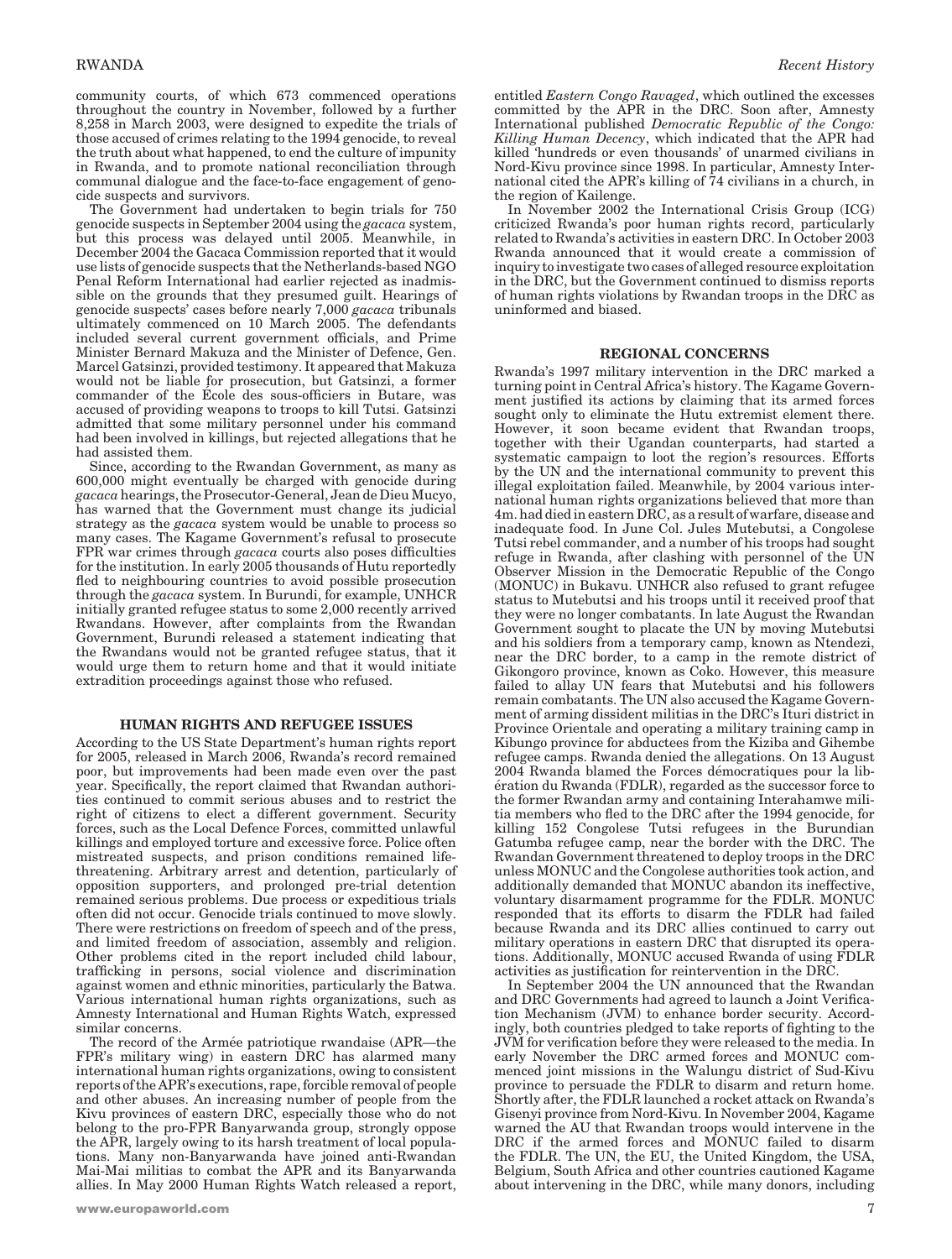community courts, of which 673 commenced operations throughout the country in November, followed by a further 8,258 in March 2003, were designed to expedite the trials of those accused of crimes relating to the 1994 genocide, to reveal the truth about what happened, to end the culture of impunity in Rwanda, and to promote national reconciliation through communal dialogue and the face-to-face engagement of genocide suspects and survivors.

The Government had undertaken to begin trials for 750 genocide suspects in September 2004 using the *gacaca* system, but this process was delayed until 2005. Meanwhile, in December 2004 the Gacaca Commission reported that it would use lists of genocide suspects that the Netherlands-based NGO Penal Reform International had earlier rejected as inadmissible on the grounds that they presumed guilt. Hearings of genocide suspects' cases before nearly 7,000 *gacaca* tribunals ultimately commenced on 10 March 2005. The defendants included several current government officials, and Prime Minister Bernard Makuza and the Minister of Defence, Gen. Marcel Gatsinzi, provided testimony. It appeared that Makuza would not be liable for prosecution, but Gatsinzi, a former commander of the École des sous-officiers in Butare, was accused of providing weapons to troops to kill Tutsi. Gatsinzi admitted that some military personnel under his command had been involved in killings, but rejected allegations that he had assisted them.

Since, according to the Rwandan Government, as many as 600,000 might eventually be charged with genocide during *gacaca* hearings, the Prosecutor-General, Jean de Dieu Mucyo, has warned that the Government must change its judicial strategy as the *gacaca* system would be unable to process so many cases. The Kagame Government's refusal to prosecute FPR war crimes through *gacaca* courts also poses difficulties for the institution. In early 2005 thousands of Hutu reportedly fled to neighbouring countries to avoid possible prosecution through the *gacaca* system. In Burundi, for example, UNHCR initially granted refugee status to some 2,000 recently arrived Rwandans. However, after complaints from the Rwandan Government, Burundi released a statement indicating that the Rwandans would not be granted refugee status, that it would urge them to return home and that it would initiate extradition proceedings against those who refused.

## HUMAN RIGHTS AND REFUGEE ISSUES

According to the US State Department's human rights report for 2005, released in March 2006, Rwanda's record remained poor, but improvements had been made even over the past year. Specifically, the report claimed that Rwandan authorities continued to commit serious abuses and to restrict the right of citizens to elect a different government. Security forces, such as the Local Defence Forces, committed unlawful killings and employed torture and excessive force. Police often mistreated suspects, and prison conditions remained life-threatening. Arbitrary arrest and detention, particularly of opposition supporters, and prolonged pre-trial detention remained serious problems. Due process or expeditious trials often did not occur. Genocide trials continued to move slowly. There were restrictions on freedom of speech and of the press, and limited freedom of association, assembly and religion. Other problems cited in the report included child labour, trafficking in persons, social violence and discrimination against women and ethnic minorities, particularly the Batwa. Various international human rights organizations, such as Amnesty International and Human Rights Watch, expressed similar concerns.

The record of the Armée patriotique rwandaise (APR—the FPR's military wing) in eastern DRC has alarmed many international human rights organizations, owing to consistent reports of the APR's executions, rape, forcible removal of people and other abuses. An increasing number of people from the Kivu provinces of eastern DRC, especially those who do not belong to the pro-FPR Banyarwanda group, strongly oppose the APR, largely owing to its harsh treatment of local populations. Many non-Banyarwanda have joined anti-Rwandan Mai-Mai militias to combat the APR and its Banyarwanda allies. In May 2000 Human Rights Watch released a report, entitled *Eastern Congo Ravaged*, which outlined the excesses committed by the APR in the DRC. Soon after, Amnesty International published *Democratic Republic of the Congo: Killing Human Decency*, which indicated that the APR had killed 'hundreds or even thousands' of unarmed civilians in Nord-Kivu province since 1998. In particular, Amnesty International cited the APR's killing of 74 civilians in a church, in the region of Kailenge.

In November 2002 the International Crisis Group (ICG) criticized Rwanda's poor human rights record, particularly related to Rwanda's activities in eastern DRC. In October 2003 Rwanda announced that it would create a commission of inquiry to investigate two cases of alleged resource exploitation in the DRC, but the Government continued to dismiss reports of human rights violations by Rwandan troops in the DRC as uninformed and biased.

## REGIONAL CONCERNS

Rwanda's 1997 military intervention in the DRC marked a turning point in Central Africa's history. The Kagame Government justified its actions by claiming that its armed forces sought only to eliminate the Hutu extremist element there. However, it soon became evident that Rwandan troops, together with their Ugandan counterparts, had started a systematic campaign to loot the region's resources. Efforts by the UN and the international community to prevent this illegal exploitation failed. Meanwhile, by 2004 various international human rights organizations believed that more than 4m. had died in eastern DRC, as a result of warfare, disease and inadequate food. In June Col. Jules Mutebutsi, a Congolese Tutsi rebel commander, and a number of his troops had sought refuge in Rwanda, after clashing with personnel of the UN Observer Mission in the Democratic Republic of the Congo (MONUC) in Bukavu. UNHCR also refused to grant refugee status to Mutebutsi and his troops until it received proof that they were no longer combatants. In late August the Rwandan Government sought to placate the UN by moving Mutebutsi and his soldiers from a temporary camp, known as Ntendezi, near the DRC border, to a camp in the remote district of Gikongoro province, known as Coko. However, this measure failed to allay UN fears that Mutebutsi and his followers remain combatants. The UN also accused the Kagame Government of arming dissident militias in the DRC's Ituri district in Province Orientale and operating a military training camp in Kibungo province for abductees from the Kiziba and Gihembe refugee camps. Rwanda denied the allegations. On 13 August 2004 Rwanda blamed the Forces démocratiques pour la libération du Rwanda (FDLR), regarded as the successor force to the former Rwandan army and containing Interahamwe militia members who fled to the DRC after the 1994 genocide, for killing 152 Congolese Tutsi refugees in the Burundian Gatumba refugee camp, near the border with the DRC. The Rwandan Government threatened to deploy troops in the DRC unless MONUC and the Congolese authorities took action, and additionally demanded that MONUC abandon its ineffective, voluntary disarmament programme for the FDLR. MONUC responded that its efforts to disarm the FDLR had failed because Rwanda and its DRC allies continued to carry out military operations in eastern DRC that disrupted its operations. Additionally, MONUC accused Rwanda of using FDLR activities as justification for reintervention in the DRC.

In September 2004 the UN announced that the Rwandan and DRC Governments had agreed to launch a Joint Verification Mechanism (JVM) to enhance border security. Accordingly, both countries pledged to take reports of fighting to the JVM for verification before they were released to the media. In early November the DRC armed forces and MONUC commenced joint missions in the Walungu district of Sud-Kivu province to persuade the FDLR to disarm and return home. Shortly after, the FDLR launched a rocket attack on Rwanda's Gisenyi province from Nord-Kivu. In November 2004, Kagame warned the AU that Rwandan troops would intervene in the DRC if the armed forces and MONUC failed to disarm the FDLR. The UN, the EU, the United Kingdom, the USA, Belgium, South Africa and other countries cautioned Kagame about intervening in the DRC, while many donors, including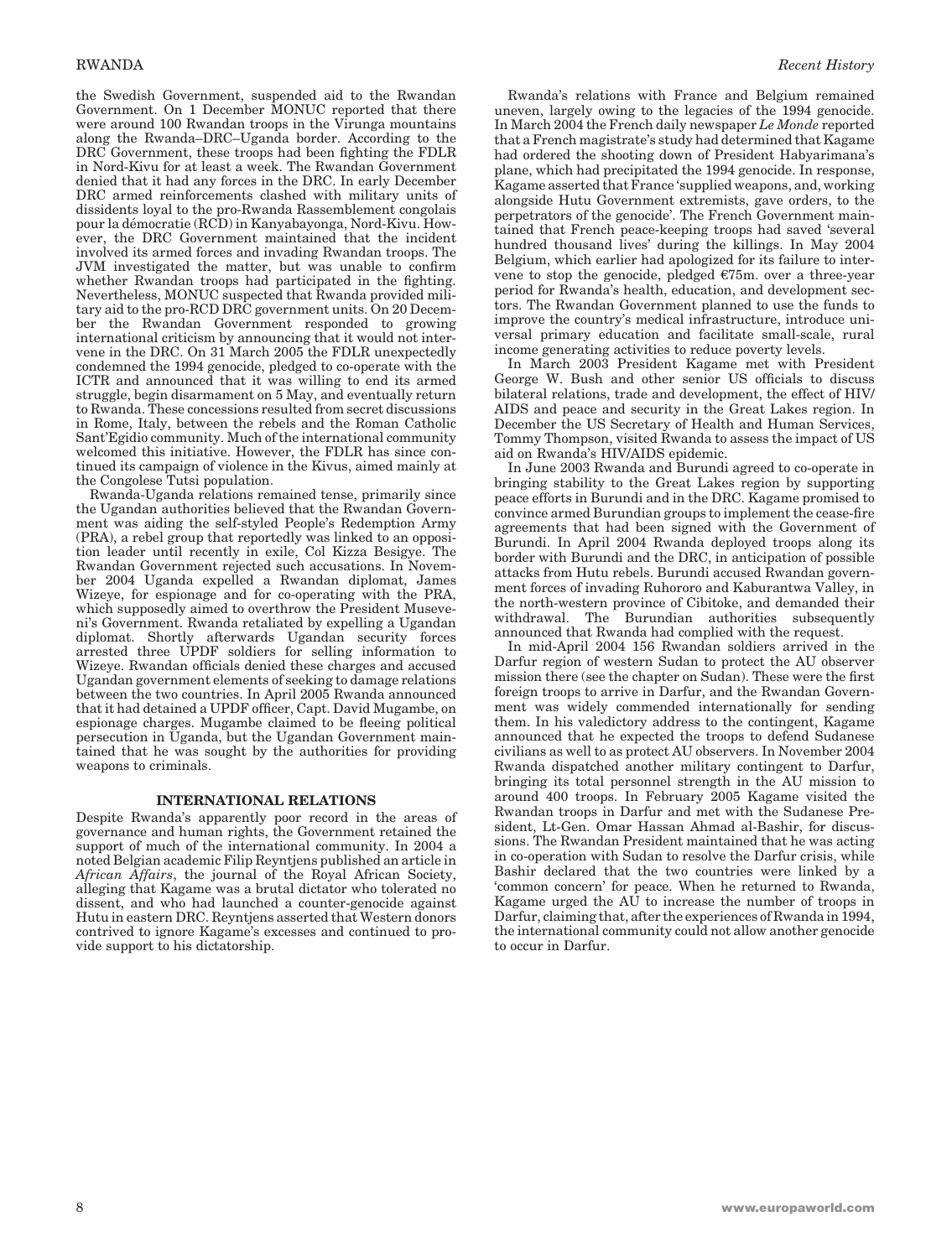the Swedish Government, suspended aid to the Rwandan Government. On 1 December MONUC reported that there were around 100 Rwandan troops in the Virunga mountains along the Rwanda–DRC–Uganda border. According to the DRC Government, these troops had been fighting the FDLR in Nord-Kivu for at least a week. The Rwandan Government denied that it had any forces in the DRC. In early December DRC armed reinforcements clashed with military units of dissidents loyal to the pro-Rwanda Rassemblement congolais pour la démocratie (RCD) in Kanyabayonga, Nord-Kivu. However, the DRC Government maintained that the incident involved its armed forces and invading Rwandan troops. The JVM investigated the matter, but was unable to confirm whether Rwandan troops had participated in the fighting. Nevertheless, MONUC suspected that Rwanda provided military aid to the pro-RCD DRC government units. On 20 December the Rwandan Government responded to growing international criticism by announcing that it would not intervene in the DRC. On 31 March 2005 the FDLR unexpectedly condemned the 1994 genocide, pledged to co-operate with the ICTR and announced that it was willing to end its armed struggle, begin disarmament on 5 May, and eventually return to Rwanda. These concessions resulted from secret discussions in Rome, Italy, between the rebels and the Roman Catholic Sant'Egidio community. Much of the international community welcomed this initiative. However, the FDLR has since continued its campaign of violence in the Kivus, aimed mainly at the Congolese Tutsi population.

Rwanda-Uganda relations remained tense, primarily since the Ugandan authorities believed that the Rwandan Government was aiding the self-styled People's Redemption Army (PRA), a rebel group that reportedly was linked to an opposition leader until recently in exile, Col Kizza Besigye. The Rwandan Government rejected such accusations. In November 2004 Uganda expelled a Rwandan diplomat, James Wizeye, for espionage and for co-operating with the PRA, which supposedly aimed to overthrow the President Museveni's Government. Rwanda retaliated by expelling a Ugandan diplomat. Shortly afterwards Ugandan security forces arrested three UPDF soldiers for selling information to Wizeye. Rwandan officials denied these charges and accused Ugandan government elements of seeking to damage relations between the two countries. In April 2005 Rwanda announced that it had detained a UPDF officer, Capt. David Mugambe, on espionage charges. Mugambe claimed to be fleeing political persecution in Uganda, but the Ugandan Government maintained that he was sought by the authorities for providing weapons to criminals.

## INTERNATIONAL RELATIONS

Despite Rwanda's apparently poor record in the areas of governance and human rights, the Government retained the support of much of the international community. In 2004 a noted Belgian academic Filip Reyntjens published an article in *African Affairs*, the journal of the Royal African Society, alleging that Kagame was a brutal dictator who tolerated no dissent, and who had launched a counter-genocide against Hutu in eastern DRC. Reyntjens asserted that Western donors contrived to ignore Kagame's excesses and continued to provide support to his dictatorship.

Rwanda's relations with France and Belgium remained uneven, largely owing to the legacies of the 1994 genocide. In March 2004 the French daily newspaper *Le Monde* reported that a French magistrate's study had determined that Kagame had ordered the shooting down of President Habyarimana's plane, which had precipitated the 1994 genocide. In response, Kagame asserted that France 'supplied weapons, and, working alongside Hutu Government extremists, gave orders, to the perpetrators of the genocide'. The French Government maintained that French peace-keeping troops had saved 'several hundred thousand lives' during the killings. In May 2004 Belgium, which earlier had apologized for its failure to intervene to stop the genocide, pledged €75m. over a three-year period for Rwanda's health, education, and development sectors. The Rwandan Government planned to use the funds to improve the country's medical infrastructure, introduce universal primary education and facilitate small-scale, rural income generating activities to reduce poverty levels.

In March 2003 President Kagame met with President George W. Bush and other senior US officials to discuss bilateral relations, trade and development, the effect of HIV/AIDS and peace and security in the Great Lakes region. In December the US Secretary of Health and Human Services, Tommy Thompson, visited Rwanda to assess the impact of US aid on Rwanda's HIV/AIDS epidemic.

In June 2003 Rwanda and Burundi agreed to co-operate in bringing stability to the Great Lakes region by supporting peace efforts in Burundi and in the DRC. Kagame promised to convince armed Burundian groups to implement the cease-fire agreements that had been signed with the Government of Burundi. In April 2004 Rwanda deployed troops along its border with Burundi and the DRC, in anticipation of possible attacks from Hutu rebels. Burundi accused Rwandan government forces of invading Ruhororo and Kaburantwa Valley, in the north-western province of Cibitoke, and demanded their withdrawal. The Burundian authorities subsequently announced that Rwanda had complied with the request.

In mid-April 2004 156 Rwandan soldiers arrived in the Darfur region of western Sudan to protect the AU observer mission there (see the chapter on Sudan). These were the first foreign troops to arrive in Darfur, and the Rwandan Government was widely commended internationally for sending them. In his valedictory address to the contingent, Kagame announced that he expected the troops to defend Sudanese civilians as well to as protect AU observers. In November 2004 Rwanda dispatched another military contingent to Darfur, bringing its total personnel strength in the AU mission to around 400 troops. In February 2005 Kagame visited the Rwandan troops in Darfur and met with the Sudanese President, Lt-Gen. Omar Hassan Ahmad al-Bashir, for discussions. The Rwandan President maintained that he was acting in co-operation with Sudan to resolve the Darfur crisis, while Bashir declared that the two countries were linked by a 'common concern' for peace. When he returned to Rwanda, Kagame urged the AU to increase the number of troops in Darfur, claiming that, after the experiences of Rwanda in 1994, the international community could not allow another genocide to occur in Darfur.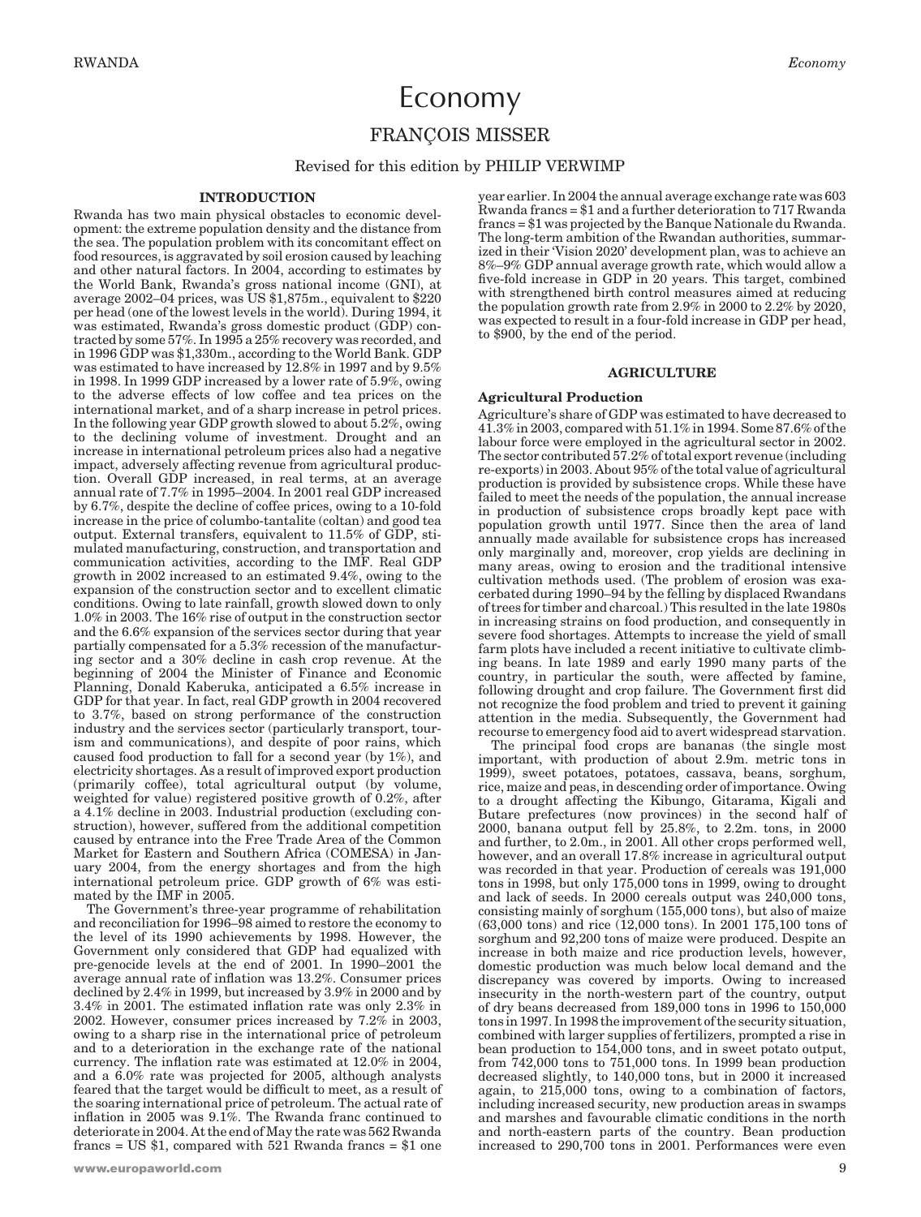# Economy

## FRANÇOIS MISSER

Revised for this edition by PHILIP VERWIMP

### INTRODUCTION

Rwanda has two main physical obstacles to economic development: the extreme population density and the distance from the sea. The population problem with its concomitant effect on food resources, is aggravated by soil erosion caused by leaching and other natural factors. In 2004, according to estimates by the World Bank, Rwanda's gross national income (GNI), at average 2002–04 prices, was US $1,875m., equivalent to $220 per head (one of the lowest levels in the world). During 1994, it was estimated, Rwanda's gross domestic product (GDP) contracted by some 57%. In 1995 a 25% recovery was recorded, and in 1996 GDP was $1,330m., according to the World Bank. GDP was estimated to have increased by 12.8% in 1997 and by 9.5% in 1998. In 1999 GDP increased by a lower rate of 5.9%, owing to the adverse effects of low coffee and tea prices on the international market, and of a sharp increase in petrol prices. In the following year GDP growth slowed to about 5.2%, owing to the declining volume of investment. Drought and an increase in international petroleum prices also had a negative impact, adversely affecting revenue from agricultural production. Overall GDP increased, in real terms, at an average annual rate of 7.7% in 1995–2004. In 2001 real GDP increased by 6.7%, despite the decline of coffee prices, owing to a 10-fold increase in the price of columbo-tantalite (coltan) and good tea output. External transfers, equivalent to 11.5% of GDP, stimulated manufacturing, construction, and transportation and communication activities, according to the IMF. Real GDP growth in 2002 increased to an estimated 9.4%, owing to the expansion of the construction sector and to excellent climatic conditions. Owing to late rainfall, growth slowed down to only 1.0% in 2003. The 16% rise of output in the construction sector and the 6.6% expansion of the services sector during that year partially compensated for a 5.3% recession of the manufacturing sector and a 30% decline in cash crop revenue. At the beginning of 2004 the Minister of Finance and Economic Planning, Donald Kaberuka, anticipated a 6.5% increase in GDP for that year. In fact, real GDP growth in 2004 recovered to 3.7%, based on strong performance of the construction industry and the services sector (particularly transport, tourism and communications), and despite of poor rains, which caused food production to fall for a second year (by 1%), and electricity shortages. As a result of improved export production (primarily coffee), total agricultural output (by volume, weighted for value) registered positive growth of 0.2%, after a 4.1% decline in 2003. Industrial production (excluding construction), however, suffered from the additional competition caused by entrance into the Free Trade Area of the Common Market for Eastern and Southern Africa (COMESA) in January 2004, from the energy shortages and from the high international petroleum price. GDP growth of 6% was estimated by the IMF in 2005.

The Government's three-year programme of rehabilitation and reconciliation for 1996–98 aimed to restore the economy to the level of its 1990 achievements by 1998. However, the Government only considered that GDP had equalized with pre-genocide levels at the end of 2001. In 1990–2001 the average annual rate of inflation was 13.2%. Consumer prices declined by 2.4% in 1999, but increased by 3.9% in 2000 and by 3.4% in 2001. The estimated inflation rate was only 2.3% in 2002. However, consumer prices increased by 7.2% in 2003, owing to a sharp rise in the international price of petroleum and to a deterioration in the exchange rate of the national currency. The inflation rate was estimated at 12.0% in 2004, and a 6.0% rate was projected for 2005, although analysts feared that the target would be difficult to meet, as a result of the soaring international price of petroleum. The actual rate of inflation in 2005 was 9.1%. The Rwanda franc continued to deteriorate in 2004. At the end of May the rate was 562 Rwanda francs = US $1, compared with 521 Rwanda francs = $1 one year earlier. In 2004 the annual average exchange rate was 603 Rwanda francs = $1 and a further deterioration to 717 Rwanda francs = $1 was projected by the Banque Nationale du Rwanda. The long-term ambition of the Rwandan authorities, summarized in their 'Vision 2020' development plan, was to achieve an 8%–9% GDP annual average growth rate, which would allow a five-fold increase in GDP in 20 years. This target, combined with strengthened birth control measures aimed at reducing the population growth rate from 2.9% in 2000 to 2.2% by 2020, was expected to result in a four-fold increase in GDP per head, to $900, by the end of the period.

### AGRICULTURE

#### Agricultural Production

Agriculture's share of GDP was estimated to have decreased to 41.3% in 2003, compared with 51.1% in 1994. Some 87.6% of the labour force were employed in the agricultural sector in 2002. The sector contributed 57.2% of total export revenue (including re-exports) in 2003. About 95% of the total value of agricultural production is provided by subsistence crops. While these have failed to meet the needs of the population, the annual increase in production of subsistence crops broadly kept pace with population growth until 1977. Since then the area of land annually made available for subsistence crops has increased only marginally and, moreover, crop yields are declining in many areas, owing to erosion and the traditional intensive cultivation methods used. (The problem of erosion was exacerbated during 1990–94 by the felling by displaced Rwandans of trees for timber and charcoal.) This resulted in the late 1980s in increasing strains on food production, and consequently in severe food shortages. Attempts to increase the yield of small farm plots have included a recent initiative to cultivate climbing beans. In late 1989 and early 1990 many parts of the country, in particular the south, were affected by famine, following drought and crop failure. The Government first did not recognize the food problem and tried to prevent it gaining attention in the media. Subsequently, the Government had recourse to emergency food aid to avert widespread starvation.

The principal food crops are bananas (the single most important, with production of about 2.9m. metric tons in 1999), sweet potatoes, potatoes, cassava, beans, sorghum, rice, maize and peas, in descending order of importance. Owing to a drought affecting the Kibungo, Gitarama, Kigali and Butare prefectures (now provinces) in the second half of 2000, banana output fell by 25.8%, to 2.2m. tons, in 2000 and further, to 2.0m., in 2001. All other crops performed well, however, and an overall 17.8% increase in agricultural output was recorded in that year. Production of cereals was 191,000 tons in 1998, but only 175,000 tons in 1999, owing to drought and lack of seeds. In 2000 cereals output was 240,000 tons, consisting mainly of sorghum (155,000 tons), but also of maize (63,000 tons) and rice (12,000 tons). In 2001 175,100 tons of sorghum and 92,200 tons of maize were produced. Despite an increase in both maize and rice production levels, however, domestic production was much below local demand and the discrepancy was covered by imports. Owing to increased insecurity in the north-western part of the country, output of dry beans decreased from 189,000 tons in 1996 to 150,000 tons in 1997. In 1998 the improvement of the security situation, combined with larger supplies of fertilizers, prompted a rise in bean production to 154,000 tons, and in sweet potato output, from 742,000 tons to 751,000 tons. In 1999 bean production decreased slightly, to 140,000 tons, but in 2000 it increased again, to 215,000 tons, owing to a combination of factors, including increased security, new production areas in swamps and marshes and favourable climatic conditions in the north and north-eastern parts of the country. Bean production increased to 290,700 tons in 2001. Performances were even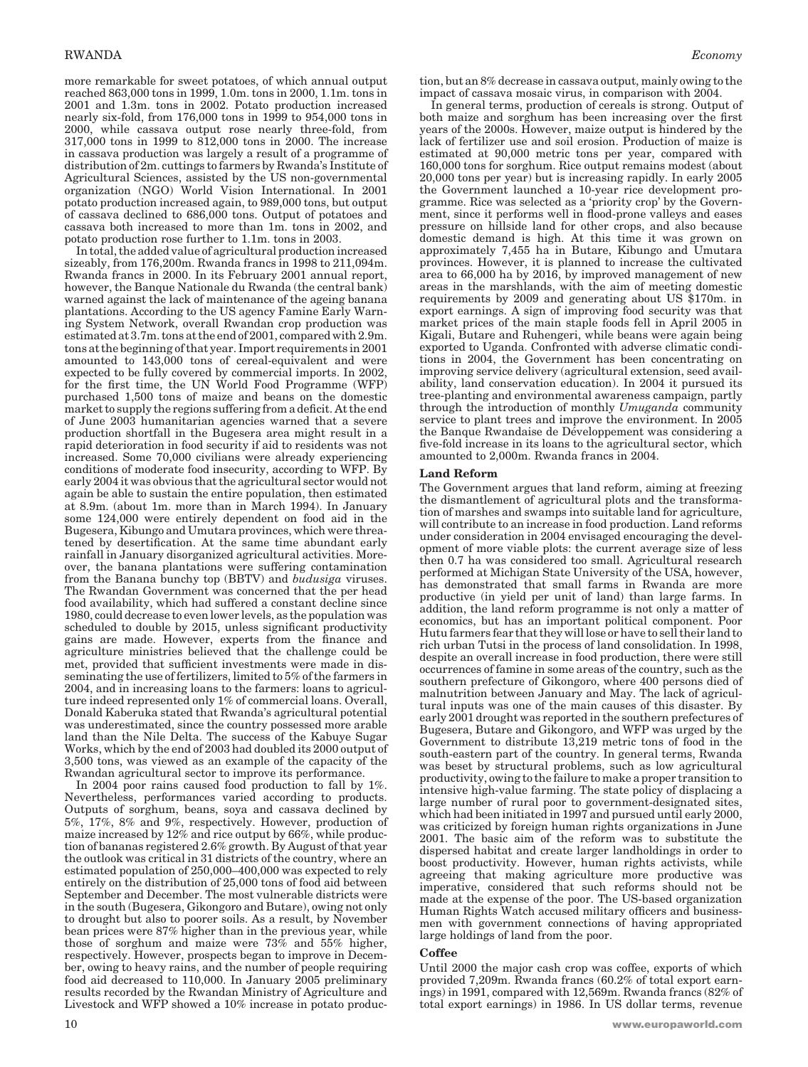more remarkable for sweet potatoes, of which annual output reached 863,000 tons in 1999, 1.0m. tons in 2000, 1.1m. tons in 2001 and 1.3m. tons in 2002. Potato production increased nearly six-fold, from 176,000 tons in 1999 to 954,000 tons in 2000, while cassava output rose nearly three-fold, from 317,000 tons in 1999 to 812,000 tons in 2000. The increase in cassava production was largely a result of a programme of distribution of 2m. cuttings to farmers by Rwanda's Institute of Agricultural Sciences, assisted by the US non-governmental organization (NGO) World Vision International. In 2001 potato production increased again, to 989,000 tons, but output of cassava declined to 686,000 tons. Output of potatoes and cassava both increased to more than 1m. tons in 2002, and potato production rose further to 1.1m. tons in 2003.

In total, the added value of agricultural production increased sizeably, from 176,200m. Rwanda francs in 1998 to 211,094m. Rwanda francs in 2000. In its February 2001 annual report, however, the Banque Nationale du Rwanda (the central bank) warned against the lack of maintenance of the ageing banana plantations. According to the US agency Famine Early Warning System Network, overall Rwandan crop production was estimated at 3.7m. tons at the end of 2001, compared with 2.9m. tons at the beginning of that year. Import requirements in 2001 amounted to 143,000 tons of cereal-equivalent and were expected to be fully covered by commercial imports. In 2002, for the first time, the UN World Food Programme (WFP) purchased 1,500 tons of maize and beans on the domestic market to supply the regions suffering from a deficit. At the end of June 2003 humanitarian agencies warned that a severe production shortfall in the Bugesera area might result in a rapid deterioration in food security if aid to residents was not increased. Some 70,000 civilians were already experiencing conditions of moderate food insecurity, according to WFP. By early 2004 it was obvious that the agricultural sector would not again be able to sustain the entire population, then estimated at 8.9m. (about 1m. more than in March 1994). In January some 124,000 were entirely dependent on food aid in the Bugesera, Kibungo and Umutara provinces, which were threatened by desertification. At the same time abundant early rainfall in January disorganized agricultural activities. Moreover, the banana plantations were suffering contamination from the Banana bunchy top (BBTV) and *budusiga* viruses. The Rwandan Government was concerned that the per head food availability, which had suffered a constant decline since 1980, could decrease to even lower levels, as the population was scheduled to double by 2015, unless significant productivity gains are made. However, experts from the finance and agriculture ministries believed that the challenge could be met, provided that sufficient investments were made in disseminating the use of fertilizers, limited to 5% of the farmers in 2004, and in increasing loans to the farmers: loans to agriculture indeed represented only 1% of commercial loans. Overall, Donald Kaberuka stated that Rwanda's agricultural potential was underestimated, since the country possessed more arable land than the Nile Delta. The success of the Kabuye Sugar Works, which by the end of 2003 had doubled its 2000 output of 3,500 tons, was viewed as an example of the capacity of the Rwandan agricultural sector to improve its performance.

In 2004 poor rains caused food production to fall by 1%. Nevertheless, performances varied according to products. Outputs of sorghum, beans, soya and cassava declined by 5%, 17%, 8% and 9%, respectively. However, production of maize increased by 12% and rice output by 66%, while production of bananas registered 2.6% growth. By August of that year the outlook was critical in 31 districts of the country, where an estimated population of 250,000–400,000 was expected to rely entirely on the distribution of 25,000 tons of food aid between September and December. The most vulnerable districts were in the south (Bugesera, Gikongoro and Butare), owing not only to drought but also to poorer soils. As a result, by November bean prices were 87% higher than in the previous year, while those of sorghum and maize were 73% and 55% higher, respectively. However, prospects began to improve in December, owing to heavy rains, and the number of people requiring food aid decreased to 110,000. In January 2005 preliminary results recorded by the Rwandan Ministry of Agriculture and Livestock and WFP showed a 10% increase in potato production, but an 8% decrease in cassava output, mainly owing to the impact of cassava mosaic virus, in comparison with 2004.

In general terms, production of cereals is strong. Output of both maize and sorghum has been increasing over the first years of the 2000s. However, maize output is hindered by the lack of fertilizer use and soil erosion. Production of maize is estimated at 90,000 metric tons per year, compared with 160,000 tons for sorghum. Rice output remains modest (about 20,000 tons per year) but is increasing rapidly. In early 2005 the Government launched a 10-year rice development programme. Rice was selected as a 'priority crop' by the Government, since it performs well in flood-prone valleys and eases pressure on hillside land for other crops, and also because domestic demand is high. At this time it was grown on approximately 7,455 ha in Butare, Kibungo and Umutara provinces. However, it is planned to increase the cultivated area to 66,000 ha by 2016, by improved management of new areas in the marshlands, with the aim of meeting domestic requirements by 2009 and generating about US $170m. in export earnings. A sign of improving food security was that market prices of the main staple foods fell in April 2005 in Kigali, Butare and Ruhengeri, while beans were again being exported to Uganda. Confronted with adverse climatic conditions in 2004, the Government has been concentrating on improving service delivery (agricultural extension, seed availability, land conservation education). In 2004 it pursued its tree-planting and environmental awareness campaign, partly through the introduction of monthly *Umuganda* community service to plant trees and improve the environment. In 2005 the Banque Rwandaise de Développement was considering a five-fold increase in its loans to the agricultural sector, which amounted to 2,000m. Rwanda francs in 2004.

### Land Reform

The Government argues that land reform, aiming at freezing the dismantlement of agricultural plots and the transformation of marshes and swamps into suitable land for agriculture, will contribute to an increase in food production. Land reforms under consideration in 2004 envisaged encouraging the development of more viable plots: the current average size of less then 0.7 ha was considered too small. Agricultural research performed at Michigan State University of the USA, however, has demonstrated that small farms in Rwanda are more productive (in yield per unit of land) than large farms. In addition, the land reform programme is not only a matter of economics, but has an important political component. Poor Hutu farmers fear that they will lose or have to sell their land to rich urban Tutsi in the process of land consolidation. In 1998, despite an overall increase in food production, there were still occurrences of famine in some areas of the country, such as the southern prefecture of Gikongoro, where 400 persons died of malnutrition between January and May. The lack of agricultural inputs was one of the main causes of this disaster. By early 2001 drought was reported in the southern prefectures of Bugesera, Butare and Gikongoro, and WFP was urged by the Government to distribute 13,219 metric tons of food in the south-eastern part of the country. In general terms, Rwanda was beset by structural problems, such as low agricultural productivity, owing to the failure to make a proper transition to intensive high-value farming. The state policy of displacing a large number of rural poor to government-designated sites, which had been initiated in 1997 and pursued until early 2000, was criticized by foreign human rights organizations in June 2001. The basic aim of the reform was to substitute the dispersed habitat and create larger landholdings in order to boost productivity. However, human rights activists, while agreeing that making agriculture more productive was imperative, considered that such reforms should not be made at the expense of the poor. The US-based organization Human Rights Watch accused military officers and businessmen with government connections of having appropriated large holdings of land from the poor.

### Coffee

Until 2000 the major cash crop was coffee, exports of which provided 7,209m. Rwanda francs (60.2% of total export earnings) in 1991, compared with 12,569m. Rwanda francs (82% of total export earnings) in 1986. In US dollar terms, revenue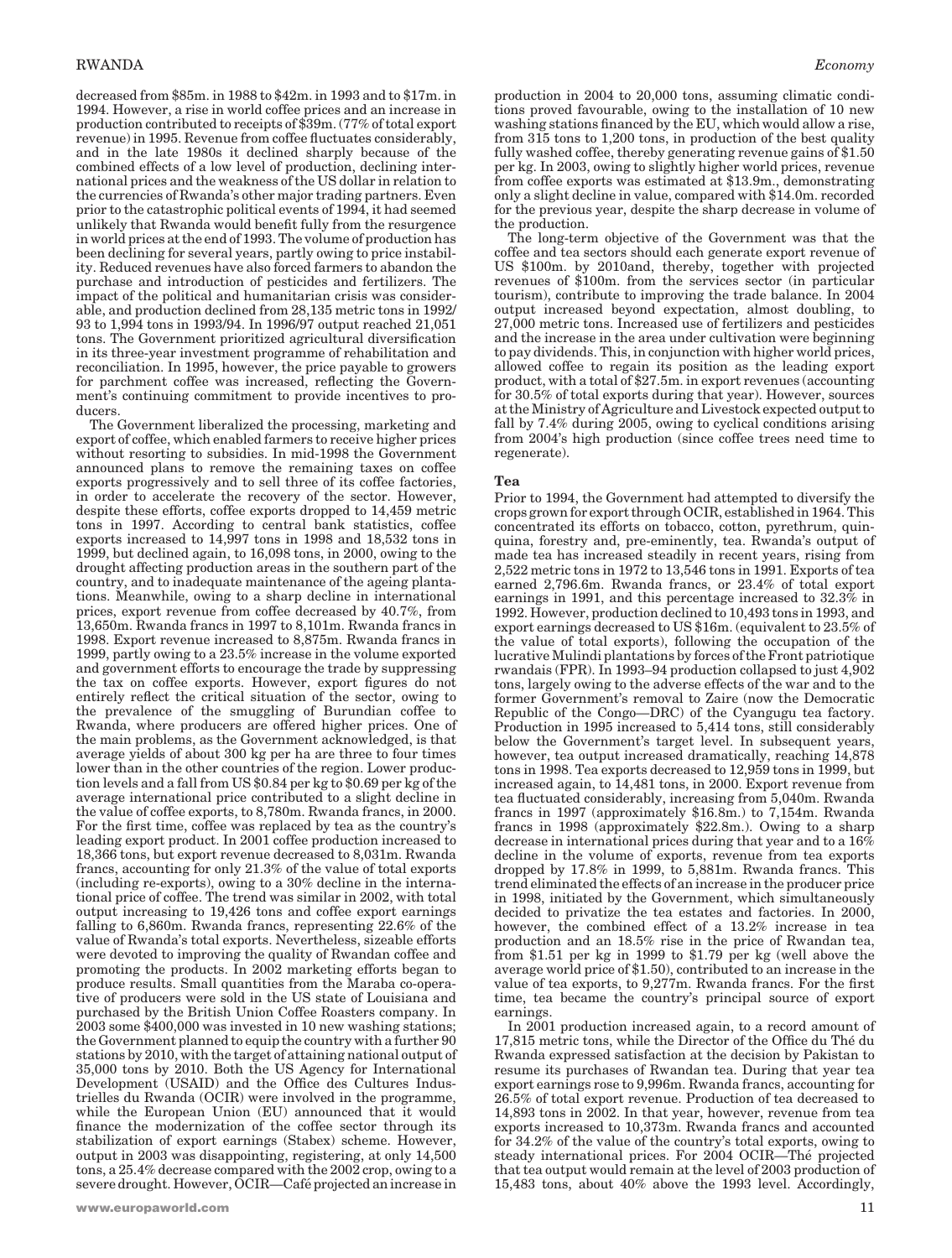decreased from $85m. in 1988 to $42m. in 1993 and to $17m. in 1994. However, a rise in world coffee prices and an increase in production contributed to receipts of $39m. (77% of total export revenue) in 1995. Revenue from coffee fluctuates considerably, and in the late 1980s it declined sharply because of the combined effects of a low level of production, declining international prices and the weakness of the US dollar in relation to the currencies of Rwanda's other major trading partners. Even prior to the catastrophic political events of 1994, it had seemed unlikely that Rwanda would benefit fully from the resurgence in world prices at the end of 1993. The volume of production has been declining for several years, partly owing to price instability. Reduced revenues have also forced farmers to abandon the purchase and introduction of pesticides and fertilizers. The impact of the political and humanitarian crisis was considerable, and production declined from 28,135 metric tons in 1992/93 to 1,994 tons in 1993/94. In 1996/97 output reached 21,051 tons. The Government prioritized agricultural diversification in its three-year investment programme of rehabilitation and reconciliation. In 1995, however, the price payable to growers for parchment coffee was increased, reflecting the Government's continuing commitment to provide incentives to producers.

The Government liberalized the processing, marketing and export of coffee, which enabled farmers to receive higher prices without resorting to subsidies. In mid-1998 the Government announced plans to remove the remaining taxes on coffee exports progressively and to sell three of its coffee factories, in order to accelerate the recovery of the sector. However, despite these efforts, coffee exports dropped to 14,459 metric tons in 1997. According to central bank statistics, coffee exports increased to 14,997 tons in 1998 and 18,532 tons in 1999, but declined again, to 16,098 tons, in 2000, owing to the drought affecting production areas in the southern part of the country, and to inadequate maintenance of the ageing plantations. Meanwhile, owing to a sharp decline in international prices, export revenue from coffee decreased by 40.7%, from 13,650m. Rwanda francs in 1997 to 8,101m. Rwanda francs in 1998. Export revenue increased to 8,875m. Rwanda francs in 1999, partly owing to a 23.5% increase in the volume exported and government efforts to encourage the trade by suppressing the tax on coffee exports. However, export figures do not entirely reflect the critical situation of the sector, owing to the prevalence of the smuggling of Burundian coffee to Rwanda, where producers are offered higher prices. One of the main problems, as the Government acknowledged, is that average yields of about 300 kg per ha are three to four times lower than in the other countries of the region. Lower production levels and a fall from US $0.84 per kg to $0.69 per kg of the average international price contributed to a slight decline in the value of coffee exports, to 8,780m. Rwanda francs, in 2000. For the first time, coffee was replaced by tea as the country's leading export product. In 2001 coffee production increased to 18,366 tons, but export revenue decreased to 8,031m. Rwanda francs, accounting for only 21.3% of the value of total exports (including re-exports), owing to a 30% decline in the international price of coffee. The trend was similar in 2002, with total output increasing to 19,426 tons and coffee export earnings falling to 6,860m. Rwanda francs, representing 22.6% of the value of Rwanda's total exports. Nevertheless, sizeable efforts were devoted to improving the quality of Rwandan coffee and promoting the products. In 2002 marketing efforts began to produce results. Small quantities from the Maraba co-operative of producers were sold in the US state of Louisiana and purchased by the British Union Coffee Roasters company. In 2003 some $400,000 was invested in 10 new washing stations; the Government planned to equip the country with a further 90 stations by 2010, with the target of attaining national output of 35,000 tons by 2010. Both the US Agency for International Development (USAID) and the Office des Cultures Industrielles du Rwanda (OCIR) were involved in the programme, while the European Union (EU) announced that it would finance the modernization of the coffee sector through its stabilization of export earnings (Stabex) scheme. However, output in 2003 was disappointing, registering, at only 14,500 tons, a 25.4% decrease compared with the 2002 crop, owing to a severe drought. However, OCIR—Café projected an increase in production in 2004 to 20,000 tons, assuming climatic conditions proved favourable, owing to the installation of 10 new washing stations financed by the EU, which would allow a rise, from 315 tons to 1,200 tons, in production of the best quality fully washed coffee, thereby generating revenue gains of $1.50 per kg. In 2003, owing to slightly higher world prices, revenue from coffee exports was estimated at $13.9m., demonstrating only a slight decline in value, compared with $14.0m. recorded for the previous year, despite the sharp decrease in volume of the production.

The long-term objective of the Government was that the coffee and tea sectors should each generate export revenue of US $100m. by 2010and, thereby, together with projected revenues of $100m. from the services sector (in particular tourism), contribute to improving the trade balance. In 2004 output increased beyond expectation, almost doubling, to 27,000 metric tons. Increased use of fertilizers and pesticides and the increase in the area under cultivation were beginning to pay dividends. This, in conjunction with higher world prices, allowed coffee to regain its position as the leading export product, with a total of $27.5m. in export revenues (accounting for 30.5% of total exports during that year). However, sources at the Ministry of Agriculture and Livestock expected output to fall by 7.4% during 2005, owing to cyclical conditions arising from 2004's high production (since coffee trees need time to regenerate).

### Tea

Prior to 1994, the Government had attempted to diversify the crops grown for export through OCIR, established in 1964. This concentrated its efforts on tobacco, cotton, pyrethrum, quinquina, forestry and, pre-eminently, tea. Rwanda's output of made tea has increased steadily in recent years, rising from 2,522 metric tons in 1972 to 13,546 tons in 1991. Exports of tea earned 2,796.6m. Rwanda francs, or 23.4% of total export earnings in 1991, and this percentage increased to 32.3% in 1992. However, production declined to 10,493 tons in 1993, and export earnings decreased to US $16m. (equivalent to 23.5% of the value of total exports), following the occupation of the lucrative Mulindi plantations by forces of the Front patriotique rwandais (FPR). In 1993–94 production collapsed to just 4,902 tons, largely owing to the adverse effects of the war and to the former Government's removal to Zaire (now the Democratic Republic of the Congo—DRC) of the Cyangugu tea factory. Production in 1995 increased to 5,414 tons, still considerably below the Government's target level. In subsequent years, however, tea output increased dramatically, reaching 14,878 tons in 1998. Tea exports decreased to 12,959 tons in 1999, but increased again, to 14,481 tons, in 2000. Export revenue from tea fluctuated considerably, increasing from 5,040m. Rwanda francs in 1997 (approximately $16.8m.) to 7,154m. Rwanda francs in 1998 (approximately $22.8m.). Owing to a sharp decrease in international prices during that year and to a 16% decline in the volume of exports, revenue from tea exports dropped by 17.8% in 1999, to 5,881m. Rwanda francs. This trend eliminated the effects of an increase in the producer price in 1998, initiated by the Government, which simultaneously decided to privatize the tea estates and factories. In 2000, however, the combined effect of a 13.2% increase in tea production and an 18.5% rise in the price of Rwandan tea, from $1.51 per kg in 1999 to $1.79 per kg (well above the average world price of $1.50), contributed to an increase in the value of tea exports, to 9,277m. Rwanda francs. For the first time, tea became the country's principal source of export earnings.

In 2001 production increased again, to a record amount of 17,815 metric tons, while the Director of the Office du Thé du Rwanda expressed satisfaction at the decision by Pakistan to resume its purchases of Rwandan tea. During that year tea export earnings rose to 9,996m. Rwanda francs, accounting for 26.5% of total export revenue. Production of tea decreased to 14,893 tons in 2002. In that year, however, revenue from tea exports increased to 10,373m. Rwanda francs and accounted for 34.2% of the value of the country's total exports, owing to steady international prices. For 2004 OCIR—Thé projected that tea output would remain at the level of 2003 production of 15,483 tons, about 40% above the 1993 level. Accordingly,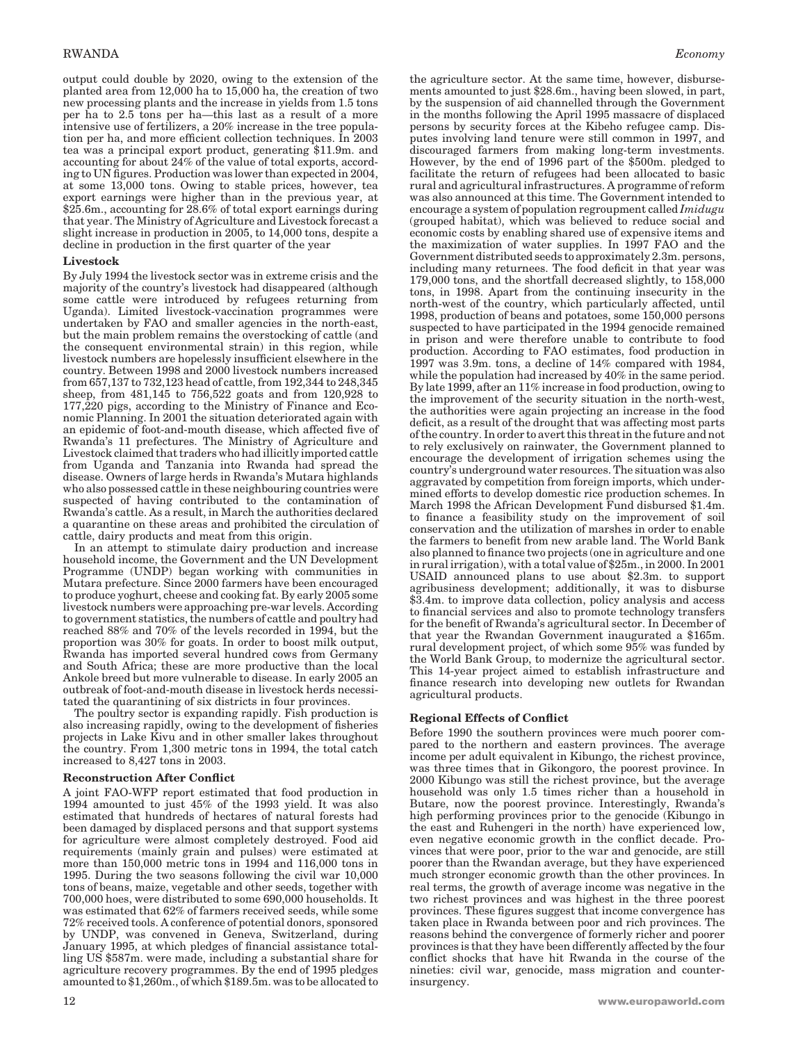output could double by 2020, owing to the extension of the planted area from 12,000 ha to 15,000 ha, the creation of two new processing plants and the increase in yields from 1.5 tons per ha to 2.5 tons per ha—this last as a result of a more intensive use of fertilizers, a 20% increase in the tree population per ha, and more efficient collection techniques. In 2003 tea was a principal export product, generating $11.9m. and accounting for about 24% of the value of total exports, according to UN figures. Production was lower than expected in 2004, at some 13,000 tons. Owing to stable prices, however, tea export earnings were higher than in the previous year, at $25.6m., accounting for 28.6% of total export earnings during that year. The Ministry of Agriculture and Livestock forecast a slight increase in production in 2005, to 14,000 tons, despite a decline in production in the first quarter of the year

### Livestock

By July 1994 the livestock sector was in extreme crisis and the majority of the country's livestock had disappeared (although some cattle were introduced by refugees returning from Uganda). Limited livestock-vaccination programmes were undertaken by FAO and smaller agencies in the north-east, but the main problem remains the overstocking of cattle (and the consequent environmental strain) in this region, while livestock numbers are hopelessly insufficient elsewhere in the country. Between 1998 and 2000 livestock numbers increased from 657,137 to 732,123 head of cattle, from 192,344 to 248,345 sheep, from 481,145 to 756,522 goats and from 120,928 to 177,220 pigs, according to the Ministry of Finance and Economic Planning. In 2001 the situation deteriorated again with an epidemic of foot-and-mouth disease, which affected five of Rwanda's 11 prefectures. The Ministry of Agriculture and Livestock claimed that traders who had illicitly imported cattle from Uganda and Tanzania into Rwanda had spread the disease. Owners of large herds in Rwanda's Mutara highlands who also possessed cattle in these neighbouring countries were suspected of having contributed to the contamination of Rwanda's cattle. As a result, in March the authorities declared a quarantine on these areas and prohibited the circulation of cattle, dairy products and meat from this origin.

In an attempt to stimulate dairy production and increase household income, the Government and the UN Development Programme (UNDP) began working with communities in Mutara prefecture. Since 2000 farmers have been encouraged to produce yoghurt, cheese and cooking fat. By early 2005 some livestock numbers were approaching pre-war levels. According to government statistics, the numbers of cattle and poultry had reached 88% and 70% of the levels recorded in 1994, but the proportion was 30% for goats. In order to boost milk output, Rwanda has imported several hundred cows from Germany and South Africa; these are more productive than the local Ankole breed but more vulnerable to disease. In early 2005 an outbreak of foot-and-mouth disease in livestock herds necessitated the quarantining of six districts in four provinces.

The poultry sector is expanding rapidly. Fish production is also increasing rapidly, owing to the development of fisheries projects in Lake Kivu and in other smaller lakes throughout the country. From 1,300 metric tons in 1994, the total catch increased to 8,427 tons in 2003.

### Reconstruction After Conflict

A joint FAO-WFP report estimated that food production in 1994 amounted to just 45% of the 1993 yield. It was also estimated that hundreds of hectares of natural forests had been damaged by displaced persons and that support systems for agriculture were almost completely destroyed. Food aid requirements (mainly grain and pulses) were estimated at more than 150,000 metric tons in 1994 and 116,000 tons in 1995. During the two seasons following the civil war 10,000 tons of beans, maize, vegetable and other seeds, together with 700,000 hoes, were distributed to some 690,000 households. It was estimated that 62% of farmers received seeds, while some 72% received tools. A conference of potential donors, sponsored by UNDP, was convened in Geneva, Switzerland, during January 1995, at which pledges of financial assistance totalling US $587m. were made, including a substantial share for agriculture recovery programmes. By the end of 1995 pledges amounted to $1,260m., of which $189.5m. was to be allocated to the agriculture sector. At the same time, however, disbursements amounted to just $28.6m., having been slowed, in part, by the suspension of aid channelled through the Government in the months following the April 1995 massacre of displaced persons by security forces at the Kibeho refugee camp. Disputes involving land tenure were still common in 1997, and discouraged farmers from making long-term investments. However, by the end of 1996 part of the $500m. pledged to facilitate the return of refugees had been allocated to basic rural and agricultural infrastructures. A programme of reform was also announced at this time. The Government intended to encourage a system of population regroupment called *Imidugu* (grouped habitat), which was believed to reduce social and economic costs by enabling shared use of expensive items and the maximization of water supplies. In 1997 FAO and the Government distributed seeds to approximately 2.3m. persons, including many returnees. The food deficit in that year was 179,000 tons, and the shortfall decreased slightly, to 158,000 tons, in 1998. Apart from the continuing insecurity in the north-west of the country, which particularly affected, until 1998, production of beans and potatoes, some 150,000 persons suspected to have participated in the 1994 genocide remained in prison and were therefore unable to contribute to food production. According to FAO estimates, food production in 1997 was 3.9m. tons, a decline of 14% compared with 1984, while the population had increased by 40% in the same period. By late 1999, after an 11% increase in food production, owing to the improvement of the security situation in the north-west, the authorities were again projecting an increase in the food deficit, as a result of the drought that was affecting most parts of the country. In order to avert this threat in the future and not to rely exclusively on rainwater, the Government planned to encourage the development of irrigation schemes using the country's underground water resources. The situation was also aggravated by competition from foreign imports, which undermined efforts to develop domestic rice production schemes. In March 1998 the African Development Fund disbursed $1.4m. to finance a feasibility study on the improvement of soil conservation and the utilization of marshes in order to enable the farmers to benefit from new arable land. The World Bank also planned to finance two projects (one in agriculture and one in rural irrigation), with a total value of $25m., in 2000. In 2001 USAID announced plans to use about $2.3m. to support agribusiness development; additionally, it was to disburse $3.4m. to improve data collection, policy analysis and access to financial services and also to promote technology transfers for the benefit of Rwanda's agricultural sector. In December of that year the Rwandan Government inaugurated a $165m. rural development project, of which some 95% was funded by the World Bank Group, to modernize the agricultural sector. This 14-year project aimed to establish infrastructure and finance research into developing new outlets for Rwandan agricultural products.

### Regional Effects of Conflict

Before 1990 the southern provinces were much poorer compared to the northern and eastern provinces. The average income per adult equivalent in Kibungo, the richest province, was three times that in Gikongoro, the poorest province. In 2000 Kibungo was still the richest province, but the average household was only 1.5 times richer than a household in Butare, now the poorest province. Interestingly, Rwanda's high performing provinces prior to the genocide (Kibungo in the east and Ruhengeri in the north) have experienced low, even negative economic growth in the conflict decade. Provinces that were poor, prior to the war and genocide, are still poorer than the Rwandan average, but they have experienced much stronger economic growth than the other provinces. In real terms, the growth of average income was negative in the two richest provinces and was highest in the three poorest provinces. These figures suggest that income convergence has taken place in Rwanda between poor and rich provinces. The reasons behind the convergence of formerly richer and poorer provinces is that they have been differently affected by the four conflict shocks that have hit Rwanda in the course of the nineties: civil war, genocide, mass migration and counterinsurgency.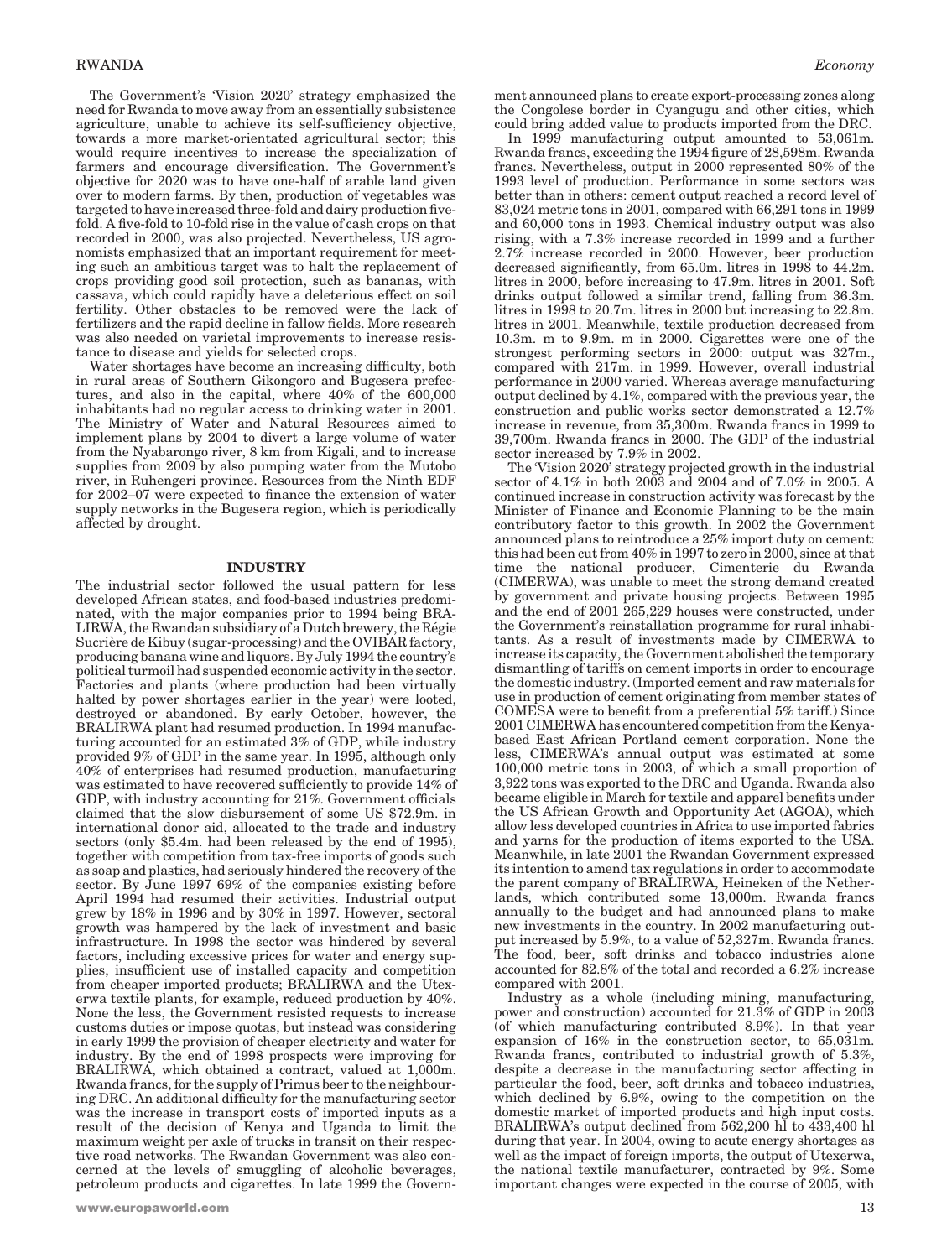The Government's 'Vision 2020' strategy emphasized the need for Rwanda to move away from an essentially subsistence agriculture, unable to achieve its self-sufficiency objective, towards a more market-orientated agricultural sector; this would require incentives to increase the specialization of farmers and encourage diversification. The Government's objective for 2020 was to have one-half of arable land given over to modern farms. By then, production of vegetables was targeted to have increased three-fold and dairy production five-fold. A five-fold to 10-fold rise in the value of cash crops on that recorded in 2000, was also projected. Nevertheless, US agronomists emphasized that an important requirement for meeting such an ambitious target was to halt the replacement of crops providing good soil protection, such as bananas, with cassava, which could rapidly have a deleterious effect on soil fertility. Other obstacles to be removed were the lack of fertilizers and the rapid decline in fallow fields. More research was also needed on varietal improvements to increase resistance to disease and yields for selected crops.

Water shortages have become an increasing difficulty, both in rural areas of Southern Gikongoro and Bugesera prefectures, and also in the capital, where 40% of the 600,000 inhabitants had no regular access to drinking water in 2001. The Ministry of Water and Natural Resources aimed to implement plans by 2004 to divert a large volume of water from the Nyabarongo river, 8 km from Kigali, and to increase supplies from 2009 by also pumping water from the Mutobo river, in Ruhengeri province. Resources from the Ninth EDF for 2002–07 were expected to finance the extension of water supply networks in the Bugesera region, which is periodically affected by drought.

## INDUSTRY

The industrial sector followed the usual pattern for less developed African states, and food-based industries predominated, with the major companies prior to 1994 being BRALIRWA, the Rwandan subsidiary of a Dutch brewery, the Régie Sucrière de Kibuy (sugar-processing) and the OVIBAR factory, producing banana wine and liquors. By July 1994 the country's political turmoil had suspended economic activity in the sector. Factories and plants (where production had been virtually halted by power shortages earlier in the year) were looted, destroyed or abandoned. By early October, however, the BRALIRWA plant had resumed production. In 1994 manufacturing accounted for an estimated 3% of GDP, while industry provided 9% of GDP in the same year. In 1995, although only 40% of enterprises had resumed production, manufacturing was estimated to have recovered sufficiently to provide 14% of GDP, with industry accounting for 21%. Government officials claimed that the slow disbursement of some US $72.9m. in international donor aid, allocated to the trade and industry sectors (only $5.4m. had been released by the end of 1995), together with competition from tax-free imports of goods such as soap and plastics, had seriously hindered the recovery of the sector. By June 1997 69% of the companies existing before April 1994 had resumed their activities. Industrial output grew by 18% in 1996 and by 30% in 1997. However, sectoral growth was hampered by the lack of investment and basic infrastructure. In 1998 the sector was hindered by several factors, including excessive prices for water and energy supplies, insufficient use of installed capacity and competition from cheaper imported products; BRALIRWA and the Utexerwa textile plants, for example, reduced production by 40%. None the less, the Government resisted requests to increase customs duties or impose quotas, but instead was considering in early 1999 the provision of cheaper electricity and water for industry. By the end of 1998 prospects were improving for BRALIRWA, which obtained a contract, valued at 1,000m. Rwanda francs, for the supply of Primus beer to the neighbouring DRC. An additional difficulty for the manufacturing sector was the increase in transport costs of imported inputs as a result of the decision of Kenya and Uganda to limit the maximum weight per axle of trucks in transit on their respective road networks. The Rwandan Government was also concerned at the levels of smuggling of alcoholic beverages, petroleum products and cigarettes. In late 1999 the Government announced plans to create export-processing zones along the Congolese border in Cyangugu and other cities, which could bring added value to products imported from the DRC.

In 1999 manufacturing output amounted to 53,061m. Rwanda francs, exceeding the 1994 figure of 28,598m. Rwanda francs. Nevertheless, output in 2000 represented 80% of the 1993 level of production. Performance in some sectors was better than in others: cement output reached a record level of 83,024 metric tons in 2001, compared with 66,291 tons in 1999 and 60,000 tons in 1993. Chemical industry output was also rising, with a 7.3% increase recorded in 1999 and a further 2.7% increase recorded in 2000. However, beer production decreased significantly, from 65.0m. litres in 1998 to 44.2m. litres in 2000, before increasing to 47.9m. litres in 2001. Soft drinks output followed a similar trend, falling from 36.3m. litres in 1998 to 20.7m. litres in 2000 but increasing to 22.8m. litres in 2001. Meanwhile, textile production decreased from 10.3m. m to 9.9m. m in 2000. Cigarettes were one of the strongest performing sectors in 2000: output was 327m., compared with 217m. in 1999. However, overall industrial performance in 2000 varied. Whereas average manufacturing output declined by 4.1%, compared with the previous year, the construction and public works sector demonstrated a 12.7% increase in revenue, from 35,300m. Rwanda francs in 1999 to 39,700m. Rwanda francs in 2000. The GDP of the industrial sector increased by 7.9% in 2002.

The 'Vision 2020' strategy projected growth in the industrial sector of 4.1% in both 2003 and 2004 and of 7.0% in 2005. A continued increase in construction activity was forecast by the Minister of Finance and Economic Planning to be the main contributory factor to this growth. In 2002 the Government announced plans to reintroduce a 25% import duty on cement: this had been cut from 40% in 1997 to zero in 2000, since at that time the national producer, Cimenterie du Rwanda (CIMERWA), was unable to meet the strong demand created by government and private housing projects. Between 1995 and the end of 2001 265,229 houses were constructed, under the Government's reinstallation programme for rural inhabitants. As a result of investments made by CIMERWA to increase its capacity, the Government abolished the temporary dismantling of tariffs on cement imports in order to encourage the domestic industry. (Imported cement and raw materials for use in production of cement originating from member states of COMESA were to benefit from a preferential 5% tariff.) Since 2001 CIMERWA has encountered competition from the Kenya-based East African Portland cement corporation. None the less, CIMERWA's annual output was estimated at some 100,000 metric tons in 2003, of which a small proportion of 3,922 tons was exported to the DRC and Uganda. Rwanda also became eligible in March for textile and apparel benefits under the US African Growth and Opportunity Act (AGOA), which allow less developed countries in Africa to use imported fabrics and yarns for the production of items exported to the USA. Meanwhile, in late 2001 the Rwandan Government expressed its intention to amend tax regulations in order to accommodate the parent company of BRALIRWA, Heineken of the Netherlands, which contributed some 13,000m. Rwanda francs annually to the budget and had announced plans to make new investments in the country. In 2002 manufacturing output increased by 5.9%, to a value of 52,327m. Rwanda francs. The food, beer, soft drinks and tobacco industries alone accounted for 82.8% of the total and recorded a 6.2% increase compared with 2001.

Industry as a whole (including mining, manufacturing, power and construction) accounted for 21.3% of GDP in 2003 (of which manufacturing contributed 8.9%). In that year expansion of 16% in the construction sector, to 65,031m. Rwanda francs, contributed to industrial growth of 5.3%, despite a decrease in the manufacturing sector affecting in particular the food, beer, soft drinks and tobacco industries, which declined by 6.9%, owing to the competition on the domestic market of imported products and high input costs. BRALIRWA's output declined from 562,200 hl to 433,400 hl during that year. In 2004, owing to acute energy shortages as well as the impact of foreign imports, the output of Utexerwa, the national textile manufacturer, contracted by 9%. Some important changes were expected in the course of 2005, with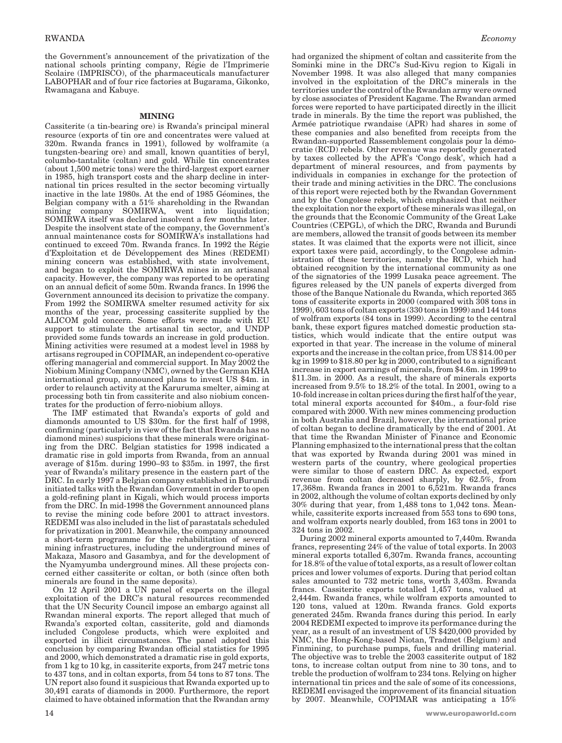the Government's announcement of the privatization of the national schools printing company, Régie de l'Imprimerie Scolaire (IMPRISCO), of the pharmaceuticals manufacturer LABOPHAR and of four rice factories at Bugarama, Gikonko, Rwamagana and Kabuye.

## MINING

Cassiterite (a tin-bearing ore) is Rwanda's principal mineral resource (exports of tin ore and concentrates were valued at 320m. Rwanda francs in 1991), followed by wolframite (a tungsten-bearing ore) and small, known quantities of beryl, columbo-tantalite (coltan) and gold. While tin concentrates (about 1,500 metric tons) were the third-largest export earner in 1985, high transport costs and the sharp decline in international tin prices resulted in the sector becoming virtually inactive in the late 1980s. At the end of 1985 Géomines, the Belgian company with a 51% shareholding in the Rwandan mining company SOMIRWA, went into liquidation; SOMIRWA itself was declared insolvent a few months later. Despite the insolvent state of the company, the Government's annual maintenance costs for SOMIRWA's installations had continued to exceed 70m. Rwanda francs. In 1992 the Régie d'Exploitation et de Développement des Mines (REDEMI) mining concern was established, with state involvement, and began to exploit the SOMIRWA mines in an artisanal capacity. However, the company was reported to be operating on an annual deficit of some 50m. Rwanda francs. In 1996 the Government announced its decision to privatize the company. From 1992 the SOMIRWA smelter resumed activity for six months of the year, processing cassiterite supplied by the ALICOM gold concern. Some efforts were made with EU support to stimulate the artisanal tin sector, and UNDP provided some funds towards an increase in gold production. Mining activities were resumed at a modest level in 1988 by artisans regrouped in COPIMAR, an independent co-operative offering managerial and commercial support. In May 2002 the Niobium Mining Company (NMC), owned by the German KHA international group, announced plans to invest US $4m. in order to relaunch activity at the Karuruma smelter, aiming at processing both tin from cassiterite and also niobium concentrates for the production of ferro-niobium alloys.

The IMF estimated that Rwanda's exports of gold and diamonds amounted to US $30m. for the first half of 1998, confirming (particularly in view of the fact that Rwanda has no diamond mines) suspicions that these minerals were originating from the DRC. Belgian statistics for 1998 indicated a dramatic rise in gold imports from Rwanda, from an annual average of $15m. during 1990–93 to $35m. in 1997, the first year of Rwanda's military presence in the eastern part of the DRC. In early 1997 a Belgian company established in Burundi initiated talks with the Rwandan Government in order to open a gold-refining plant in Kigali, which would process imports from the DRC. In mid-1998 the Government announced plans to revise the mining code before 2001 to attract investors. REDEMI was also included in the list of parastatals scheduled for privatization in 2001. Meanwhile, the company announced a short-term programme for the rehabilitation of several mining infrastructures, including the underground mines of Makaza, Masoro and Gasambya, and for the development of the Nyamyumba underground mines. All these projects concerned either cassiterite or coltan, or both (since often both minerals are found in the same deposits).

On 12 April 2001 a UN panel of experts on the illegal exploitation of the DRC's natural resources recommended that the UN Security Council impose an embargo against all Rwandan mineral exports. The report alleged that much of Rwanda's exported coltan, cassiterite, gold and diamonds included Congolese products, which were exploited and exported in illicit circumstances. The panel adopted this conclusion by comparing Rwandan official statistics for 1995 and 2000, which demonstrated a dramatic rise in gold exports, from 1 kg to 10 kg, in cassiterite exports, from 247 metric tons to 437 tons, and in coltan exports, from 54 tons to 87 tons. The UN report also found it suspicious that Rwanda exported up to 30,491 carats of diamonds in 2000. Furthermore, the report claimed to have obtained information that the Rwandan army had organized the shipment of coltan and cassiterite from the Sominki mine in the DRC's Sud-Kivu region to Kigali in November 1998. It was also alleged that many companies involved in the exploitation of the DRC's minerals in the territories under the control of the Rwandan army were owned by close associates of President Kagame. The Rwandan armed forces were reported to have participated directly in the illicit trade in minerals. By the time the report was published, the Armée patriotique rwandaise (APR) had shares in some of these companies and also benefited from receipts from the Rwandan-supported Rassemblement congolais pour la démocratie (RCD) rebels. Other revenue was reportedly generated by taxes collected by the APR's 'Congo desk', which had a department of mineral resources, and from payments by individuals in companies in exchange for the protection of their trade and mining activities in the DRC. The conclusions of this report were rejected both by the Rwandan Government and by the Congolese rebels, which emphasized that neither the exploitation nor the export of these minerals was illegal, on the grounds that the Economic Community of the Great Lake Countries (CEPGL), of which the DRC, Rwanda and Burundi are members, allowed the transit of goods between its member states. It was claimed that the exports were not illicit, since export taxes were paid, accordingly, to the Congolese administration of these territories, namely the RCD, which had obtained recognition by the international community as one of the signatories of the 1999 Lusaka peace agreement. The figures released by the UN panels of experts diverged from those of the Banque Nationale du Rwanda, which reported 365 tons of cassiterite exports in 2000 (compared with 308 tons in 1999), 603 tons of coltan exports (330 tons in 1999) and 144 tons of wolfram exports (84 tons in 1999). According to the central bank, these export figures matched domestic production statistics, which would indicate that the entire output was exported in that year. The increase in the volume of mineral exports and the increase in the coltan price, from US $14.00 per kg in 1999 to $18.80 per kg in 2000, contributed to a significant increase in export earnings of minerals, from $4.6m. in 1999 to $11.3m. in 2000. As a result, the share of minerals exports increased from 9.5% to 18.2% of the total. In 2001, owing to a 10-fold increase in coltan prices during the first half of the year, total mineral exports accounted for $40m., a four-fold rise compared with 2000. With new mines commencing production in both Australia and Brazil, however, the international price of coltan began to decline dramatically by the end of 2001. At that time the Rwandan Minister of Finance and Economic Planning emphasized to the international press that the coltan that was exported by Rwanda during 2001 was mined in western parts of the country, where geological properties were similar to those of eastern DRC. As expected, export revenue from coltan decreased sharply, by 62.5%, from 17,368m. Rwanda francs in 2001 to 6,521m. Rwanda francs in 2002, although the volume of coltan exports declined by only 30% during that year, from 1,488 tons to 1,042 tons. Meanwhile, cassiterite exports increased from 553 tons to 690 tons, and wolfram exports nearly doubled, from 163 tons in 2001 to 324 tons in 2002.

During 2002 mineral exports amounted to 7,440m. Rwanda francs, representing 24% of the value of total exports. In 2003 mineral exports totalled 6,307m. Rwanda francs, accounting for 18.8% of the value of total exports, as a result of lower coltan prices and lower volumes of exports. During that period coltan sales amounted to 732 metric tons, worth 3,403m. Rwanda francs. Cassiterite exports totalled 1,457 tons, valued at 2,444m. Rwanda francs, while wolfram exports amounted to 120 tons, valued at 120m. Rwanda francs. Gold exports generated 245m. Rwanda francs during this period. In early 2004 REDEMI expected to improve its performance during the year, as a result of an investment of US $420,000 provided by NMC, the Hong-Kong-based Niotan, Tradmet (Belgium) and Finmining, to purchase pumps, fuels and drilling material. The objective was to treble the 2003 cassiterite output of 182 tons, to increase coltan output from nine to 30 tons, and to treble the production of wolfram to 234 tons. Relying on higher international tin prices and the sale of some of its concessions, REDEMI envisaged the improvement of its financial situation by 2007. Meanwhile, COPIMAR was anticipating a 15%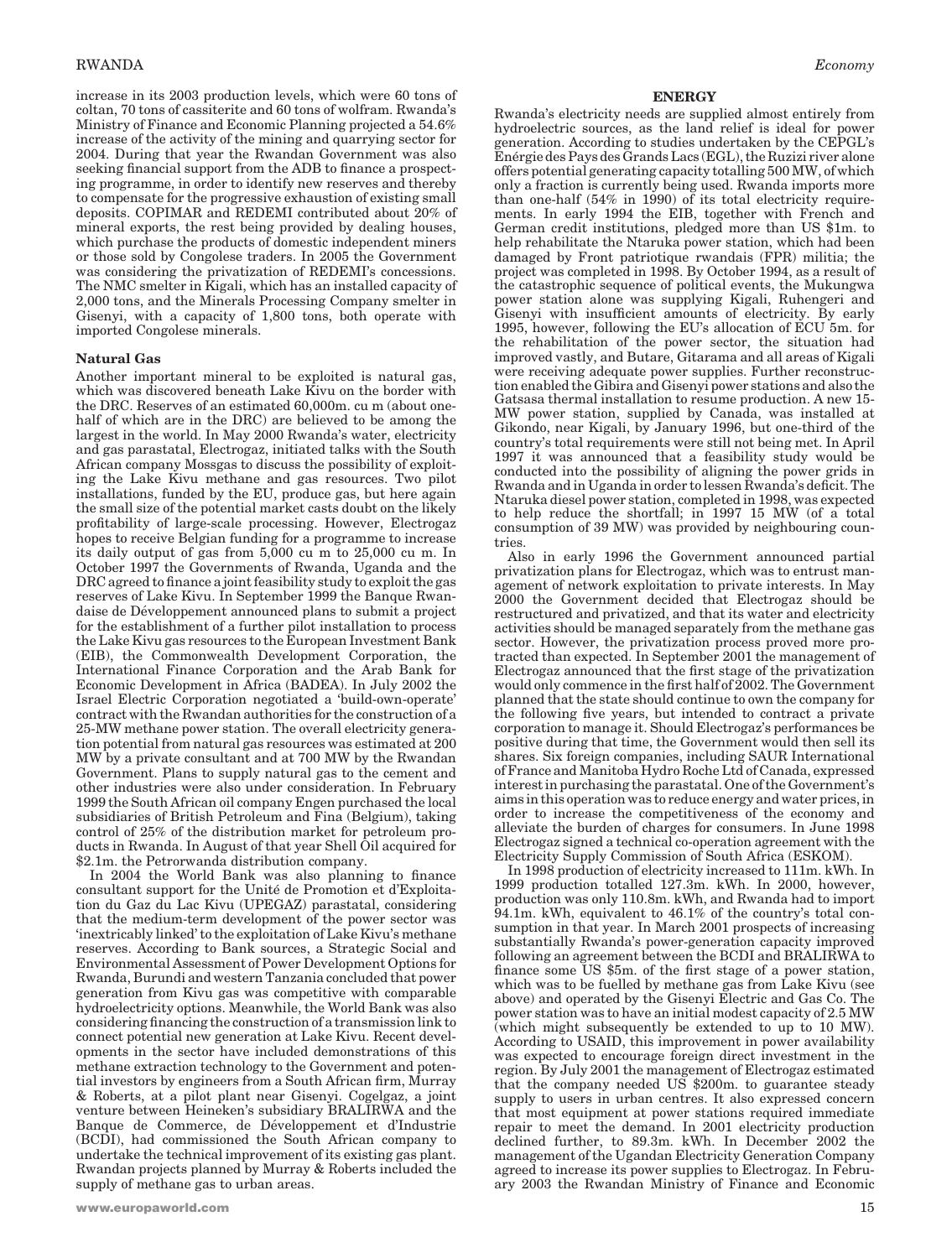increase in its 2003 production levels, which were 60 tons of coltan, 70 tons of cassiterite and 60 tons of wolfram. Rwanda's Ministry of Finance and Economic Planning projected a 54.6% increase of the activity of the mining and quarrying sector for 2004. During that year the Rwandan Government was also seeking financial support from the ADB to finance a prospecting programme, in order to identify new reserves and thereby to compensate for the progressive exhaustion of existing small deposits. COPIMAR and REDEMI contributed about 20% of mineral exports, the rest being provided by dealing houses, which purchase the products of domestic independent miners or those sold by Congolese traders. In 2005 the Government was considering the privatization of REDEMI's concessions. The NMC smelter in Kigali, which has an installed capacity of 2,000 tons, and the Minerals Processing Company smelter in Gisenyi, with a capacity of 1,800 tons, both operate with imported Congolese minerals.

### Natural Gas

Another important mineral to be exploited is natural gas, which was discovered beneath Lake Kivu on the border with the DRC. Reserves of an estimated 60,000m. cu m (about one-half of which are in the DRC) are believed to be among the largest in the world. In May 2000 Rwanda's water, electricity and gas parastatal, Electrogaz, initiated talks with the South African company Mossgas to discuss the possibility of exploiting the Lake Kivu methane and gas resources. Two pilot installations, funded by the EU, produce gas, but here again the small size of the potential market casts doubt on the likely profitability of large-scale processing. However, Electrogaz hopes to receive Belgian funding for a programme to increase its daily output of gas from 5,000 cu m to 25,000 cu m. In October 1997 the Governments of Rwanda, Uganda and the DRC agreed to finance a joint feasibility study to exploit the gas reserves of Lake Kivu. In September 1999 the Banque Rwandaise de Développement announced plans to submit a project for the establishment of a further pilot installation to process the Lake Kivu gas resources to the European Investment Bank (EIB), the Commonwealth Development Corporation, the International Finance Corporation and the Arab Bank for Economic Development in Africa (BADEA). In July 2002 the Israel Electric Corporation negotiated a 'build-own-operate' contract with the Rwandan authorities for the construction of a 25-MW methane power station. The overall electricity generation potential from natural gas resources was estimated at 200 MW by a private consultant and at 700 MW by the Rwandan Government. Plans to supply natural gas to the cement and other industries were also under consideration. In February 1999 the South African oil company Engen purchased the local subsidiaries of British Petroleum and Fina (Belgium), taking control of 25% of the distribution market for petroleum products in Rwanda. In August of that year Shell Oil acquired for \$2.1m. the Petrorwanda distribution company.

In 2004 the World Bank was also planning to finance consultant support for the Unité de Promotion et d'Exploitation du Gaz du Lac Kivu (UPEGAZ) parastatal, considering that the medium-term development of the power sector was 'inextricably linked' to the exploitation of Lake Kivu's methane reserves. According to Bank sources, a Strategic Social and Environmental Assessment of Power Development Options for Rwanda, Burundi and western Tanzania concluded that power generation from Kivu gas was competitive with comparable hydroelectricity options. Meanwhile, the World Bank was also considering financing the construction of a transmission link to connect potential new generation at Lake Kivu. Recent developments in the sector have included demonstrations of this methane extraction technology to the Government and potential investors by engineers from a South African firm, Murray & Roberts, at a pilot plant near Gisenyi. Cogelgaz, a joint venture between Heineken's subsidiary BRALIRWA and the Banque de Commerce, de Développement et d'Industrie (BCDI), had commissioned the South African company to undertake the technical improvement of its existing gas plant. Rwandan projects planned by Murray & Roberts included the supply of methane gas to urban areas.

## ENERGY

Rwanda's electricity needs are supplied almost entirely from hydroelectric sources, as the land relief is ideal for power generation. According to studies undertaken by the CEPGL's Énérgie des Pays des Grands Lacs (EGL), the Ruzizi river alone offers potential generating capacity totalling 500 MW, of which only a fraction is currently being used. Rwanda imports more than one-half (54% in 1990) of its total electricity requirements. In early 1994 the EIB, together with French and German credit institutions, pledged more than US \$1m. to help rehabilitate the Ntaruka power station, which had been damaged by Front patriotique rwandais (FPR) militia; the project was completed in 1998. By October 1994, as a result of the catastrophic sequence of political events, the Mukungwa power station alone was supplying Kigali, Ruhengeri and Gisenyi with insufficient amounts of electricity. By early 1995, however, following the EU's allocation of ECU 5m. for the rehabilitation of the power sector, the situation had improved vastly, and Butare, Gitarama and all areas of Kigali were receiving adequate power supplies. Further reconstruction enabled the Gibira and Gisenyi power stations and also the Gatsasa thermal installation to resume production. A new 15-MW power station, supplied by Canada, was installed at Gikondo, near Kigali, by January 1996, but one-third of the country's total requirements were still not being met. In April 1997 it was announced that a feasibility study would be conducted into the possibility of aligning the power grids in Rwanda and in Uganda in order to lessen Rwanda's deficit. The Ntaruka diesel power station, completed in 1998, was expected to help reduce the shortfall; in 1997 15 MW (of a total consumption of 39 MW) was provided by neighbouring countries.

Also in early 1996 the Government announced partial privatization plans for Electrogaz, which was to entrust management of network exploitation to private interests. In May 2000 the Government decided that Electrogaz should be restructured and privatized, and that its water and electricity activities should be managed separately from the methane gas sector. However, the privatization process proved more protracted than expected. In September 2001 the management of Electrogaz announced that the first stage of the privatization would only commence in the first half of 2002. The Government planned that the state should continue to own the company for the following five years, but intended to contract a private corporation to manage it. Should Electrogaz's performances be positive during that time, the Government would then sell its shares. Six foreign companies, including SAUR International of France and Manitoba Hydro Roche Ltd of Canada, expressed interest in purchasing the parastatal. One of the Government's aims in this operation was to reduce energy and water prices, in order to increase the competitiveness of the economy and alleviate the burden of charges for consumers. In June 1998 Electrogaz signed a technical co-operation agreement with the Electricity Supply Commission of South Africa (ESKOM).

In 1998 production of electricity increased to 111m. kWh. In 1999 production totalled 127.3m. kWh. In 2000, however, production was only 110.8m. kWh, and Rwanda had to import 94.1m. kWh, equivalent to 46.1% of the country's total consumption in that year. In March 2001 prospects of increasing substantially Rwanda's power-generation capacity improved following an agreement between the BCDI and BRALIRWA to finance some US \$5m. of the first stage of a power station, which was to be fuelled by methane gas from Lake Kivu (see above) and operated by the Gisenyi Electric and Gas Co. The power station was to have an initial modest capacity of 2.5 MW (which might subsequently be extended to up to 10 MW). According to USAID, this improvement in power availability was expected to encourage foreign direct investment in the region. By July 2001 the management of Electrogaz estimated that the company needed US \$200m. to guarantee steady supply to users in urban centres. It also expressed concern that most equipment at power stations required immediate repair to meet the demand. In 2001 electricity production declined further, to 89.3m. kWh. In December 2002 the management of the Ugandan Electricity Generation Company agreed to increase its power supplies to Electrogaz. In February 2003 the Rwandan Ministry of Finance and Economic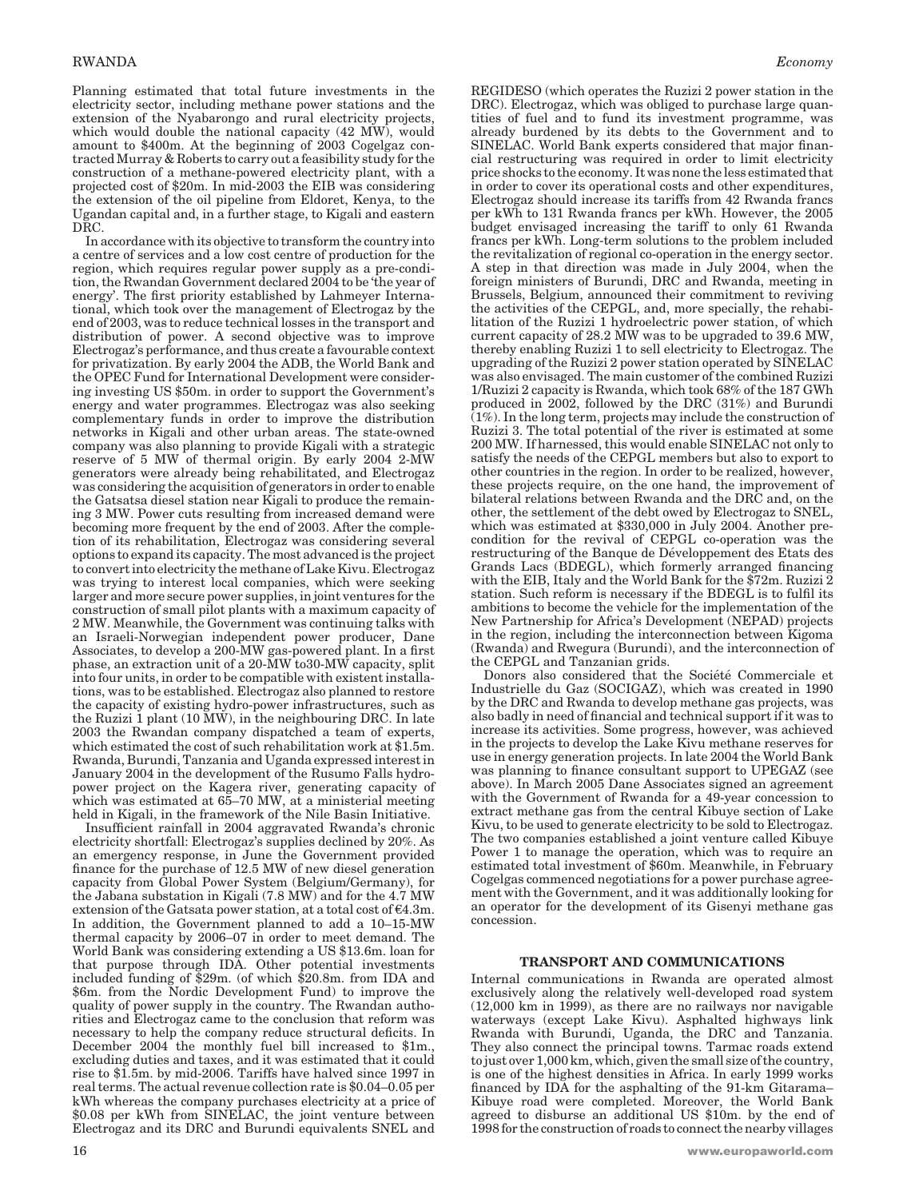Planning estimated that total future investments in the electricity sector, including methane power stations and the extension of the Nyabarongo and rural electricity projects, which would double the national capacity (42 MW), would amount to $400m. At the beginning of 2003 Cogelgaz contracted Murray & Roberts to carry out a feasibility study for the construction of a methane-powered electricity plant, with a projected cost of $20m. In mid-2003 the EIB was considering the extension of the oil pipeline from Eldoret, Kenya, to the Ugandan capital and, in a further stage, to Kigali and eastern DRC.

In accordance with its objective to transform the country into a centre of services and a low cost centre of production for the region, which requires regular power supply as a pre-condition, the Rwandan Government declared 2004 to be 'the year of energy'. The first priority established by Lahmeyer International, which took over the management of Electrogaz by the end of 2003, was to reduce technical losses in the transport and distribution of power. A second objective was to improve Electrogaz's performance, and thus create a favourable context for privatization. By early 2004 the ADB, the World Bank and the OPEC Fund for International Development were considering investing US $50m. in order to support the Government's energy and water programmes. Electrogaz was also seeking complementary funds in order to improve the distribution networks in Kigali and other urban areas. The state-owned company was also planning to provide Kigali with a strategic reserve of 5 MW of thermal origin. By early 2004 2-MW generators were already being rehabilitated, and Electrogaz was considering the acquisition of generators in order to enable the Gatsatsa diesel station near Kigali to produce the remaining 3 MW. Power cuts resulting from increased demand were becoming more frequent by the end of 2003. After the completion of its rehabilitation, Electrogaz was considering several options to expand its capacity. The most advanced is the project to convert into electricity the methane of Lake Kivu. Electrogaz was trying to interest local companies, which were seeking larger and more secure power supplies, in joint ventures for the construction of small pilot plants with a maximum capacity of 2 MW. Meanwhile, the Government was continuing talks with an Israeli-Norwegian independent power producer, Dane Associates, to develop a 200-MW gas-powered plant. In a first phase, an extraction unit of a 20-MW to30-MW capacity, split into four units, in order to be compatible with existent installations, was to be established. Electrogaz also planned to restore the capacity of existing hydro-power infrastructures, such as the Ruzizi 1 plant (10 MW), in the neighbouring DRC. In late 2003 the Rwandan company dispatched a team of experts, which estimated the cost of such rehabilitation work at $1.5m. Rwanda, Burundi, Tanzania and Uganda expressed interest in January 2004 in the development of the Rusumo Falls hydropower project on the Kagera river, generating capacity of which was estimated at 65–70 MW, at a ministerial meeting held in Kigali, in the framework of the Nile Basin Initiative.

Insufficient rainfall in 2004 aggravated Rwanda's chronic electricity shortfall: Electrogaz's supplies declined by 20%. As an emergency response, in June the Government provided finance for the purchase of 12.5 MW of new diesel generation capacity from Global Power System (Belgium/Germany), for the Jabana substation in Kigali (7.8 MW) and for the 4.7 MW extension of the Gatsata power station, at a total cost of €4.3m. In addition, the Government planned to add a 10–15-MW thermal capacity by 2006–07 in order to meet demand. The World Bank was considering extending a US $13.6m. loan for that purpose through IDA. Other potential investments included funding of $29m. (of which $20.8m. from IDA and $6m. from the Nordic Development Fund) to improve the quality of power supply in the country. The Rwandan authorities and Electrogaz came to the conclusion that reform was necessary to help the company reduce structural deficits. In December 2004 the monthly fuel bill increased to $1m., excluding duties and taxes, and it was estimated that it could rise to $1.5m. by mid-2006. Tariffs have halved since 1997 in real terms. The actual revenue collection rate is $0.04–0.05 per kWh whereas the company purchases electricity at a price of $0.08 per kWh from SINELAC, the joint venture between Electrogaz and its DRC and Burundi equivalents SNEL and REGIDESO (which operates the Ruzizi 2 power station in the DRC). Electrogaz, which was obliged to purchase large quantities of fuel and to fund its investment programme, was already burdened by its debts to the Government and to SINELAC. World Bank experts considered that major financial restructuring was required in order to limit electricity price shocks to the economy. It was none the less estimated that in order to cover its operational costs and other expenditures, Electrogaz should increase its tariffs from 42 Rwanda francs per kWh to 131 Rwanda francs per kWh. However, the 2005 budget envisaged increasing the tariff to only 61 Rwanda francs per kWh. Long-term solutions to the problem included the revitalization of regional co-operation in the energy sector. A step in that direction was made in July 2004, when the foreign ministers of Burundi, DRC and Rwanda, meeting in Brussels, Belgium, announced their commitment to reviving the activities of the CEPGL, and, more specially, the rehabilitation of the Ruzizi 1 hydroelectric power station, of which current capacity of 28.2 MW was to be upgraded to 39.6 MW, thereby enabling Ruzizi 1 to sell electricity to Electrogaz. The upgrading of the Ruzizi 2 power station operated by SINELAC was also envisaged. The main customer of the combined Ruzizi 1/Ruzizi 2 capacity is Rwanda, which took 68% of the 187 GWh produced in 2002, followed by the DRC (31%) and Burundi (1%). In the long term, projects may include the construction of Ruzizi 3. The total potential of the river is estimated at some 200 MW. If harnessed, this would enable SINELAC not only to satisfy the needs of the CEPGL members but also to export to other countries in the region. In order to be realized, however, these projects require, on the one hand, the improvement of bilateral relations between Rwanda and the DRC and, on the other, the settlement of the debt owed by Electrogaz to SNEL, which was estimated at $330,000 in July 2004. Another precondition for the revival of CEPGL co-operation was the restructuring of the Banque de Développement des Etats des Grands Lacs (BDEGL), which formerly arranged financing with the EIB, Italy and the World Bank for the $72m. Ruzizi 2 station. Such reform is necessary if the BDEGL is to fulfil its ambitions to become the vehicle for the implementation of the New Partnership for Africa's Development (NEPAD) projects in the region, including the interconnection between Kigoma (Rwanda) and Rwegura (Burundi), and the interconnection of the CEPGL and Tanzanian grids.

Donors also considered that the Société Commerciale et Industrielle du Gaz (SOCIGAZ), which was created in 1990 by the DRC and Rwanda to develop methane gas projects, was also badly in need of financial and technical support if it was to increase its activities. Some progress, however, was achieved in the projects to develop the Lake Kivu methane reserves for use in energy generation projects. In late 2004 the World Bank was planning to finance consultant support to UPEGAZ (see above). In March 2005 Dane Associates signed an agreement with the Government of Rwanda for a 49-year concession to extract methane gas from the central Kibuye section of Lake Kivu, to be used to generate electricity to be sold to Electrogaz. The two companies established a joint venture called Kibuye Power 1 to manage the operation, which was to require an estimated total investment of $60m. Meanwhile, in February Cogelgas commenced negotiations for a power purchase agreement with the Government, and it was additionally looking for an operator for the development of its Gisenyi methane gas concession.

## TRANSPORT AND COMMUNICATIONS

Internal communications in Rwanda are operated almost exclusively along the relatively well-developed road system (12,000 km in 1999), as there are no railways nor navigable waterways (except Lake Kivu). Asphalted highways link Rwanda with Burundi, Uganda, the DRC and Tanzania. They also connect the principal towns. Tarmac roads extend to just over 1,000 km, which, given the small size of the country, is one of the highest densities in Africa. In early 1999 works financed by IDA for the asphalting of the 91-km Gitarama–Kibuye road were completed. Moreover, the World Bank agreed to disburse an additional US $10m. by the end of 1998 for the construction of roads to connect the nearby villages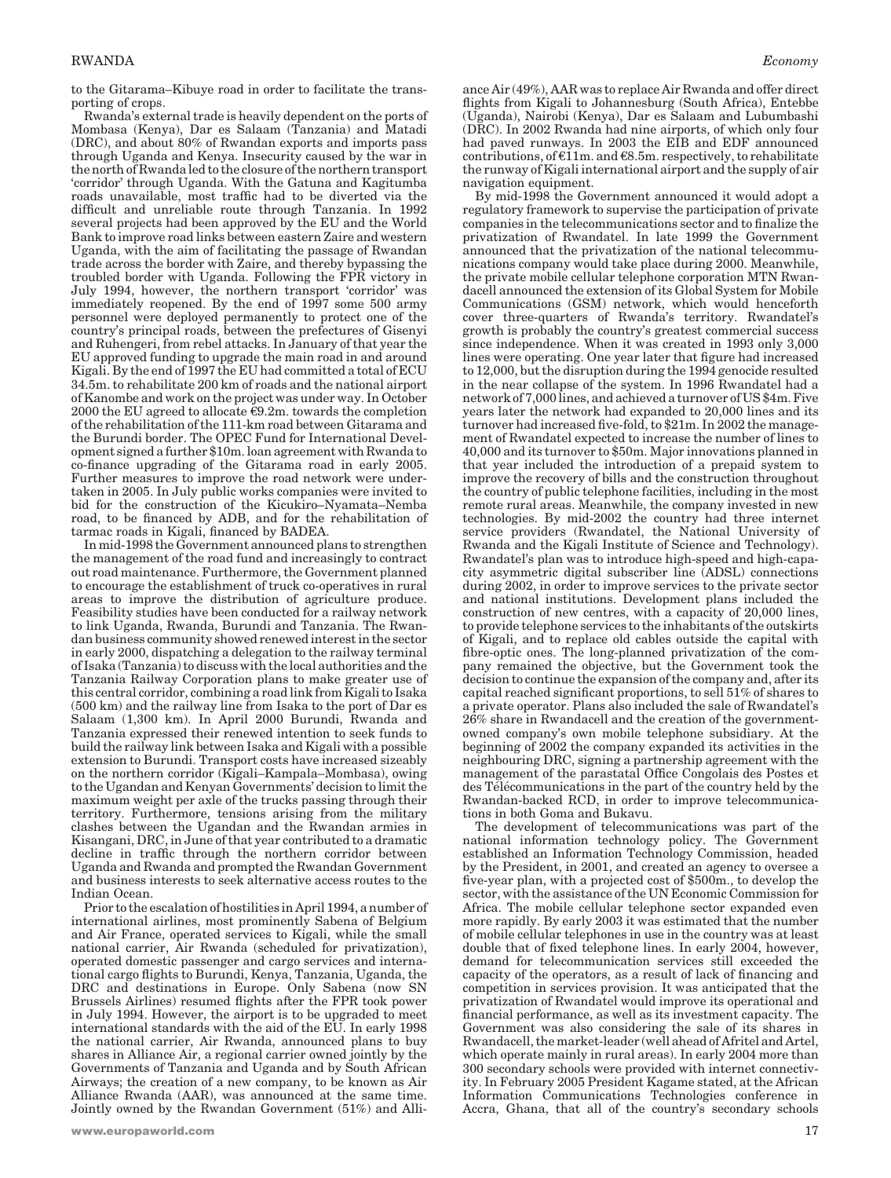to the Gitarama–Kibuye road in order to facilitate the transporting of crops.

Rwanda's external trade is heavily dependent on the ports of Mombasa (Kenya), Dar es Salaam (Tanzania) and Matadi (DRC), and about 80% of Rwandan exports and imports pass through Uganda and Kenya. Insecurity caused by the war in the north of Rwanda led to the closure of the northern transport 'corridor' through Uganda. With the Gatuna and Kagitumba roads unavailable, most traffic had to be diverted via the difficult and unreliable route through Tanzania. In 1992 several projects had been approved by the EU and the World Bank to improve road links between eastern Zaire and western Uganda, with the aim of facilitating the passage of Rwandan trade across the border with Zaire, and thereby bypassing the troubled border with Uganda. Following the FPR victory in July 1994, however, the northern transport 'corridor' was immediately reopened. By the end of 1997 some 500 army personnel were deployed permanently to protect one of the country's principal roads, between the prefectures of Gisenyi and Ruhengeri, from rebel attacks. In January of that year the EU approved funding to upgrade the main road in and around Kigali. By the end of 1997 the EU had committed a total of ECU 34.5m. to rehabilitate 200 km of roads and the national airport of Kanombe and work on the project was under way. In October 2000 the EU agreed to allocate €9.2m. towards the completion of the rehabilitation of the 111-km road between Gitarama and the Burundi border. The OPEC Fund for International Development signed a further $10m. loan agreement with Rwanda to co-finance upgrading of the Gitarama road in early 2005. Further measures to improve the road network were undertaken in 2005. In July public works companies were invited to bid for the construction of the Kicukiro–Nyamata–Nemba road, to be financed by ADB, and for the rehabilitation of tarmac roads in Kigali, financed by BADEA.

In mid-1998 the Government announced plans to strengthen the management of the road fund and increasingly to contract out road maintenance. Furthermore, the Government planned to encourage the establishment of truck co-operatives in rural areas to improve the distribution of agriculture produce. Feasibility studies have been conducted for a railway network to link Uganda, Rwanda, Burundi and Tanzania. The Rwandan business community showed renewed interest in the sector in early 2000, dispatching a delegation to the railway terminal of Isaka (Tanzania) to discuss with the local authorities and the Tanzania Railway Corporation plans to make greater use of this central corridor, combining a road link from Kigali to Isaka (500 km) and the railway line from Isaka to the port of Dar es Salaam (1,300 km). In April 2000 Burundi, Rwanda and Tanzania expressed their renewed intention to seek funds to build the railway link between Isaka and Kigali with a possible extension to Burundi. Transport costs have increased sizeably on the northern corridor (Kigali–Kampala–Mombasa), owing to the Ugandan and Kenyan Governments' decision to limit the maximum weight per axle of the trucks passing through their territory. Furthermore, tensions arising from the military clashes between the Ugandan and the Rwandan armies in Kisangani, DRC, in June of that year contributed to a dramatic decline in traffic through the northern corridor between Uganda and Rwanda and prompted the Rwandan Government and business interests to seek alternative access routes to the Indian Ocean.

Prior to the escalation of hostilities in April 1994, a number of international airlines, most prominently Sabena of Belgium and Air France, operated services to Kigali, while the small national carrier, Air Rwanda (scheduled for privatization), operated domestic passenger and cargo services and international cargo flights to Burundi, Kenya, Tanzania, Uganda, the DRC and destinations in Europe. Only Sabena (now SN Brussels Airlines) resumed flights after the FPR took power in July 1994. However, the airport is to be upgraded to meet international standards with the aid of the EU. In early 1998 the national carrier, Air Rwanda, announced plans to buy shares in Alliance Air, a regional carrier owned jointly by the Governments of Tanzania and Uganda and by South African Airways; the creation of a new company, to be known as Air Alliance Rwanda (AAR), was announced at the same time. Jointly owned by the Rwandan Government (51%) and Alliance Air (49%), AAR was to replace Air Rwanda and offer direct flights from Kigali to Johannesburg (South Africa), Entebbe (Uganda), Nairobi (Kenya), Dar es Salaam and Lubumbashi (DRC). In 2002 Rwanda had nine airports, of which only four had paved runways. In 2003 the EIB and EDF announced contributions, of €11m. and €8.5m. respectively, to rehabilitate the runway of Kigali international airport and the supply of air navigation equipment.

By mid-1998 the Government announced it would adopt a regulatory framework to supervise the participation of private companies in the telecommunications sector and to finalize the privatization of Rwandatel. In late 1999 the Government announced that the privatization of the national telecommunications company would take place during 2000. Meanwhile, the private mobile cellular telephone corporation MTN Rwandacell announced the extension of its Global System for Mobile Communications (GSM) network, which would henceforth cover three-quarters of Rwanda's territory. Rwandatel's growth is probably the country's greatest commercial success since independence. When it was created in 1993 only 3,000 lines were operating. One year later that figure had increased to 12,000, but the disruption during the 1994 genocide resulted in the near collapse of the system. In 1996 Rwandatel had a network of 7,000 lines, and achieved a turnover of US $4m. Five years later the network had expanded to 20,000 lines and its turnover had increased five-fold, to $21m. In 2002 the management of Rwandatel expected to increase the number of lines to 40,000 and its turnover to $50m. Major innovations planned in that year included the introduction of a prepaid system to improve the recovery of bills and the construction throughout the country of public telephone facilities, including in the most remote rural areas. Meanwhile, the company invested in new technologies. By mid-2002 the country had three internet service providers (Rwandatel, the National University of Rwanda and the Kigali Institute of Science and Technology). Rwandatel's plan was to introduce high-speed and high-capacity asymmetric digital subscriber line (ADSL) connections during 2002, in order to improve services to the private sector and national institutions. Development plans included the construction of new centres, with a capacity of 20,000 lines, to provide telephone services to the inhabitants of the outskirts of Kigali, and to replace old cables outside the capital with fibre-optic ones. The long-planned privatization of the company remained the objective, but the Government took the decision to continue the expansion of the company and, after its capital reached significant proportions, to sell 51% of shares to a private operator. Plans also included the sale of Rwandatel's 26% share in Rwandacell and the creation of the government-owned company's own mobile telephone subsidiary. At the beginning of 2002 the company expanded its activities in the neighbouring DRC, signing a partnership agreement with the management of the parastatal Office Congolais des Postes et des Télécommunications in the part of the country held by the Rwandan-backed RCD, in order to improve telecommunications in both Goma and Bukavu.

The development of telecommunications was part of the national information technology policy. The Government established an Information Technology Commission, headed by the President, in 2001, and created an agency to oversee a five-year plan, with a projected cost of $500m., to develop the sector, with the assistance of the UN Economic Commission for Africa. The mobile cellular telephone sector expanded even more rapidly. By early 2003 it was estimated that the number of mobile cellular telephones in use in the country was at least double that of fixed telephone lines. In early 2004, however, demand for telecommunication services still exceeded the capacity of the operators, as a result of lack of financing and competition in services provision. It was anticipated that the privatization of Rwandatel would improve its operational and financial performance, as well as its investment capacity. The Government was also considering the sale of its shares in Rwandacell, the market-leader (well ahead of Afritel and Artel, which operate mainly in rural areas). In early 2004 more than 300 secondary schools were provided with internet connectivity. In February 2005 President Kagame stated, at the African Information Communications Technologies conference in Accra, Ghana, that all of the country's secondary schools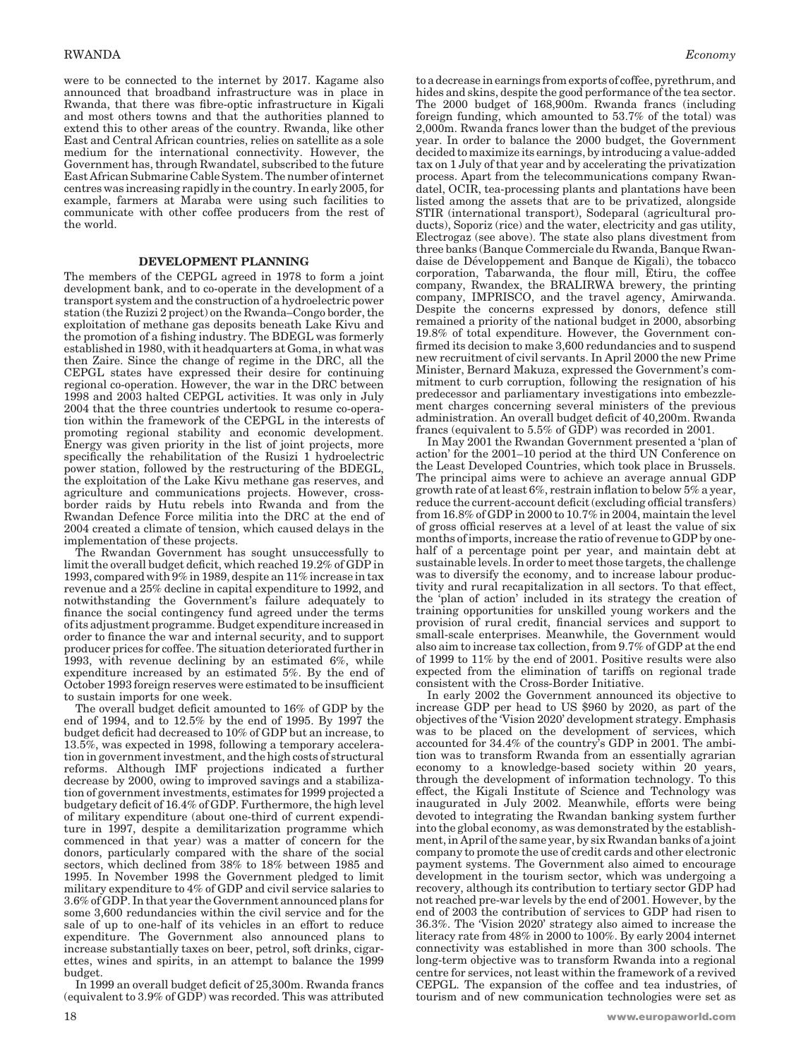were to be connected to the internet by 2017. Kagame also announced that broadband infrastructure was in place in Rwanda, that there was fibre-optic infrastructure in Kigali and most others towns and that the authorities planned to extend this to other areas of the country. Rwanda, like other East and Central African countries, relies on satellite as a sole medium for the international connectivity. However, the Government has, through Rwandatel, subscribed to the future East African Submarine Cable System. The number of internet centres was increasing rapidly in the country. In early 2005, for example, farmers at Maraba were using such facilities to communicate with other coffee producers from the rest of the world.

## DEVELOPMENT PLANNING

The members of the CEPGL agreed in 1978 to form a joint development bank, and to co-operate in the development of a transport system and the construction of a hydroelectric power station (the Ruzizi 2 project) on the Rwanda–Congo border, the exploitation of methane gas deposits beneath Lake Kivu and the promotion of a fishing industry. The BDEGL was formerly established in 1980, with it headquarters at Goma, in what was then Zaire. Since the change of regime in the DRC, all the CEPGL states have expressed their desire for continuing regional co-operation. However, the war in the DRC between 1998 and 2003 halted CEPGL activities. It was only in July 2004 that the three countries undertook to resume co-operation within the framework of the CEPGL in the interests of promoting regional stability and economic development. Energy was given priority in the list of joint projects, more specifically the rehabilitation of the Rusizi 1 hydroelectric power station, followed by the restructuring of the BDEGL, the exploitation of the Lake Kivu methane gas reserves, and agriculture and communications projects. However, cross-border raids by Hutu rebels into Rwanda and from the Rwandan Defence Force militia into the DRC at the end of 2004 created a climate of tension, which caused delays in the implementation of these projects.

The Rwandan Government has sought unsuccessfully to limit the overall budget deficit, which reached 19.2% of GDP in 1993, compared with 9% in 1989, despite an 11% increase in tax revenue and a 25% decline in capital expenditure to 1992, and notwithstanding the Government's failure adequately to finance the social contingency fund agreed under the terms of its adjustment programme. Budget expenditure increased in order to finance the war and internal security, and to support producer prices for coffee. The situation deteriorated further in 1993, with revenue declining by an estimated 6%, while expenditure increased by an estimated 5%. By the end of October 1993 foreign reserves were estimated to be insufficient to sustain imports for one week.

The overall budget deficit amounted to 16% of GDP by the end of 1994, and to 12.5% by the end of 1995. By 1997 the budget deficit had decreased to 10% of GDP but an increase, to 13.5%, was expected in 1998, following a temporary acceleration in government investment, and the high costs of structural reforms. Although IMF projections indicated a further decrease by 2000, owing to improved savings and a stabilization of government investments, estimates for 1999 projected a budgetary deficit of 16.4% of GDP. Furthermore, the high level of military expenditure (about one-third of current expenditure in 1997, despite a demilitarization programme which commenced in that year) was a matter of concern for the donors, particularly compared with the share of the social sectors, which declined from 38% to 18% between 1985 and 1995. In November 1998 the Government pledged to limit military expenditure to 4% of GDP and civil service salaries to 3.6% of GDP. In that year the Government announced plans for some 3,600 redundancies within the civil service and for the sale of up to one-half of its vehicles in an effort to reduce expenditure. The Government also announced plans to increase substantially taxes on beer, petrol, soft drinks, cigarettes, wines and spirits, in an attempt to balance the 1999 budget.

In 1999 an overall budget deficit of 25,300m. Rwanda francs (equivalent to 3.9% of GDP) was recorded. This was attributed to a decrease in earnings from exports of coffee, pyrethrum, and hides and skins, despite the good performance of the tea sector. The 2000 budget of 168,900m. Rwanda francs (including foreign funding, which amounted to 53.7% of the total) was 2,000m. Rwanda francs lower than the budget of the previous year. In order to balance the 2000 budget, the Government decided to maximize its earnings, by introducing a value-added tax on 1 July of that year and by accelerating the privatization process. Apart from the telecommunications company Rwandatel, OCIR, tea-processing plants and plantations have been listed among the assets that are to be privatized, alongside STIR (international transport), Sodeparal (agricultural products), Soporiz (rice) and the water, electricity and gas utility, Electrogaz (see above). The state also plans divestment from three banks (Banque Commerciale du Rwanda, Banque Rwandaise de Développement and Banque de Kigali), the tobacco corporation, Tabarwanda, the flour mill, Etiru, the coffee company, Rwandex, the BRALIRWA brewery, the printing company, IMPRISCO, and the travel agency, Amirwanda. Despite the concerns expressed by donors, defence still remained a priority of the national budget in 2000, absorbing 19.8% of total expenditure. However, the Government confirmed its decision to make 3,600 redundancies and to suspend new recruitment of civil servants. In April 2000 the new Prime Minister, Bernard Makuza, expressed the Government's commitment to curb corruption, following the resignation of his predecessor and parliamentary investigations into embezzlement charges concerning several ministers of the previous administration. An overall budget deficit of 40,200m. Rwanda francs (equivalent to 5.5% of GDP) was recorded in 2001.

In May 2001 the Rwandan Government presented a 'plan of action' for the 2001–10 period at the third UN Conference on the Least Developed Countries, which took place in Brussels. The principal aims were to achieve an average annual GDP growth rate of at least 6%, restrain inflation to below 5% a year, reduce the current-account deficit (excluding official transfers) from 16.8% of GDP in 2000 to 10.7% in 2004, maintain the level of gross official reserves at a level of at least the value of six months of imports, increase the ratio of revenue to GDP by one-half of a percentage point per year, and maintain debt at sustainable levels. In order to meet those targets, the challenge was to diversify the economy, and to increase labour productivity and rural recapitalization in all sectors. To that effect, the 'plan of action' included in its strategy the creation of training opportunities for unskilled young workers and the provision of rural credit, financial services and support to small-scale enterprises. Meanwhile, the Government would also aim to increase tax collection, from 9.7% of GDP at the end of 1999 to 11% by the end of 2001. Positive results were also expected from the elimination of tariffs on regional trade consistent with the Cross-Border Initiative.

In early 2002 the Government announced its objective to increase GDP per head to US $960 by 2020, as part of the objectives of the 'Vision 2020' development strategy. Emphasis was to be placed on the development of services, which accounted for 34.4% of the country's GDP in 2001. The ambition was to transform Rwanda from an essentially agrarian economy to a knowledge-based society within 20 years, through the development of information technology. To this effect, the Kigali Institute of Science and Technology was inaugurated in July 2002. Meanwhile, efforts were being devoted to integrating the Rwandan banking system further into the global economy, as was demonstrated by the establishment, in April of the same year, by six Rwandan banks of a joint company to promote the use of credit cards and other electronic payment systems. The Government also aimed to encourage development in the tourism sector, which was undergoing a recovery, although its contribution to tertiary sector GDP had not reached pre-war levels by the end of 2001. However, by the end of 2003 the contribution of services to GDP had risen to 36.3%. The 'Vision 2020' strategy also aimed to increase the literacy rate from 48% in 2000 to 100%. By early 2004 internet connectivity was established in more than 300 schools. The long-term objective was to transform Rwanda into a regional centre for services, not least within the framework of a revived CEPGL. The expansion of the coffee and tea industries, of tourism and of new communication technologies were set as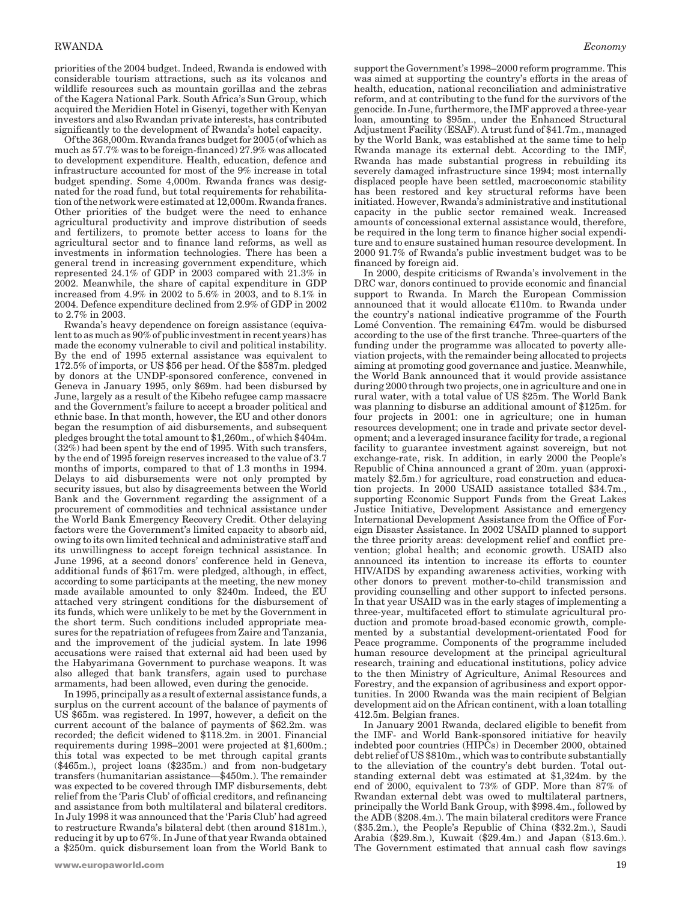priorities of the 2004 budget. Indeed, Rwanda is endowed with considerable tourism attractions, such as its volcanos and wildlife resources such as mountain gorillas and the zebras of the Kagera National Park. South Africa's Sun Group, which acquired the Meridien Hotel in Gisenyi, together with Kenyan investors and also Rwandan private interests, has contributed significantly to the development of Rwanda's hotel capacity.

Of the 368,000m. Rwanda francs budget for 2005 (of which as much as 57.7% was to be foreign-financed) 27.9% was allocated to development expenditure. Health, education, defence and infrastructure accounted for most of the 9% increase in total budget spending. Some 4,000m. Rwanda francs was designated for the road fund, but total requirements for rehabilitation of the network were estimated at 12,000m. Rwanda francs. Other priorities of the budget were the need to enhance agricultural productivity and improve distribution of seeds and fertilizers, to promote better access to loans for the agricultural sector and to finance land reforms, as well as investments in information technologies. There has been a general trend in increasing government expenditure, which represented 24.1% of GDP in 2003 compared with 21.3% in 2002. Meanwhile, the share of capital expenditure in GDP increased from 4.9% in 2002 to 5.6% in 2003, and to 8.1% in 2004. Defence expenditure declined from 2.9% of GDP in 2002 to 2.7% in 2003.

Rwanda's heavy dependence on foreign assistance (equivalent to as much as 90% of public investment in recent years) has made the economy vulnerable to civil and political instability. By the end of 1995 external assistance was equivalent to 172.5% of imports, or US $56 per head. Of the $587m. pledged by donors at the UNDP-sponsored conference, convened in Geneva in January 1995, only $69m. had been disbursed by June, largely as a result of the Kibeho refugee camp massacre and the Government's failure to accept a broader political and ethnic base. In that month, however, the EU and other donors began the resumption of aid disbursements, and subsequent pledges brought the total amount to $1,260m., of which $404m. (32%) had been spent by the end of 1995. With such transfers, by the end of 1995 foreign reserves increased to the value of 3.7 months of imports, compared to that of 1.3 months in 1994. Delays to aid disbursements were not only prompted by security issues, but also by disagreements between the World Bank and the Government regarding the assignment of a procurement of commodities and technical assistance under the World Bank Emergency Recovery Credit. Other delaying factors were the Government's limited capacity to absorb aid, owing to its own limited technical and administrative staff and its unwillingness to accept foreign technical assistance. In June 1996, at a second donors' conference held in Geneva, additional funds of $617m. were pledged, although, in effect, according to some participants at the meeting, the new money made available amounted to only $240m. Indeed, the EU attached very stringent conditions for the disbursement of its funds, which were unlikely to be met by the Government in the short term. Such conditions included appropriate measures for the repatriation of refugees from Zaire and Tanzania, and the improvement of the judicial system. In late 1996 accusations were raised that external aid had been used by the Habyarimana Government to purchase weapons. It was also alleged that bank transfers, again used to purchase armaments, had been allowed, even during the genocide.

In 1995, principally as a result of external assistance funds, a surplus on the current account of the balance of payments of US $65m. was registered. In 1997, however, a deficit on the current account of the balance of payments of $62.2m. was recorded; the deficit widened to $118.2m. in 2001. Financial requirements during 1998–2001 were projected at $1,600m.; this total was expected to be met through capital grants ($465m.), project loans ($235m.) and from non-budgetary transfers (humanitarian assistance—$450m.). The remainder was expected to be covered through IMF disbursements, debt relief from the 'Paris Club' of official creditors, and refinancing and assistance from both multilateral and bilateral creditors. In July 1998 it was announced that the 'Paris Club' had agreed to restructure Rwanda's bilateral debt (then around $181m.), reducing it by up to 67%. In June of that year Rwanda obtained a $250m. quick disbursement loan from the World Bank to support the Government's 1998–2000 reform programme. This was aimed at supporting the country's efforts in the areas of health, education, national reconciliation and administrative reform, and at contributing to the fund for the survivors of the genocide. In June, furthermore, the IMF approved a three-year loan, amounting to $95m., under the Enhanced Structural Adjustment Facility (ESAF). A trust fund of $41.7m., managed by the World Bank, was established at the same time to help Rwanda manage its external debt. According to the IMF, Rwanda has made substantial progress in rebuilding its severely damaged infrastructure since 1994; most internally displaced people have been settled, macroeconomic stability has been restored and key structural reforms have been initiated. However, Rwanda's administrative and institutional capacity in the public sector remained weak. Increased amounts of concessional external assistance would, therefore, be required in the long term to finance higher social expenditure and to ensure sustained human resource development. In 2000 91.7% of Rwanda's public investment budget was to be financed by foreign aid.

In 2000, despite criticisms of Rwanda's involvement in the DRC war, donors continued to provide economic and financial support to Rwanda. In March the European Commission announced that it would allocate €110m. to Rwanda under the country's national indicative programme of the Fourth Lomé Convention. The remaining €47m. would be disbursed according to the use of the first tranche. Three-quarters of the funding under the programme was allocated to poverty alleviation projects, with the remainder being allocated to projects aiming at promoting good governance and justice. Meanwhile, the World Bank announced that it would provide assistance during 2000 through two projects, one in agriculture and one in rural water, with a total value of US $25m. The World Bank was planning to disburse an additional amount of $125m. for four projects in 2001: one in agriculture; one in human resources development; one in trade and private sector development; and a leveraged insurance facility for trade, a regional facility to guarantee investment against sovereign, but not exchange-rate, risk. In addition, in early 2000 the People's Republic of China announced a grant of 20m. yuan (approximately $2.5m.) for agriculture, road construction and education projects. In 2000 USAID assistance totalled $34.7m., supporting Economic Support Funds from the Great Lakes Justice Initiative, Development Assistance and emergency International Development Assistance from the Office of Foreign Disaster Assistance. In 2002 USAID planned to support the three priority areas: development relief and conflict prevention; global health; and economic growth. USAID also announced its intention to increase its efforts to counter HIV/AIDS by expanding awareness activities, working with other donors to prevent mother-to-child transmission and providing counselling and other support to infected persons. In that year USAID was in the early stages of implementing a three-year, multifaceted effort to stimulate agricultural production and promote broad-based economic growth, complemented by a substantial development-orientated Food for Peace programme. Components of the programme included human resource development at the principal agricultural research, training and educational institutions, policy advice to the then Ministry of Agriculture, Animal Resources and Forestry, and the expansion of agribusiness and export opportunities. In 2000 Rwanda was the main recipient of Belgian development aid on the African continent, with a loan totalling 412.5m. Belgian francs.

In January 2001 Rwanda, declared eligible to benefit from the IMF- and World Bank-sponsored initiative for heavily indebted poor countries (HIPCs) in December 2000, obtained debt relief of US $810m., which was to contribute substantially to the alleviation of the country's debt burden. Total outstanding external debt was estimated at $1,324m. by the end of 2000, equivalent to 73% of GDP. More than 87% of Rwandan external debt was owed to multilateral partners, principally the World Bank Group, with $998.4m., followed by the ADB ($208.4m.). The main bilateral creditors were France ($35.2m.), the People's Republic of China ($32.2m.), Saudi Arabia ($29.8m.), Kuwait ($29.4m.) and Japan ($13.6m.). The Government estimated that annual cash flow savings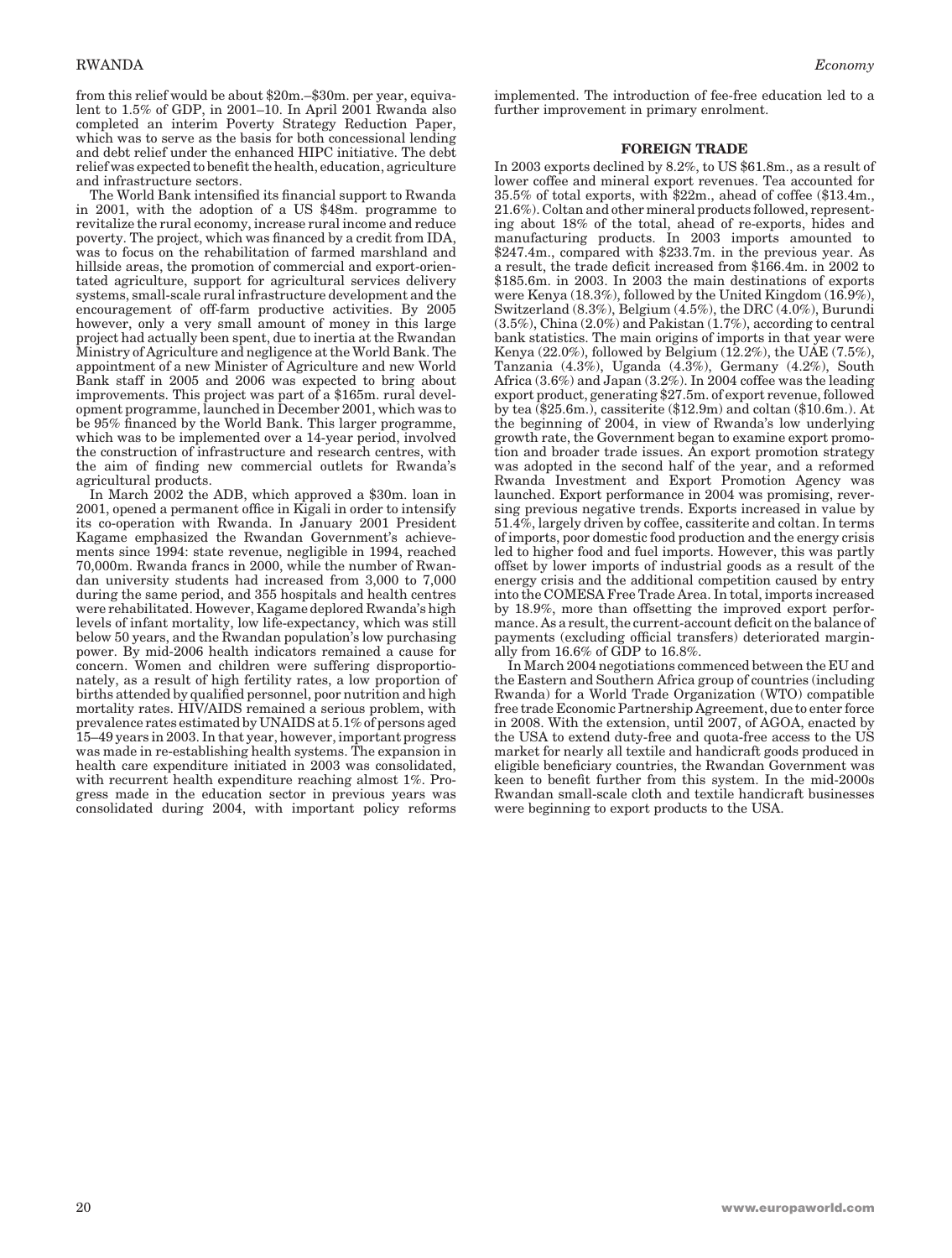from this relief would be about \$20m.–\$30m. per year, equivalent to 1.5% of GDP, in 2001–10. In April 2001 Rwanda also completed an interim Poverty Strategy Reduction Paper, which was to serve as the basis for both concessional lending and debt relief under the enhanced HIPC initiative. The debt relief was expected to benefit the health, education, agriculture and infrastructure sectors.

The World Bank intensified its financial support to Rwanda in 2001, with the adoption of a US \$48m. programme to revitalize the rural economy, increase rural income and reduce poverty. The project, which was financed by a credit from IDA, was to focus on the rehabilitation of farmed marshland and hillside areas, the promotion of commercial and export-orientated agriculture, support for agricultural services delivery systems, small-scale rural infrastructure development and the encouragement of off-farm productive activities. By 2005 however, only a very small amount of money in this large project had actually been spent, due to inertia at the Rwandan Ministry of Agriculture and negligence at the World Bank. The appointment of a new Minister of Agriculture and new World Bank staff in 2005 and 2006 was expected to bring about improvements. This project was part of a \$165m. rural development programme, launched in December 2001, which was to be 95% financed by the World Bank. This larger programme, which was to be implemented over a 14-year period, involved the construction of infrastructure and research centres, with the aim of finding new commercial outlets for Rwanda's agricultural products.

In March 2002 the ADB, which approved a \$30m. loan in 2001, opened a permanent office in Kigali in order to intensify its co-operation with Rwanda. In January 2001 President Kagame emphasized the Rwandan Government's achievements since 1994: state revenue, negligible in 1994, reached 70,000m. Rwanda francs in 2000, while the number of Rwandan university students had increased from 3,000 to 7,000 during the same period, and 355 hospitals and health centres were rehabilitated. However, Kagame deplored Rwanda's high levels of infant mortality, low life-expectancy, which was still below 50 years, and the Rwandan population's low purchasing power. By mid-2006 health indicators remained a cause for concern. Women and children were suffering disproportionately, as a result of high fertility rates, a low proportion of births attended by qualified personnel, poor nutrition and high mortality rates. HIV/AIDS remained a serious problem, with prevalence rates estimated by UNAIDS at 5.1% of persons aged 15–49 years in 2003. In that year, however, important progress was made in re-establishing health systems. The expansion in health care expenditure initiated in 2003 was consolidated, with recurrent health expenditure reaching almost 1%. Progress made in the education sector in previous years was consolidated during 2004, with important policy reforms implemented. The introduction of fee-free education led to a further improvement in primary enrolment.

## FOREIGN TRADE

In 2003 exports declined by 8.2%, to US \$61.8m., as a result of lower coffee and mineral export revenues. Tea accounted for 35.5% of total exports, with \$22m., ahead of coffee (\$13.4m., 21.6%). Coltan and other mineral products followed, representing about 18% of the total, ahead of re-exports, hides and manufacturing products. In 2003 imports amounted to \$247.4m., compared with \$233.7m. in the previous year. As a result, the trade deficit increased from \$166.4m. in 2002 to \$185.6m. in 2003. In 2003 the main destinations of exports were Kenya (18.3%), followed by the United Kingdom (16.9%), Switzerland (8.3%), Belgium (4.5%), the DRC (4.0%), Burundi (3.5%), China (2.0%) and Pakistan (1.7%), according to central bank statistics. The main origins of imports in that year were Kenya (22.0%), followed by Belgium (12.2%), the UAE (7.5%), Tanzania (4.3%), Uganda (4.3%), Germany (4.2%), South Africa (3.6%) and Japan (3.2%). In 2004 coffee was the leading export product, generating \$27.5m. of export revenue, followed by tea (\$25.6m.), cassiterite (\$12.9m) and coltan (\$10.6m.). At the beginning of 2004, in view of Rwanda's low underlying growth rate, the Government began to examine export promotion and broader trade issues. An export promotion strategy was adopted in the second half of the year, and a reformed Rwanda Investment and Export Promotion Agency was launched. Export performance in 2004 was promising, reversing previous negative trends. Exports increased in value by 51.4%, largely driven by coffee, cassiterite and coltan. In terms of imports, poor domestic food production and the energy crisis led to higher food and fuel imports. However, this was partly offset by lower imports of industrial goods as a result of the energy crisis and the additional competition caused by entry into the COMESA Free Trade Area. In total, imports increased by 18.9%, more than offsetting the improved export performance. As a result, the current-account deficit on the balance of payments (excluding official transfers) deteriorated marginally from 16.6% of GDP to 16.8%.

In March 2004 negotiations commenced between the EU and the Eastern and Southern Africa group of countries (including Rwanda) for a World Trade Organization (WTO) compatible free trade Economic Partnership Agreement, due to enter force in 2008. With the extension, until 2007, of AGOA, enacted by the USA to extend duty-free and quota-free access to the US market for nearly all textile and handicraft goods produced in eligible beneficiary countries, the Rwandan Government was keen to benefit further from this system. In the mid-2000s Rwandan small-scale cloth and textile handicraft businesses were beginning to export products to the USA.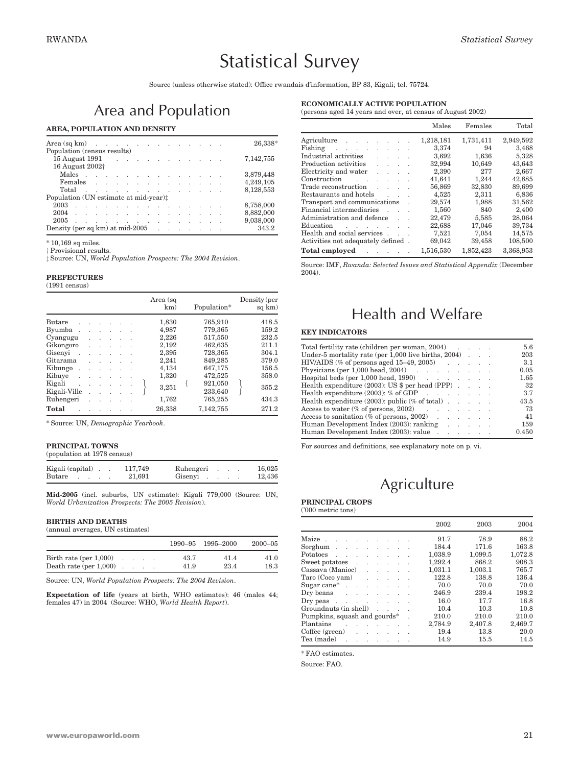# Statistical Survey

Source (unless otherwise stated): Office rwandais d'information, BP 83, Kigali; tel. 75724.

## Area and Population

### AREA, POPULATION AND DENSITY

| | |
|---|---|
| Area (sq km) | 26,338* |
| Population (census results) | |
| 15 August 1991 | 7,142,755 |
| 16 August 2002† | |
| Males | 3,879,448 |
| Females | 4,249,105 |
| Total | 8,128,553 |
| Population (UN estimate at mid-year)‡ | |
| 2003 | 8,758,000 |
| 2004 | 8,882,000 |
| 2005 | 9,038,000 |
| Density (per sq km) at mid-2005 | 343.2 |

* 10,169 sq miles.

† Provisional results.

‡ Source: UN, *World Population Prospects: The 2004 Revision*.

### PREFECTURES

(1991 census)

| | Area (sq km) | Population* | Density (per sq km) |
|---|---|---|---|
| Butare | 1,830 | 765,910 | 418.5 |
| Byumba | 4,987 | 779,365 | 159.2 |
| Cyangugu | 2,226 | 517,550 | 232.5 |
| Gikongoro | 2,192 | 462,635 | 211.1 |
| Gisenyi | 2,395 | 728,365 | 304.1 |
| Gitarama | 2,241 | 849,285 | 379.0 |
| Kibungo | 4,134 | 647,175 | 156.5 |
| Kibuye | 1,320 | 472,525 | 358.0 |
| Kigali | 3,251 | 921,050 | 355.2 |
| Kigali-Ville | | 233,640 | |
| Ruhengeri | 1,762 | 765,255 | 434.3 |
| **Total** | 26,338 | 7,142,755 | 271.2 |

* Source: UN, *Demographic Yearbook*.

### PRINCIPAL TOWNS

(population at 1978 census)

| | | | |
|---|---|---|---|
| Kigali (capital) | 117,749 | Ruhengeri | 16,025 |
| Butare | 21,691 | Gisenyi | 12,436 |

**Mid-2005** (incl. suburbs, UN estimate): Kigali 779,000 (Source: UN, *World Urbanization Prospects: The 2005 Revision*).

### BIRTHS AND DEATHS

(annual averages, UN estimates)

| | 1990–95 | 1995–2000 | 2000–05 |
|---|---|---|---|
| Birth rate (per 1,000) | 43.7 | 41.4 | 41.0 |
| Death rate (per 1,000) | 41.9 | 23.4 | 18.3 |

Source: UN, *World Population Prospects: The 2004 Revision*.

**Expectation of life** (years at birth, WHO estimates): 46 (males 44; females 47) in 2004 (Source: WHO, *World Health Report*).

### ECONOMICALLY ACTIVE POPULATION

(persons aged 14 years and over, at census of August 2002)

| | Males | Females | Total |
|---|---|---|---|
| Agriculture | 1,218,181 | 1,731,411 | 2,949,592 |
| Fishing | 3,374 | 94 | 3,468 |
| Industrial activities | 3,692 | 1,636 | 5,328 |
| Production activities | 32,994 | 10,649 | 43,643 |
| Electricity and water | 2,390 | 277 | 2,667 |
| Construction | 41,641 | 1,244 | 42,885 |
| Trade reconstruction | 56,869 | 32,830 | 89,699 |
| Restaurants and hotels | 4,525 | 2,311 | 6,836 |
| Transport and communications | 29,574 | 1,988 | 31,562 |
| Financial intermediaries | 1,560 | 840 | 2,400 |
| Administration and defence | 22,479 | 5,585 | 28,064 |
| Education | 22,688 | 17,046 | 39,734 |
| Health and social services | 7,521 | 7,054 | 14,575 |
| Activities not adequately defined | 69,042 | 39,458 | 108,500 |
| **Total employed** | 1,516,530 | 1,852,423 | 3,368,953 |

Source: IMF, *Rwanda: Selected Issues and Statistical Appendix* (December 2004).

## Health and Welfare

### KEY INDICATORS

| | |
|---|---|
| Total fertility rate (children per woman, 2004) | 5.6 |
| Under-5 mortality rate (per 1,000 live births, 2004) | 203 |
| HIV/AIDS (% of persons aged 15–49, 2005) | 3.1 |
| Physicians (per 1,000 head, 2004) | 0.05 |
| Hospital beds (per 1,000 head, 1990) | 1.65 |
| Health expenditure (2003): US $ per head (PPP) | 32 |
| Health expenditure (2003): % of GDP | 3.7 |
| Health expenditure (2003): public (% of total) | 43.5 |
| Access to water (% of persons, 2002) | 73 |
| Access to sanitation (% of persons, 2002) | 41 |
| Human Development Index (2003): ranking | 159 |
| Human Development Index (2003): value | 0.450 |

For sources and definitions, see explanatory note on p. vi.

## Agriculture

### PRINCIPAL CROPS

('000 metric tons)

| | 2002 | 2003 | 2004 |
|---|---|---|---|
| Maize | 91.7 | 78.9 | 88.2 |
| Sorghum | 184.4 | 171.6 | 163.8 |
| Potatoes | 1,038.9 | 1,099.5 | 1,072.8 |
| Sweet potatoes | 1,292.4 | 868.2 | 908.3 |
| Cassava (Manioc) | 1,031.1 | 1,003.1 | 765.7 |
| Taro (Coco yam) | 122.8 | 138.8 | 136.4 |
| Sugar cane* | 70.0 | 70.0 | 70.0 |
| Dry beans | 246.9 | 239.4 | 198.2 |
| Dry peas | 16.0 | 17.7 | 16.8 |
| Groundnuts (in shell) | 10.4 | 10.3 | 10.8 |
| Pumpkins, squash and gourds* | 210.0 | 210.0 | 210.0 |
| Plantains | 2,784.9 | 2,407.8 | 2,469.7 |
| Coffee (green) | 19.4 | 13.8 | 20.0 |
| Tea (made) | 14.9 | 15.5 | 14.5 |

* FAO estimates.

Source: FAO.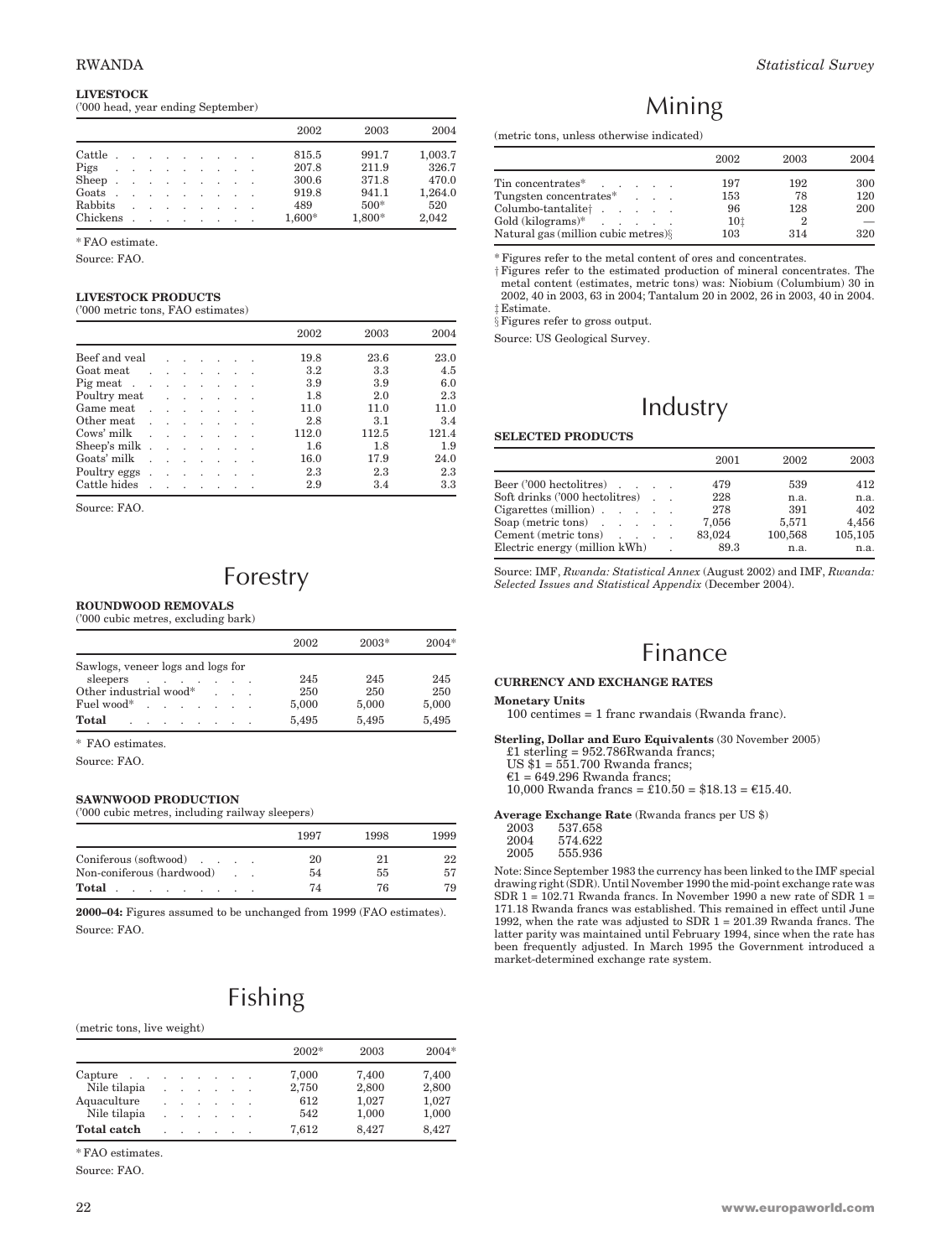### LIVESTOCK

('000 head, year ending September)

| | 2002 | 2003 | 2004 |
|---|---|---|---|
| Cattle | 815.5 | 991.7 | 1,003.7 |
| Pigs | 207.8 | 211.9 | 326.7 |
| Sheep | 300.6 | 371.8 | 470.0 |
| Goats | 919.8 | 941.1 | 1,264.0 |
| Rabbits | 489 | 500* | 520 |
| Chickens | 1,600* | 1,800* | 2,042 |

\* FAO estimate.

Source: FAO.

### LIVESTOCK PRODUCTS

('000 metric tons, FAO estimates)

| | 2002 | 2003 | 2004 |
|---|---|---|---|
| Beef and veal | 19.8 | 23.6 | 23.0 |
| Goat meat | 3.2 | 3.3 | 4.5 |
| Pig meat | 3.9 | 3.9 | 6.0 |
| Poultry meat | 1.8 | 2.0 | 2.3 |
| Game meat | 11.0 | 11.0 | 11.0 |
| Other meat | 2.8 | 3.1 | 3.4 |
| Cows' milk | 112.0 | 112.5 | 121.4 |
| Sheep's milk | 1.6 | 1.8 | 1.9 |
| Goats' milk | 16.0 | 17.9 | 24.0 |
| Poultry eggs | 2.3 | 2.3 | 2.3 |
| Cattle hides | 2.9 | 3.4 | 3.3 |

Source: FAO.

# Forestry

### ROUNDWOOD REMOVALS

('000 cubic metres, excluding bark)

| | 2002 | 2003* | 2004* |
|---|---|---|---|
| Sawlogs, veneer logs and logs for sleepers | 245 | 245 | 245 |
| Other industrial wood* | 250 | 250 | 250 |
| Fuel wood* | 5,000 | 5,000 | 5,000 |
| **Total** | 5,495 | 5,495 | 5,495 |

\* FAO estimates.

Source: FAO.

### SAWNWOOD PRODUCTION

('000 cubic metres, including railway sleepers)

| | 1997 | 1998 | 1999 |
|---|---|---|---|
| Coniferous (softwood) | 20 | 21 | 22 |
| Non-coniferous (hardwood) | 54 | 55 | 57 |
| **Total** | 74 | 76 | 79 |

**2000–04:** Figures assumed to be unchanged from 1999 (FAO estimates).

Source: FAO.

# Fishing

(metric tons, live weight)

| | 2002* | 2003 | 2004* |
|---|---|---|---|
| Capture | 7,000 | 7,400 | 7,400 |
| Nile tilapia | 2,750 | 2,800 | 2,800 |
| Aquaculture | 612 | 1,027 | 1,027 |
| Nile tilapia | 542 | 1,000 | 1,000 |
| **Total catch** | 7,612 | 8,427 | 8,427 |

\* FAO estimates.

Source: FAO.

# Mining

(metric tons, unless otherwise indicated)

| | 2002 | 2003 | 2004 |
|---|---|---|---|
| Tin concentrates* | 197 | 192 | 300 |
| Tungsten concentrates* | 153 | 78 | 120 |
| Columbo-tantalite† | 96 | 128 | 200 |
| Gold (kilograms)* | 10‡ | 2 | — |
| Natural gas (million cubic metres)§ | 103 | 314 | 320 |

\* Figures refer to the metal content of ores and concentrates.

† Figures refer to the estimated production of mineral concentrates. The metal content (estimates, metric tons) was: Niobium (Columbium) 30 in 2002, 40 in 2003, 63 in 2004; Tantalum 20 in 2002, 26 in 2003, 40 in 2004.

‡ Estimate.

§ Figures refer to gross output.

Source: US Geological Survey.

# Industry

### SELECTED PRODUCTS

| | 2001 | 2002 | 2003 |
|---|---|---|---|
| Beer ('000 hectolitres) | 479 | 539 | 412 |
| Soft drinks ('000 hectolitres) | 228 | n.a. | n.a. |
| Cigarettes (million) | 278 | 391 | 402 |
| Soap (metric tons) | 7,056 | 5,571 | 4,456 |
| Cement (metric tons) | 83,024 | 100,568 | 105,105 |
| Electric energy (million kWh) | 89.3 | n.a. | n.a. |

Source: IMF, *Rwanda: Statistical Annex* (August 2002) and IMF, *Rwanda: Selected Issues and Statistical Appendix* (December 2004).

# Finance

### CURRENCY AND EXCHANGE RATES

**Monetary Units**

100 centimes = 1 franc rwandais (Rwanda franc).

**Sterling, Dollar and Euro Equivalents** (30 November 2005)

£1 sterling = 952.786Rwanda francs;
US $1 = 551.700 Rwanda francs;
€1 = 649.296 Rwanda francs;
10,000 Rwanda francs = £10.50 = $18.13 = €15.40.

**Average Exchange Rate** (Rwanda francs per US $)

| | |
|---|---|
| 2003 | 537.658 |
| 2004 | 574.622 |
| 2005 | 555.936 |

Note: Since September 1983 the currency has been linked to the IMF special drawing right (SDR). Until November 1990 the mid-point exchange rate was SDR 1 = 102.71 Rwanda francs. In November 1990 a new rate of SDR 1 = 171.18 Rwanda francs was established. This remained in effect until June 1992, when the rate was adjusted to SDR 1 = 201.39 Rwanda francs. The latter parity was maintained until February 1994, since when the rate has been frequently adjusted. In March 1995 the Government introduced a market-determined exchange rate system.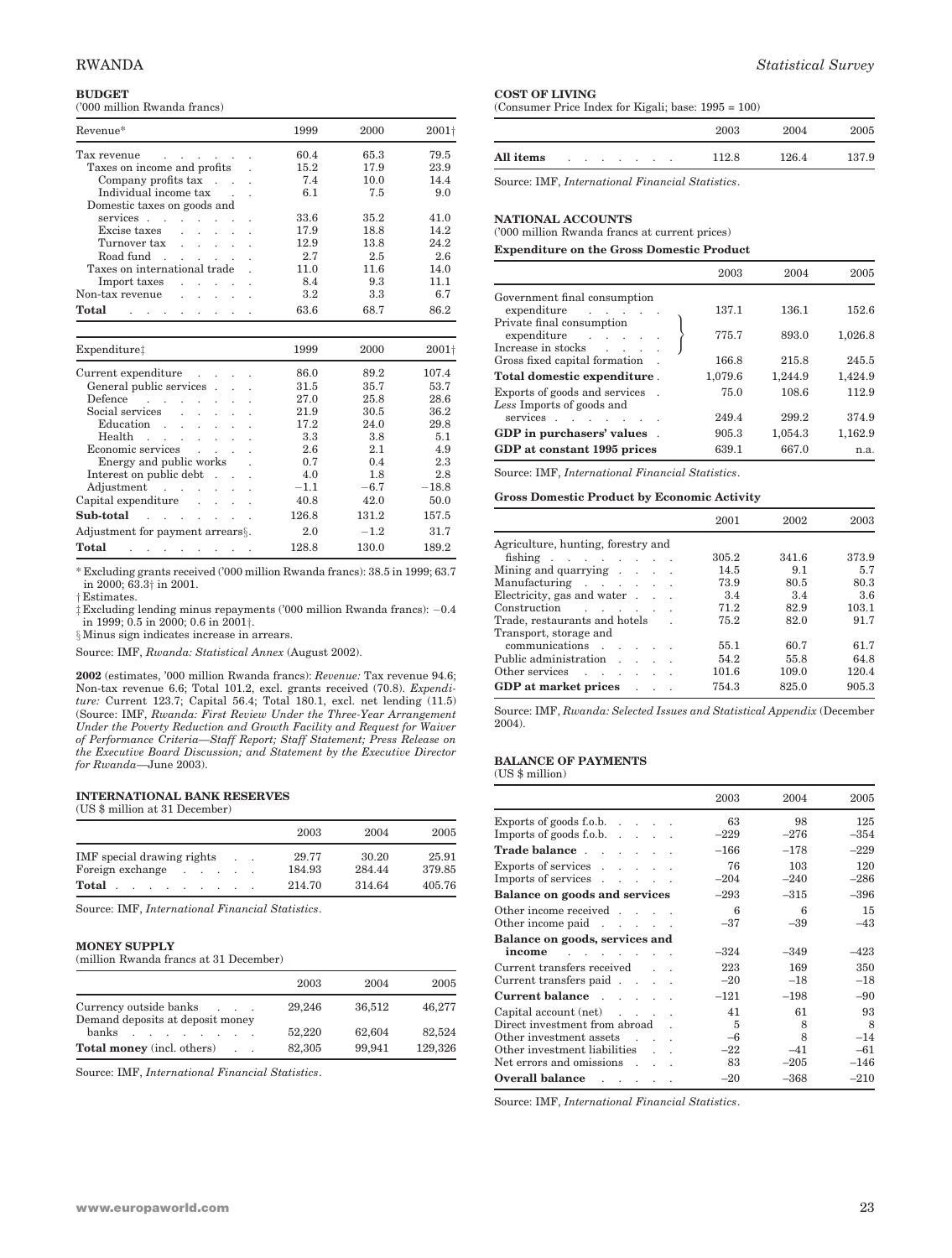### BUDGET

('000 million Rwanda francs)

| Revenue* | 1999 | 2000 | 2001† |
|---|---|---|---|
| Tax revenue | 60.4 | 65.3 | 79.5 |
| Taxes on income and profits | 15.2 | 17.9 | 23.9 |
| Company profits tax | 7.4 | 10.0 | 14.4 |
| Individual income tax | 6.1 | 7.5 | 9.0 |
| Domestic taxes on goods and services | 33.6 | 35.2 | 41.0 |
| Excise taxes | 17.9 | 18.8 | 14.2 |
| Turnover tax | 12.9 | 13.8 | 24.2 |
| Road fund | 2.7 | 2.5 | 2.6 |
| Taxes on international trade | 11.0 | 11.6 | 14.0 |
| Import taxes | 8.4 | 9.3 | 11.1 |
| Non-tax revenue | 3.2 | 3.3 | 6.7 |
| **Total** | 63.6 | 68.7 | 86.2 |

| Expenditure‡ | 1999 | 2000 | 2001† |
|---|---|---|---|
| Current expenditure | 86.0 | 89.2 | 107.4 |
| General public services | 31.5 | 35.7 | 53.7 |
| Defence | 27.0 | 25.8 | 28.6 |
| Social services | 21.9 | 30.5 | 36.2 |
| Education | 17.2 | 24.0 | 29.8 |
| Health | 3.3 | 3.8 | 5.1 |
| Economic services | 2.6 | 2.1 | 4.9 |
| Energy and public works | 0.7 | 0.4 | 2.3 |
| Interest on public debt | 4.0 | 1.8 | 2.8 |
| Adjustment | −1.1 | −6.7 | −18.8 |
| Capital expenditure | 40.8 | 42.0 | 50.0 |
| **Sub-total** | 126.8 | 131.2 | 157.5 |
| Adjustment for payment arrears§ | 2.0 | −1.2 | 31.7 |
| **Total** | 128.8 | 130.0 | 189.2 |

\* Excluding grants received ('000 million Rwanda francs): 38.5 in 1999; 63.7 in 2000; 63.3† in 2001.

† Estimates.

‡ Excluding lending minus repayments ('000 million Rwanda francs): −0.4 in 1999; 0.5 in 2000; 0.6 in 2001†.

§ Minus sign indicates increase in arrears.

Source: IMF, *Rwanda: Statistical Annex* (August 2002).

**2002** (estimates, '000 million Rwanda francs): *Revenue:* Tax revenue 94.6; Non-tax revenue 6.6; Total 101.2, excl. grants received (70.8). *Expenditure:* Current 123.7; Capital 56.4; Total 180.1, excl. net lending (11.5) (Source: IMF, *Rwanda: First Review Under the Three-Year Arrangement Under the Poverty Reduction and Growth Facility and Request for Waiver of Performance Criteria—Staff Report; Staff Statement; Press Release on the Executive Board Discussion; and Statement by the Executive Director for Rwanda*—June 2003).

### INTERNATIONAL BANK RESERVES

(US $ million at 31 December)

| | 2003 | 2004 | 2005 |
|---|---|---|---|
| IMF special drawing rights | 29.77 | 30.20 | 25.91 |
| Foreign exchange | 184.93 | 284.44 | 379.85 |
| **Total** | 214.70 | 314.64 | 405.76 |

Source: IMF, *International Financial Statistics*.

### MONEY SUPPLY

(million Rwanda francs at 31 December)

| | 2003 | 2004 | 2005 |
|---|---|---|---|
| Currency outside banks | 29,246 | 36,512 | 46,277 |
| Demand deposits at deposit money banks | 52,220 | 62,604 | 82,524 |
| **Total money** (incl. others) | 82,305 | 99,941 | 129,326 |

Source: IMF, *International Financial Statistics*.

### COST OF LIVING

(Consumer Price Index for Kigali; base: 1995 = 100)

| | 2003 | 2004 | 2005 |
|---|---|---|---|
| **All items** | 112.8 | 126.4 | 137.9 |

Source: IMF, *International Financial Statistics*.

### NATIONAL ACCOUNTS

('000 million Rwanda francs at current prices)

**Expenditure on the Gross Domestic Product**

| | 2003 | 2004 | 2005 |
|---|---|---|---|
| Government final consumption expenditure | 137.1 | 136.1 | 152.6 |
| Private final consumption expenditure / Increase in stocks | 775.7 | 893.0 | 1,026.8 |
| Gross fixed capital formation | 166.8 | 215.8 | 245.5 |
| **Total domestic expenditure** | 1,079.6 | 1,244.9 | 1,424.9 |
| Exports of goods and services | 75.0 | 108.6 | 112.9 |
| *Less* Imports of goods and services | 249.4 | 299.2 | 374.9 |
| **GDP in purchasers' values** | 905.3 | 1,054.3 | 1,162.9 |
| **GDP at constant 1995 prices** | 639.1 | 667.0 | n.a. |

Source: IMF, *International Financial Statistics*.

**Gross Domestic Product by Economic Activity**

| | 2001 | 2002 | 2003 |
|---|---|---|---|
| Agriculture, hunting, forestry and fishing | 305.2 | 341.6 | 373.9 |
| Mining and quarrying | 14.5 | 9.1 | 5.7 |
| Manufacturing | 73.9 | 80.5 | 80.3 |
| Electricity, gas and water | 3.4 | 3.4 | 3.6 |
| Construction | 71.2 | 82.9 | 103.1 |
| Trade, restaurants and hotels | 75.2 | 82.0 | 91.7 |
| Transport, storage and communications | 55.1 | 60.7 | 61.7 |
| Public administration | 54.2 | 55.8 | 64.8 |
| Other services | 101.6 | 109.0 | 120.4 |
| **GDP at market prices** | 754.3 | 825.0 | 905.3 |

Source: IMF, *Rwanda: Selected Issues and Statistical Appendix* (December 2004).

### BALANCE OF PAYMENTS

(US $ million)

| | 2003 | 2004 | 2005 |
|---|---|---|---|
| Exports of goods f.o.b. | 63 | 98 | 125 |
| Imports of goods f.o.b. | −229 | −276 | −354 |
| **Trade balance** | −166 | −178 | −229 |
| Exports of services | 76 | 103 | 120 |
| Imports of services | −204 | −240 | −286 |
| **Balance on goods and services** | −293 | −315 | −396 |
| Other income received | 6 | 6 | 15 |
| Other income paid | −37 | −39 | −43 |
| **Balance on goods, services and income** | −324 | −349 | −423 |
| Current transfers received | 223 | 169 | 350 |
| Current transfers paid | −20 | −18 | −18 |
| **Current balance** | −121 | −198 | −90 |
| Capital account (net) | 41 | 61 | 93 |
| Direct investment from abroad | 5 | 8 | 8 |
| Other investment assets | −6 | 8 | −14 |
| Other investment liabilities | −22 | −41 | −61 |
| Net errors and omissions | 83 | −205 | −146 |
| **Overall balance** | −20 | −368 | −210 |

Source: IMF, *International Financial Statistics*.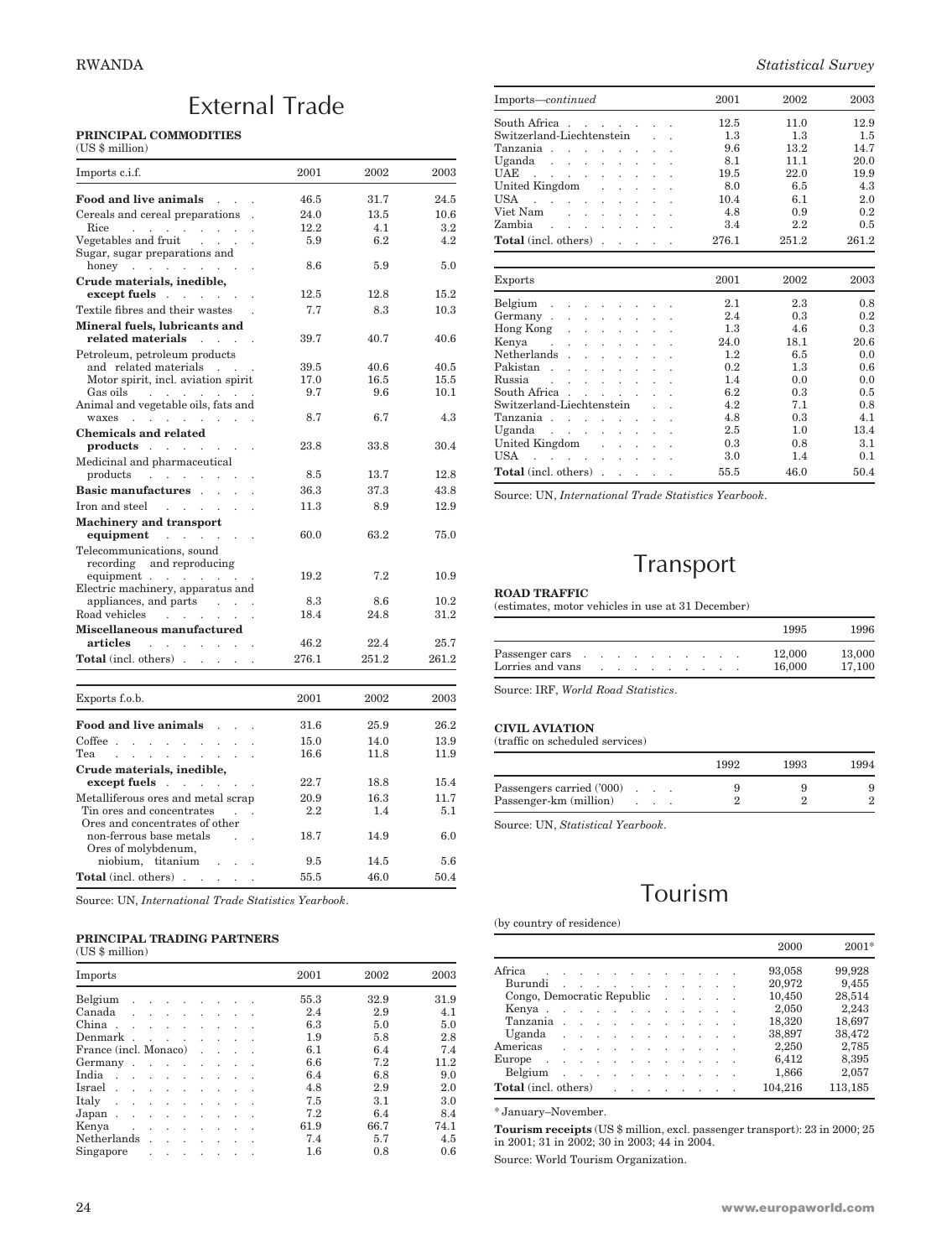# External Trade

**PRINCIPAL COMMODITIES**
(US $ million)

| Imports c.i.f. | 2001 | 2002 | 2003 |
|---|---|---|---|
| **Food and live animals** | 46.5 | 31.7 | 24.5 |
| Cereals and cereal preparations | 24.0 | 13.5 | 10.6 |
| Rice | 12.2 | 4.1 | 3.2 |
| Vegetables and fruit | 5.9 | 6.2 | 4.2 |
| Sugar, sugar preparations and honey | 8.6 | 5.9 | 5.0 |
| **Crude materials, inedible, except fuels** | 12.5 | 12.8 | 15.2 |
| Textile fibres and their wastes | 7.7 | 8.3 | 10.3 |
| **Mineral fuels, lubricants and related materials** | 39.7 | 40.7 | 40.6 |
| Petroleum, petroleum products and related materials | 39.5 | 40.6 | 40.5 |
| Motor spirit, incl. aviation spirit | 17.0 | 16.5 | 15.5 |
| Gas oils | 9.7 | 9.6 | 10.1 |
| Animal and vegetable oils, fats and waxes | 8.7 | 6.7 | 4.3 |
| **Chemicals and related products** | 23.8 | 33.8 | 30.4 |
| Medicinal and pharmaceutical products | 8.5 | 13.7 | 12.8 |
| **Basic manufactures** | 36.3 | 37.3 | 43.8 |
| Iron and steel | 11.3 | 8.9 | 12.9 |
| **Machinery and transport equipment** | 60.0 | 63.2 | 75.0 |
| Telecommunications, sound recording and reproducing equipment | 19.2 | 7.2 | 10.9 |
| Electric machinery, apparatus and appliances, and parts | 8.3 | 8.6 | 10.2 |
| Road vehicles | 18.4 | 24.8 | 31.2 |
| **Miscellaneous manufactured articles** | 46.2 | 22.4 | 25.7 |
| **Total** (incl. others) | 276.1 | 251.2 | 261.2 |

| Exports f.o.b. | 2001 | 2002 | 2003 |
|---|---|---|---|
| **Food and live animals** | 31.6 | 25.9 | 26.2 |
| Coffee | 15.0 | 14.0 | 13.9 |
| Tea | 16.6 | 11.8 | 11.9 |
| **Crude materials, inedible, except fuels** | 22.7 | 18.8 | 15.4 |
| Metalliferous ores and metal scrap | 20.9 | 16.3 | 11.7 |
| Tin ores and concentrates | 2.2 | 1.4 | 5.1 |
| Ores and concentrates of other non-ferrous base metals | 18.7 | 14.9 | 6.0 |
| Ores of molybdenum, niobium, titanium | 9.5 | 14.5 | 5.6 |
| **Total** (incl. others) | 55.5 | 46.0 | 50.4 |

Source: UN, *International Trade Statistics Yearbook*.

**PRINCIPAL TRADING PARTNERS**
(US $ million)

| Imports | 2001 | 2002 | 2003 |
|---|---|---|---|
| Belgium | 55.3 | 32.9 | 31.9 |
| Canada | 2.4 | 2.9 | 4.1 |
| China | 6.3 | 5.0 | 5.0 |
| Denmark | 1.9 | 5.8 | 2.8 |
| France (incl. Monaco) | 6.1 | 6.4 | 7.4 |
| Germany | 6.6 | 7.2 | 11.2 |
| India | 6.4 | 6.8 | 9.0 |
| Israel | 4.8 | 2.9 | 2.0 |
| Italy | 7.5 | 3.1 | 3.0 |
| Japan | 7.2 | 6.4 | 8.4 |
| Kenya | 61.9 | 66.7 | 74.1 |
| Netherlands | 7.4 | 5.7 | 4.5 |
| Singapore | 1.6 | 0.8 | 0.6 |
| South Africa | 12.5 | 11.0 | 12.9 |
| Switzerland-Liechtenstein | 1.3 | 1.3 | 1.5 |
| Tanzania | 9.6 | 13.2 | 14.7 |
| Uganda | 8.1 | 11.1 | 20.0 |
| UAE | 19.5 | 22.0 | 19.9 |
| United Kingdom | 8.0 | 6.5 | 4.3 |
| USA | 10.4 | 6.1 | 2.0 |
| Viet Nam | 4.8 | 0.9 | 0.2 |
| Zambia | 3.4 | 2.2 | 0.5 |
| **Total** (incl. others) | 276.1 | 251.2 | 261.2 |

| Exports | 2001 | 2002 | 2003 |
|---|---|---|---|
| Belgium | 2.1 | 2.3 | 0.8 |
| Germany | 2.4 | 0.3 | 0.2 |
| Hong Kong | 1.3 | 4.6 | 0.3 |
| Kenya | 24.0 | 18.1 | 20.6 |
| Netherlands | 1.2 | 6.5 | 0.0 |
| Pakistan | 0.2 | 1.3 | 0.6 |
| Russia | 1.4 | 0.0 | 0.0 |
| South Africa | 6.2 | 0.3 | 0.5 |
| Switzerland-Liechtenstein | 4.2 | 7.1 | 0.8 |
| Tanzania | 4.8 | 0.3 | 4.1 |
| Uganda | 2.5 | 1.0 | 13.4 |
| United Kingdom | 0.3 | 0.8 | 3.1 |
| USA | 3.0 | 1.4 | 0.1 |
| **Total** (incl. others) | 55.5 | 46.0 | 50.4 |

Source: UN, *International Trade Statistics Yearbook*.

# Transport

**ROAD TRAFFIC**
(estimates, motor vehicles in use at 31 December)

| | 1995 | 1996 |
|---|---|---|
| Passenger cars | 12,000 | 13,000 |
| Lorries and vans | 16,000 | 17,100 |

Source: IRF, *World Road Statistics*.

**CIVIL AVIATION**
(traffic on scheduled services)

| | 1992 | 1993 | 1994 |
|---|---|---|---|
| Passengers carried ('000) | 9 | 9 | 9 |
| Passenger-km (million) | 2 | 2 | 2 |

Source: UN, *Statistical Yearbook*.

# Tourism

(by country of residence)

| | 2000 | 2001* |
|---|---|---|
| Africa | 93,058 | 99,928 |
| Burundi | 20,972 | 9,455 |
| Congo, Democratic Republic | 10,450 | 28,514 |
| Kenya | 2,050 | 2,243 |
| Tanzania | 18,320 | 18,697 |
| Uganda | 38,897 | 38,472 |
| Americas | 2,250 | 2,785 |
| Europe | 6,412 | 8,395 |
| Belgium | 1,866 | 2,057 |
| **Total** (incl. others) | 104,216 | 113,185 |

* January–November.

**Tourism receipts** (US $ million, excl. passenger transport): 23 in 2000; 25 in 2001; 31 in 2002; 30 in 2003; 44 in 2004.

Source: World Tourism Organization.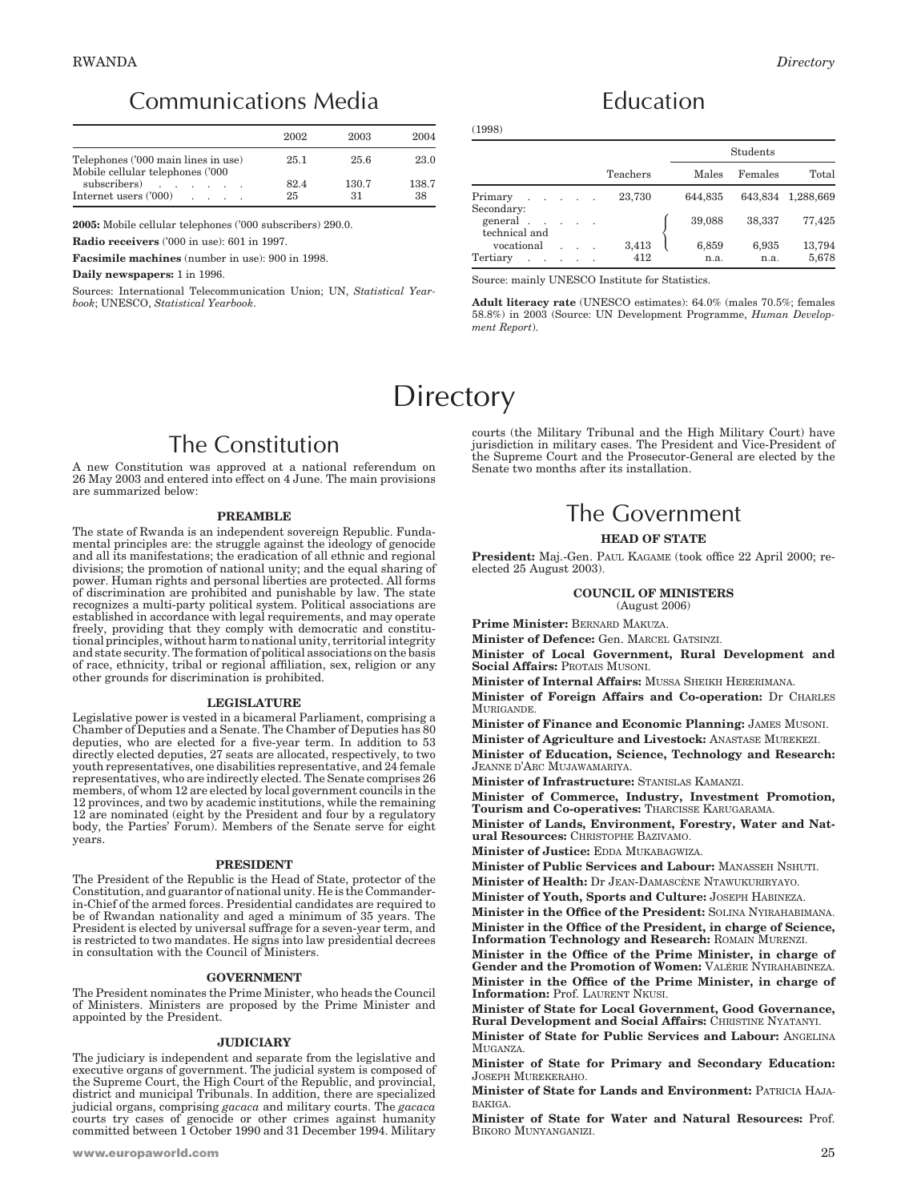## Communications Media

| | 2002 | 2003 | 2004 |
|---|---|---|---|
| Telephones ('000 main lines in use) | 25.1 | 25.6 | 23.0 |
| Mobile cellular telephones ('000 subscribers) | 82.4 | 130.7 | 138.7 |
| Internet users ('000) | 25 | 31 | 38 |

**2005:** Mobile cellular telephones ('000 subscribers) 290.0.

**Radio receivers** ('000 in use): 601 in 1997.

**Facsimile machines** (number in use): 900 in 1998.

**Daily newspapers:** 1 in 1996.

Sources: International Telecommunication Union; UN, *Statistical Yearbook*; UNESCO, *Statistical Yearbook*.

## Education

(1998)

| | Teachers | Students | | |
|---|---|---|---|---|
| | | Males | Females | Total |
| Primary | 23,730 | 644,835 | 643,834 | 1,288,669 |
| Secondary: | | | | |
| general | 3,413 | 39,088 | 38,337 | 77,425 |
| technical and vocational | | 6,859 | 6,935 | 13,794 |
| Tertiary | 412 | n.a. | n.a. | 5,678 |

Source: mainly UNESCO Institute for Statistics.

**Adult literacy rate** (UNESCO estimates): 64.0% (males 70.5%; females 58.8%) in 2003 (Source: UN Development Programme, *Human Development Report*).

# Directory

## The Constitution

A new Constitution was approved at a national referendum on 26 May 2003 and entered into effect on 4 June. The main provisions are summarized below:

### PREAMBLE

The state of Rwanda is an independent sovereign Republic. Fundamental principles are: the struggle against the ideology of genocide and all its manifestations; the eradication of all ethnic and regional divisions; the promotion of national unity; and the equal sharing of power. Human rights and personal liberties are protected. All forms of discrimination are prohibited and punishable by law. The state recognizes a multi-party political system. Political associations are established in accordance with legal requirements, and may operate freely, providing that they comply with democratic and constitutional principles, without harm to national unity, territorial integrity and state security. The formation of political associations on the basis of race, ethnicity, tribal or regional affiliation, sex, religion or any other grounds for discrimination is prohibited.

### LEGISLATURE

Legislative power is vested in a bicameral Parliament, comprising a Chamber of Deputies and a Senate. The Chamber of Deputies has 80 deputies, who are elected for a five-year term. In addition to 53 directly elected deputies, 27 seats are allocated, respectively, to two youth representatives, one disabilities representative, and 24 female representatives, who are indirectly elected. The Senate comprises 26 members, of whom 12 are elected by local government councils in the 12 provinces, and two by academic institutions, while the remaining 12 are nominated (eight by the President and four by a regulatory body, the Parties' Forum). Members of the Senate serve for eight years.

### PRESIDENT

The President of the Republic is the Head of State, protector of the Constitution, and guarantor of national unity. He is the Commander-in-Chief of the armed forces. Presidential candidates are required to be of Rwandan nationality and aged a minimum of 35 years. The President is elected by universal suffrage for a seven-year term, and is restricted to two mandates. He signs into law presidential decrees in consultation with the Council of Ministers.

### GOVERNMENT

The President nominates the Prime Minister, who heads the Council of Ministers. Ministers are proposed by the Prime Minister and appointed by the President.

### JUDICIARY

The judiciary is independent and separate from the legislative and executive organs of government. The judicial system is composed of the Supreme Court, the High Court of the Republic, and provincial, district and municipal Tribunals. In addition, there are specialized judicial organs, comprising *gacaca* and military courts. The *gacaca* courts try cases of genocide or other crimes against humanity committed between 1 October 1990 and 31 December 1994. Military courts (the Military Tribunal and the High Military Court) have jurisdiction in military cases. The President and Vice-President of the Supreme Court and the Prosecutor-General are elected by the Senate two months after its installation.

## The Government

### HEAD OF STATE

**President:** Maj.-Gen. Paul Kagame (took office 22 April 2000; re-elected 25 August 2003).

### COUNCIL OF MINISTERS

(August 2006)

**Prime Minister:** Bernard Makuza.

**Minister of Defence:** Gen. Marcel Gatsinzi.

**Minister of Local Government, Rural Development and Social Affairs:** Protais Musoni.

**Minister of Internal Affairs:** Mussa Sheikh Hererimana.

**Minister of Foreign Affairs and Co-operation:** Dr Charles Murigande.

**Minister of Finance and Economic Planning:** James Musoni.

**Minister of Agriculture and Livestock:** Anastase Murekezi.

**Minister of Education, Science, Technology and Research:** Jeanne d'Arc Mujawamariya.

**Minister of Infrastructure:** Stanislas Kamanzi.

**Minister of Commerce, Industry, Investment Promotion, Tourism and Co-operatives:** Tharcisse Karugarama.

**Minister of Lands, Environment, Forestry, Water and Natural Resources:** Christophe Bazivamo.

**Minister of Justice:** Edda Mukabagwiza.

**Minister of Public Services and Labour:** Manasseh Nshuti.

**Minister of Health:** Dr Jean-Damascène Ntawukuriryayo.

**Minister of Youth, Sports and Culture:** Joseph Habineza.

**Minister in the Office of the President:** Solina Nyirahabimana.

**Minister in the Office of the President, in charge of Science, Information Technology and Research:** Romain Murenzi.

**Minister in the Office of the Prime Minister, in charge of Gender and the Promotion of Women:** Valérie Nyirahabineza.

**Minister in the Office of the Prime Minister, in charge of Information:** Prof. Laurent Nkusi.

**Minister of State for Local Government, Good Governance, Rural Development and Social Affairs:** Christine Nyatanyi.

**Minister of State for Public Services and Labour:** Angelina Muganza.

**Minister of State for Primary and Secondary Education:** Joseph Murekeraho.

**Minister of State for Lands and Environment:** Patricia Hajabakiga.

**Minister of State for Water and Natural Resources:** Prof. Bikoro Munyanganizi.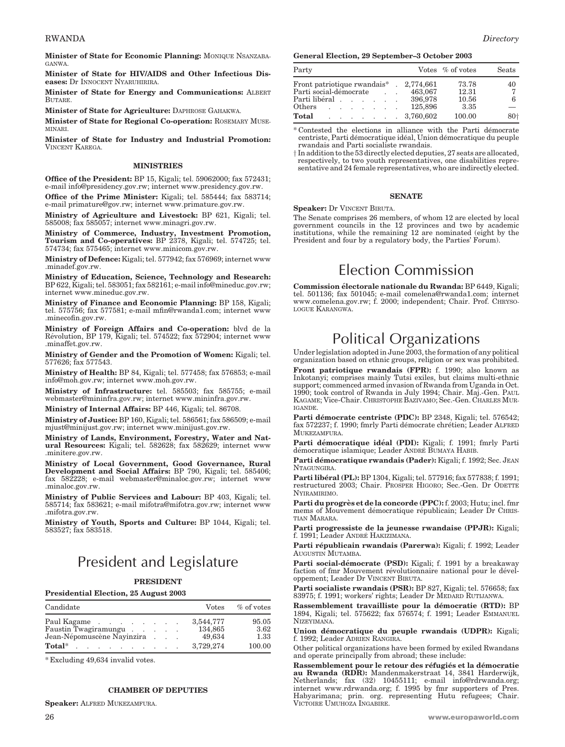**Minister of State for Economic Planning:** MONIQUE NSANZABAGANWA.

**Minister of State for HIV/AIDS and Other Infectious Diseases:** Dr INNOCENT NYARUHIRIRA.

**Minister of State for Energy and Communications:** ALBERT BUTARE.

**Minister of State for Agriculture:** DAPHROSE GAHAKWA.

**Minister of State for Regional Co-operation:** ROSEMARY MUSEMINARI.

**Minister of State for Industry and Industrial Promotion:** VINCENT KAREGA.

### MINISTRIES

**Office of the President:** BP 15, Kigali; tel. 59062000; fax 572431; e-mail info@presidency.gov.rw; internet www.presidency.gov.rw.

**Office of the Prime Minister:** Kigali; tel. 585444; fax 583714; e-mail primature@gov.rw; internet www.primature.gov.rw.

**Ministry of Agriculture and Livestock:** BP 621, Kigali; tel. 585008; fax 585057; internet www.minagri.gov.rw.

**Ministry of Commerce, Industry, Investment Promotion, Tourism and Co-operatives:** BP 2378, Kigali; tel. 574725; tel. 574734; fax 575465; internet www.minicom.gov.rw.

**Ministry of Defence:** Kigali; tel. 577942; fax 576969; internet www.minadef.gov.rw.

**Ministry of Education, Science, Technology and Research:** BP 622, Kigali; tel. 583051; fax 582161; e-mail info@mineduc.gov.rw; internet www.mineduc.gov.rw.

**Ministry of Finance and Economic Planning:** BP 158, Kigali; tel. 575756; fax 577581; e-mail mfin@rwanda1.com; internet www.minecofin.gov.rw.

**Ministry of Foreign Affairs and Co-operation:** blvd de la Révolution, BP 179, Kigali; tel. 574522; fax 572904; internet www.minaffet.gov.rw.

**Ministry of Gender and the Promotion of Women:** Kigali; tel. 577626; fax 577543.

**Ministry of Health:** BP 84, Kigali; tel. 577458; fax 576853; e-mail info@moh.gov.rw; internet www.moh.gov.rw.

**Ministry of Infrastructure:** tel. 585503; fax 585755; e-mail webmaster@mininfra.gov.rw; internet www.mininfra.gov.rw.

**Ministry of Internal Affairs:** BP 446, Kigali; tel. 86708.

**Ministry of Justice:** BP 160, Kigali; tel. 586561; fax 586509; e-mail mjust@minijust.gov.rw; internet www.minijust.gov.rw.

**Ministry of Lands, Environment, Forestry, Water and Natural Resources:** Kigali; tel. 582628; fax 582629; internet www.minitere.gov.rw.

**Ministry of Local Government, Good Governance, Rural Development and Social Affairs:** BP 790, Kigali; tel. 585406; fax 582228; e-mail webmaster@minaloc.gov.rw; internet www.minaloc.gov.rw.

**Ministry of Public Services and Labour:** BP 403, Kigali; tel. 585714; fax 583621; e-mail mifotra@mifotra.gov.rw; internet www.mifotra.gov.rw.

**Ministry of Youth, Sports and Culture:** BP 1044, Kigali; tel. 583527; fax 583518.

## President and Legislature

### PRESIDENT

**Presidential Election, 25 August 2003**

| Candidate | Votes | % of votes |
|---|---|---|
| Paul Kagame | 3,544,777 | 95.05 |
| Faustin Twagiramungu | 134,865 | 3.62 |
| Jean-Népomuscène Nayinzira | 49,634 | 1.33 |
| **Total*** | 3,729,274 | 100.00 |

\* Excluding 49,634 invalid votes.

### CHAMBER OF DEPUTIES

**Speaker:** ALFRED MUKEZAMFURA.

**General Election, 29 September–3 October 2003**

| Party | Votes | % of votes | Seats |
|---|---|---|---|
| Front patriotique rwandais* | 2,774,661 | 73.78 | 40 |
| Parti social-démocrate | 463,067 | 12.31 | 7 |
| Parti libéral | 396,978 | 10.56 | 6 |
| Others | 125,896 | 3.35 | — |
| **Total** | 3,760,602 | 100.00 | 80† |

\* Contested the elections in alliance with the Parti démocrate centriste, Parti démocratique idéal, Union démocratique du peuple rwandais and Parti socialiste rwandais.

† In addition to the 53 directly elected deputies, 27 seats are allocated, respectively, to two youth representatives, one disabilities representative and 24 female representatives, who are indirectly elected.

### SENATE

**Speaker:** Dr VINCENT BIRUTA.

The Senate comprises 26 members, of whom 12 are elected by local government councils in the 12 provinces and two by academic institutions, while the remaining 12 are nominated (eight by the President and four by a regulatory body, the Parties' Forum).

## Election Commission

**Commission électorale nationale du Rwanda:** BP 6449, Kigali; tel. 501136; fax 501045; e-mail comelena@rwanda1.com; internet www.comelena.gov.rw; f. 2000; independent; Chair. Prof. CHRYSOLOGUE KARANGWA.

## Political Organizations

Under legislation adopted in June 2003, the formation of any political organization based on ethnic groups, religion or sex was prohibited.

**Front patriotique rwandais (FPR):** f. 1990; also known as Inkotanyi; comprises mainly Tutsi exiles, but claims multi-ethnic support; commenced armed invasion of Rwanda from Uganda in Oct. 1990; took control of Rwanda in July 1994; Chair. Maj.-Gen. PAUL KAGAME; Vice-Chair. CHRISTOPHE BAZIVAMO; Sec.-Gen. CHARLES MURIGANDE.

**Parti démocrate centriste (PDC):** BP 2348, Kigali; tel. 576542; fax 572237; f. 1990; fmrly Parti démocrate chrétien; Leader ALFRED MUKEZAMFURA.

**Parti démocratique idéal (PDI):** Kigali; f. 1991; fmrly Parti démocratique islamique; Leader ANDRÉ BUMAYA HABIB.

**Parti démocratique rwandais (Pader):** Kigali; f. 1992; Sec. JEAN NTAGUNGIRA.

**Parti libéral (PL):** BP 1304, Kigali; tel. 577916; fax 577838; f. 1991; restructured 2003; Chair. PROSPER HIGORO; Sec.-Gen. Dr ODETTE NYIRAMIRIMO.

**Parti du progrès et de la concorde (PPC):** f. 2003; Hutu; incl. fmr mems of Mouvement démocratique républicain; Leader Dr CHRISTIAN MARARA.

**Parti progressiste de la jeunesse rwandaise (PPJR):** Kigali; f. 1991; Leader ANDRÉ HAKIZIMANA.

**Parti républicain rwandais (Parerwa):** Kigali; f. 1992; Leader AUGUSTIN MUTAMBA.

**Parti social-démocrate (PSD):** Kigali; f. 1991 by a breakaway faction of fmr Mouvement révolutionnaire national pour le développement; Leader Dr VINCENT BIRUTA.

**Parti socialiste rwandais (PSR):** BP 827, Kigali; tel. 576658; fax 83975; f. 1991; workers' rights; Leader Dr MEDARD RUTIJANWA.

**Rassemblement travailliste pour la démocratie (RTD):** BP 1894, Kigali; tel. 575622; fax 576574; f. 1991; Leader EMMANUEL NIZEYIMANA.

**Union démocratique du peuple rwandais (UDPR):** Kigali; f. 1992; Leader ADRIEN RANGIRA.

Other political organizations have been formed by exiled Rwandans and operate principally from abroad; these include:

**Rassemblement pour le retour des réfugiés et la démocratie au Rwanda (RDR):** Mandenmakerstraat 14, 3841 Harderwijk, Netherlands; fax (32) 10455111; e-mail info@rdrwanda.org; internet www.rdrwanda.org; f. 1995 by fmr supporters of Pres. Habyarimana; prin. org. representing Hutu refugees; Chair. VICTOIRE UMUHOZA INGABIRE.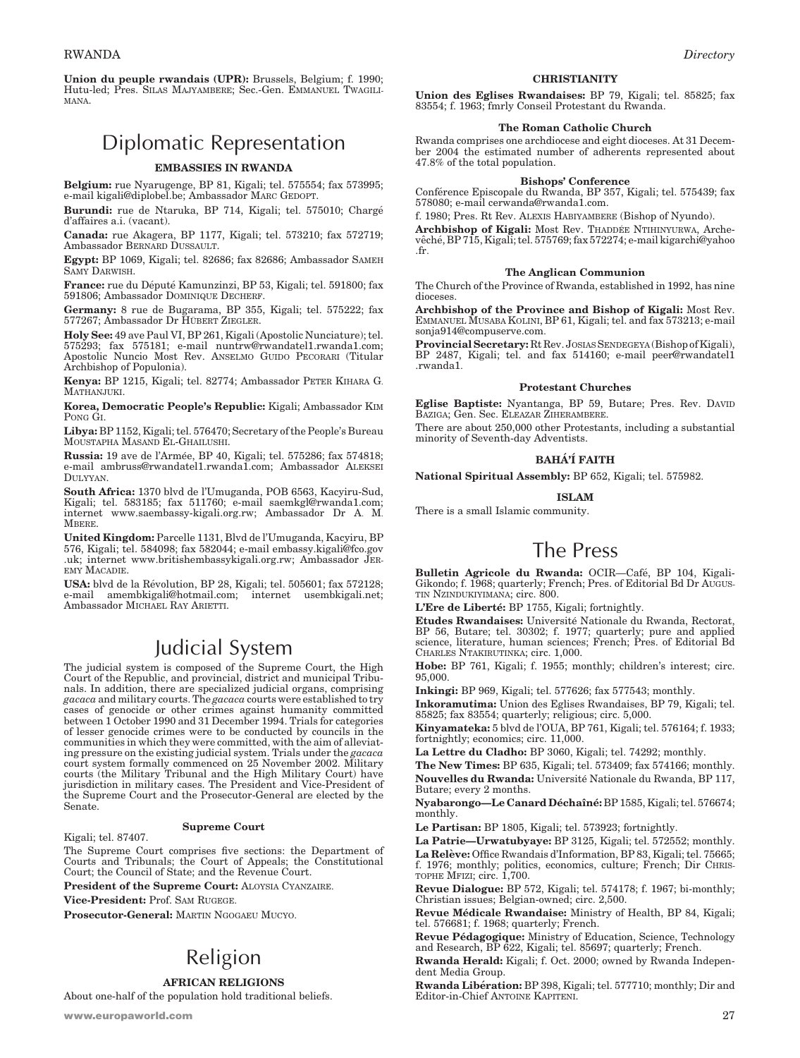**Union du peuple rwandais (UPR):** Brussels, Belgium; f. 1990; Hutu-led; Pres. SILAS MAJYAMBERE; Sec.-Gen. EMMANUEL TWAGILIMANA.

# Diplomatic Representation

### EMBASSIES IN RWANDA

**Belgium:** rue Nyarugenge, BP 81, Kigali; tel. 575554; fax 573995; e-mail kigali@diplobel.be; Ambassador MARC GEDOPT.

**Burundi:** rue de Ntaruka, BP 714, Kigali; tel. 575010; Chargé d'affaires a.i. (vacant).

**Canada:** rue Akagera, BP 1177, Kigali; tel. 573210; fax 572719; Ambassador BERNARD DUSSAULT.

**Egypt:** BP 1069, Kigali; tel. 82686; fax 82686; Ambassador SAMEH SAMY DARWISH.

**France:** rue du Député Kamunzinzi, BP 53, Kigali; tel. 591800; fax 591806; Ambassador DOMINIQUE DECHERF.

**Germany:** 8 rue de Bugarama, BP 355, Kigali; tel. 575222; fax 577267; Ambassador Dr HUBERT ZIEGLER.

**Holy See:** 49 ave Paul VI, BP 261, Kigali (Apostolic Nunciature); tel. 575293; fax 575181; e-mail nuntrw@rwandatel1.rwanda1.com; Apostolic Nuncio Most Rev. ANSELMO GUIDO PECORARI (Titular Archbishop of Populonia).

**Kenya:** BP 1215, Kigali; tel. 82774; Ambassador PETER KIHARA G. MATHANJUKI.

**Korea, Democratic People's Republic:** Kigali; Ambassador KIM PONG GI.

**Libya:** BP 1152, Kigali; tel. 576470; Secretary of the People's Bureau MOUSTAPHA MASAND EL-GHAILUSHI.

**Russia:** 19 ave de l'Armée, BP 40, Kigali; tel. 575286; fax 574818; e-mail ambruss@rwandatel1.rwanda1.com; Ambassador ALEKSEI DULYYAN.

**South Africa:** 1370 blvd de l'Umuganda, POB 6563, Kacyiru-Sud, Kigali; tel. 583185; fax 511760; e-mail saemkgl@rwanda1.com; internet www.saembassy-kigali.org.rw; Ambassador Dr A. M. MBERE.

**United Kingdom:** Parcelle 1131, Blvd de l'Umuganda, Kacyiru, BP 576, Kigali; tel. 584098; fax 582044; e-mail embassy.kigali@fco.gov.uk; internet www.britishembassykigali.org.rw; Ambassador JEREMY MACADIE.

**USA:** blvd de la Révolution, BP 28, Kigali; tel. 505601; fax 572128; e-mail amembkigali@hotmail.com; internet usembkigali.net; Ambassador MICHAEL RAY ARIETTI.

# Judicial System

The judicial system is composed of the Supreme Court, the High Court of the Republic, and provincial, district and municipal Tribunals. In addition, there are specialized judicial organs, comprising *gacaca* and military courts. The *gacaca* courts were established to try cases of genocide or other crimes against humanity committed between 1 October 1990 and 31 December 1994. Trials for categories of lesser genocide crimes were to be conducted by councils in the communities in which they were committed, with the aim of alleviating pressure on the existing judicial system. Trials under the *gacaca* court system formally commenced on 25 November 2002. Military courts (the Military Tribunal and the High Military Court) have jurisdiction in military cases. The President and Vice-President of the Supreme Court and the Prosecutor-General are elected by the Senate.

### Supreme Court

Kigali; tel. 87407.

The Supreme Court comprises five sections: the Department of Courts and Tribunals; the Court of Appeals; the Constitutional Court; the Council of State; and the Revenue Court.

**President of the Supreme Court:** ALOYSIA CYANZAIRE.

**Vice-President:** Prof. SAM RUGEGE.

**Prosecutor-General:** MARTIN NGOGAEU MUCYO.

# Religion

### AFRICAN RELIGIONS

About one-half of the population hold traditional beliefs.

### CHRISTIANITY

**Union des Eglises Rwandaises:** BP 79, Kigali; tel. 85825; fax 83554; f. 1963; fmrly Conseil Protestant du Rwanda.

#### The Roman Catholic Church

Rwanda comprises one archdiocese and eight dioceses. At 31 December 2004 the estimated number of adherents represented about 47.8% of the total population.

#### Bishops' Conference

Conférence Episcopale du Rwanda, BP 357, Kigali; tel. 575439; fax 578080; e-mail cerwanda@rwanda1.com.

f. 1980; Pres. Rt Rev. ALEXIS HABIYAMBERE (Bishop of Nyundo).

**Archbishop of Kigali:** Most Rev. THADDÉE NTIHINYURWA, Archevêché, BP 715, Kigali; tel. 575769; fax 572274; e-mail kigarchi@yahoo.fr.

#### The Anglican Communion

The Church of the Province of Rwanda, established in 1992, has nine dioceses.

**Archbishop of the Province and Bishop of Kigali:** Most Rev. EMMANUEL MUSABA KOLINI, BP 61, Kigali; tel. and fax 573213; e-mail sonja914@compuserve.com.

**Provincial Secretary:** Rt Rev. JOSIAS SENDEGEYA (Bishop of Kigali), BP 2487, Kigali; tel. and fax 514160; e-mail peer@rwandatel1.rwanda1.

#### Protestant Churches

**Eglise Baptiste:** Nyantanga, BP 59, Butare; Pres. Rev. DAVID BAZIGA; Gen. Sec. ELEAZAR ZIHERAMBERE.

There are about 250,000 other Protestants, including a substantial minority of Seventh-day Adventists.

### BAHÁ'Í FAITH

**National Spiritual Assembly:** BP 652, Kigali; tel. 575982.

### ISLAM

There is a small Islamic community.

# The Press

**Bulletin Agricole du Rwanda:** OCIR—Café, BP 104, Kigali-Gikondo; f. 1968; quarterly; French; Pres. of Editorial Bd Dr AUGUSTIN NZINDUKIYIMANA; circ. 800.

**L'Ere de Liberté:** BP 1755, Kigali; fortnightly.

**Etudes Rwandaises:** Université Nationale du Rwanda, Rectorat, BP 56, Butare; tel. 30302; f. 1977; quarterly; pure and applied science, literature, human sciences; French; Pres. of Editorial Bd CHARLES NTAKIRUTINKA; circ. 1,000.

**Hobe:** BP 761, Kigali; f. 1955; monthly; children's interest; circ. 95,000.

**Inkingi:** BP 969, Kigali; tel. 577626; fax 577543; monthly.

**Inkoramutima:** Union des Eglises Rwandaises, BP 79, Kigali; tel. 85825; fax 83554; quarterly; religious; circ. 5,000.

**Kinyamateka:** 5 blvd de l'OUA, BP 761, Kigali; tel. 576164; f. 1933; fortnightly; economics; circ. 11,000.

**La Lettre du Cladho:** BP 3060, Kigali; tel. 74292; monthly.

**The New Times:** BP 635, Kigali; tel. 573409; fax 574166; monthly.

**Nouvelles du Rwanda:** Université Nationale du Rwanda, BP 117, Butare; every 2 months.

**Nyabarongo—Le Canard Déchaîné:** BP 1585, Kigali; tel. 576674; monthly.

**Le Partisan:** BP 1805, Kigali; tel. 573923; fortnightly.

**La Patrie—Urwatubyaye:** BP 3125, Kigali; tel. 572552; monthly.

**La Relève:** Office Rwandais d'Information, BP 83, Kigali; tel. 75665; f. 1976; monthly; politics, economics, culture; French; Dir CHRISTOPHE MFIZI; circ. 1,700.

**Revue Dialogue:** BP 572, Kigali; tel. 574178; f. 1967; bi-monthly; Christian issues; Belgian-owned; circ. 2,500.

**Revue Médicale Rwandaise:** Ministry of Health, BP 84, Kigali; tel. 576681; f. 1968; quarterly; French.

**Revue Pédagogique:** Ministry of Education, Science, Technology and Research, BP 622, Kigali; tel. 85697; quarterly; French.

**Rwanda Herald:** Kigali; f. Oct. 2000; owned by Rwanda Independent Media Group.

**Rwanda Libération:** BP 398, Kigali; tel. 577710; monthly; Dir and Editor-in-Chief ANTOINE KAPITENI.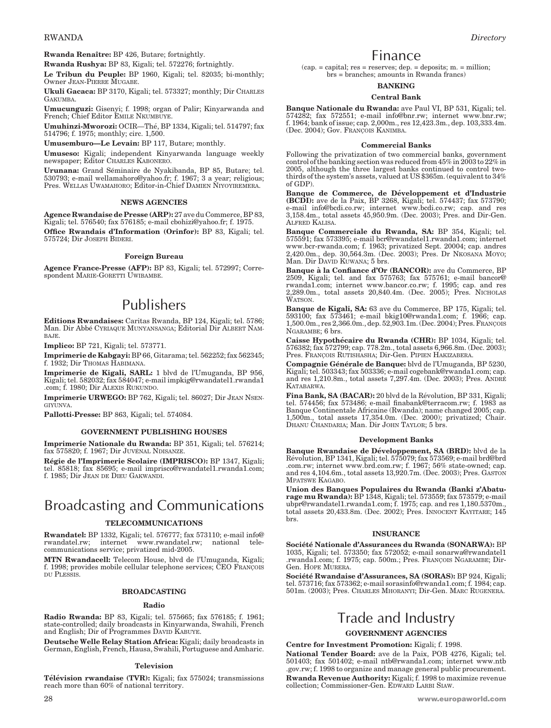**Rwanda Renaître:** BP 426, Butare; fortnightly.

**Rwanda Rushya:** BP 83, Kigali; tel. 572276; fortnightly.

**Le Tribun du Peuple:** BP 1960, Kigali; tel. 82035; bi-monthly; Owner Jean-Pierre Mugabe.

**Ukuli Gacaca:** BP 3170, Kigali; tel. 573327; monthly; Dir Charles Gakumba.

**Umucunguzi:** Gisenyi; f. 1998; organ of Palir; Kinyarwanda and French; Chief Editor Emile Nkumbuye.

**Umuhinzi-Mworozi:** OCIR—Thé, BP 1334, Kigali; tel. 514797; fax 514796; f. 1975; monthly; circ. 1,500.

**Umusemburo—Le Levain:** BP 117, Butare; monthly.

**Umuseso:** Kigali; independent Kinyarwanda language weekly newspaper; Editor Charles Kabonero.

**Urunana:** Grand Séminaire de Nyakibanda, BP 85, Butare; tel. 530793; e-mail wellamahoro@yahoo.fr; f. 1967; 3 a year; religious; Pres. Wellas Uwamahoro; Editor-in-Chief Damien Niyoyiremera.

### NEWS AGENCIES

**Agence Rwandaise de Presse (ARP):** 27 ave du Commerce, BP 83, Kigali; tel. 576540; fax 576185; e-mail cbohizi@yahoo.fr; f. 1975.

**Office Rwandais d'Information (Orinfor):** BP 83, Kigali; tel. 575724; Dir Joseph Bideri.

#### Foreign Bureau

**Agence France-Presse (AFP):** BP 83, Kigali; tel. 572997; Correspondent Marie-Goretti Uwibambe.

## Publishers

**Editions Rwandaises:** Caritas Rwanda, BP 124, Kigali; tel. 5786; Man. Dir Abbé Cyriaque Munyansanga; Editorial Dir Albert Nambaje.

**Implico:** BP 721, Kigali; tel. 573771.

**Imprimerie de Kabgayi:** BP 66, Gitarama; tel. 562252; fax 562345; f. 1932; Dir Thomas Habimana.

**Imprimerie de Kigali, SARL:** 1 blvd de l'Umuganda, BP 956, Kigali; tel. 582032; fax 584047; e-mail impkig@rwandatel1.rwanda1.com; f. 1980; Dir Alexis Rukundo.

**Imprimerie URWEGO:** BP 762, Kigali; tel. 86027; Dir Jean Nsengiyunva.

**Pallotti-Presse:** BP 863, Kigali; tel. 574084.

### GOVERNMENT PUBLISHING HOUSES

**Imprimerie Nationale du Rwanda:** BP 351, Kigali; tel. 576214; fax 575820; f. 1967; Dir Juvénal Ndisanze.

**Régie de l'Imprimerie Scolaire (IMPRISCO):** BP 1347, Kigali; tel. 85818; fax 85695; e-mail imprisco@rwandatel1.rwanda1.com; f. 1985; Dir Jean de Dieu Gakwandi.

## Broadcasting and Communications

### TELECOMMUNICATIONS

**Rwandatel:** BP 1332, Kigali; tel. 576777; fax 573110; e-mail info@rwandatel.rw; internet www.rwandatel.rw; national telecommunications service; privatized mid-2005.

**MTN Rwandacell:** Telecom House, blvd de l'Umuganda, Kigali; f. 1998; provides mobile cellular telephone services; CEO François du Plessis.

### BROADCASTING

#### Radio

**Radio Rwanda:** BP 83, Kigali; tel. 575665; fax 576185; f. 1961; state-controlled; daily broadcasts in Kinyarwanda, Swahili, French and English; Dir of Programmes David Kabuye.

**Deutsche Welle Relay Station Africa:** Kigali; daily broadcasts in German, English, French, Hausa, Swahili, Portuguese and Amharic.

#### Television

**Télévision rwandaise (TVR):** Kigali; fax 575024; transmissions reach more than 60% of national territory.

## Finance

(cap. = capital; res = reserves; dep. = deposits; m. = million; brs = branches; amounts in Rwanda francs)

### BANKING

#### Central Bank

**Banque Nationale du Rwanda:** ave Paul VI, BP 531, Kigali; tel. 574282; fax 572551; e-mail info@bnr.rw; internet www.bnr.rw; f. 1964; bank of issue; cap. 2,000m., res 12,423.3m., dep. 103,333.4m. (Dec. 2004); Gov. François Kanimba.

#### Commercial Banks

Following the privatization of two commercial banks, government control of the banking section was reduced from 45% in 2003 to 22% in 2005, although the three largest banks continued to control two-thirds of the system's assets, valued at US $365m. (equivalent to 34% of GDP).

**Banque de Commerce, de Développement et d'Industrie (BCDI):** ave de la Paix, BP 3268, Kigali; tel. 574437; fax 573790; e-mail info@bcdi.co.rw; internet www.bcdi.co.rw; cap. and res 3,158.4m., total assets 45,950.9m. (Dec. 2003); Pres. and Dir-Gen. Alfred Kalisa.

**Banque Commerciale du Rwanda, SA:** BP 354, Kigali; tel. 575591; fax 573395; e-mail bcr@rwandatel1.rwanda1.com; internet www.bcr-rwanda.com; f. 1963; privatized Sept. 20004; cap. andres 2,420.0m., dep. 30,564.3m. (Dec. 2003); Pres. Dr Nkosana Moyo; Man. Dir David Kuwana; 5 brs.

**Banque à la Confiance d'Or (BANCOR):** ave du Commerce, BP 2509, Kigali; tel. and fax 575763; fax 575761; e-mail bancor@rwanda1.com; internet www.bancor.co.rw; f. 1995; cap. and res 2,289.0m., total assets 20,840.4m. (Dec. 2005); Pres. Nicholas Watson.

**Banque de Kigali, SA:** 63 ave du Commerce, BP 175, Kigali; tel. 593100; fax 573461; e-mail bkig10@rwanda1.com; f. 1966; cap. 1,500.0m., res 2,366.0m., dep. 52,903.1m. (Dec. 2004); Pres. François Ngarambe; 6 brs.

**Caisse Hypothécaire du Rwanda (CHR):** BP 1034, Kigali; tel. 576382; fax 572799; cap. 778.2m., total assets 6,966.8m. (Dec. 2003); Pres. François Rutishasha; Dir-Gen. Pipien Hakizabera.

**Compagnie Générale de Banque:** blvd de l'Umuganda, BP 5230, Kigali; tel. 503343; fax 503336; e-mail cogebank@rwanda1.com; cap. and res 1,210.8m., total assets 7,297.4m. (Dec. 2003); Pres. André Katabarwa.

**Fina Bank, SA (BACAR):** 20 blvd de la Révolution, BP 331, Kigali; tel. 574456; fax 573486; e-mail finabank@terracom.rw; f. 1983 as Banque Continentale Africaine (Rwanda); name changed 2005; cap. 1,500m., total assets 17,354.0m. (Dec. 2000); privatized; Chair. Dhanu Chandaria; Man. Dir John Taylor; 5 brs.

#### Development Banks

**Banque Rwandaise de Développement, SA (BRD):** blvd de la Révolution, BP 1341, Kigali; tel. 575079; fax 573569; e-mail brd@brd.com.rw; internet www.brd.com.rw; f. 1967; 56% state-owned; cap. and res 4,104.6m., total assets 13,920.7m. (Dec. 2003); Pres. Gaston Mpatswe Kagabo.

**Union des Banques Populaires du Rwanda (Banki z'Abaturage mu Rwanda):** BP 1348, Kigali; tel. 573559; fax 573579; e-mail ubpr@rwandatel1.rwanda1.com; f. 1975; cap. and res 1,180.5370m., total assets 20,433.8m. (Dec. 2002); Pres. Innocent Kayitare; 145 brs.

### INSURANCE

**Société Nationale d'Assurances du Rwanda (SONARWA):** BP 1035, Kigali; tel. 573350; fax 572052; e-mail sonarwa@rwandatel1.rwanda1.com; f. 1975; cap. 500m.; Pres. François Ngarambe; Dir-Gen. Hope Murera.

**Société Rwandaise d'Assurances, SA (SORAS):** BP 924, Kigali; tel. 573716; fax 573362; e-mail sorasinfo@rwanda1.com; f. 1984; cap. 501m. (2003); Pres. Charles Mhoranyi; Dir-Gen. Marc Rugenera.

## Trade and Industry

### GOVERNMENT AGENCIES

**Centre for Investment Promotion:** Kigali; f. 1998.

**National Tender Board:** ave de la Paix, POB 4276, Kigali; tel. 501403; fax 501402; e-mail ntb@rwanda1.com; internet www.ntb.gov.rw; f. 1998 to organize and manage general public procurement.

**Rwanda Revenue Authority:** Kigali; f. 1998 to maximize revenue collection; Commissioner-Gen. Edward Larbi Siaw.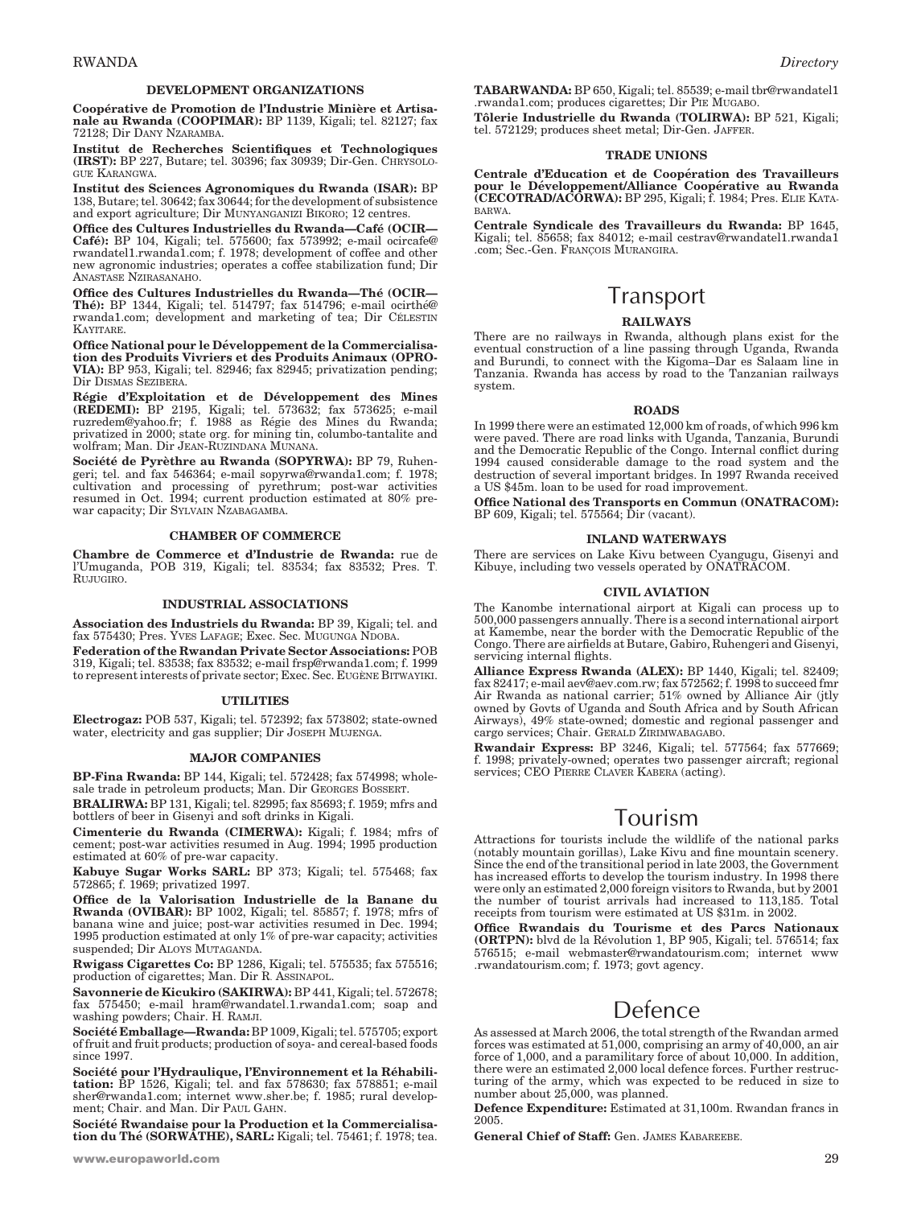### DEVELOPMENT ORGANIZATIONS

**Coopérative de Promotion de l'Industrie Minière et Artisanale au Rwanda (COOPIMAR):** BP 1139, Kigali; tel. 82127; fax 72128; Dir DANY NZARAMBA.

**Institut de Recherches Scientifiques et Technologiques (IRST):** BP 227, Butare; tel. 30396; fax 30939; Dir-Gen. CHRYSOLOGUE KARANGWA.

**Institut des Sciences Agronomiques du Rwanda (ISAR):** BP 138, Butare; tel. 30642; fax 30644; for the development of subsistence and export agriculture; Dir MUNYANGANIZI BIKORO; 12 centres.

**Office des Cultures Industrielles du Rwanda—Café (OCIR—Café):** BP 104, Kigali; tel. 575600; fax 573992; e-mail ocircafe@rwandatel1.rwanda1.com; f. 1978; development of coffee and other new agronomic industries; operates a coffee stabilization fund; Dir ANASTASE NZIRASANAHO.

**Office des Cultures Industrielles du Rwanda—Thé (OCIR—Thé):** BP 1344, Kigali; tel. 514797; fax 514796; e-mail ocirthé@rwanda1.com; development and marketing of tea; Dir CÉLESTIN KAYITARE.

**Office National pour le Développement de la Commercialisation des Produits Vivriers et des Produits Animaux (OPROVIA):** BP 953, Kigali; tel. 82946; fax 82945; privatization pending; Dir DISMAS SEZIBERA.

**Régie d'Exploitation et de Développement des Mines (REDEMI):** BP 2195, Kigali; tel. 573632; fax 573625; e-mail ruzredem@yahoo.fr; f. 1988 as Régie des Mines du Rwanda; privatized in 2000; state org. for mining tin, columbo-tantalite and wolfram; Man. Dir JEAN-RUZINDANA MUNANA.

**Société de Pyrèthre au Rwanda (SOPYRWA):** BP 79, Ruhengeri; tel. and fax 546364; e-mail sopyrwa@rwanda1.com; f. 1978; cultivation and processing of pyrethrum; post-war activities resumed in Oct. 1994; current production estimated at 80% pre-war capacity; Dir SYLVAIN NZABAGAMBA.

### CHAMBER OF COMMERCE

**Chambre de Commerce et d'Industrie de Rwanda:** rue de l'Umuganda, POB 319, Kigali; tel. 83534; fax 83532; Pres. T. RUJUGIRO.

### INDUSTRIAL ASSOCIATIONS

**Association des Industriels du Rwanda:** BP 39, Kigali; tel. and fax 575430; Pres. YVES LAFAGE; Exec. Sec. MUGUNGA NDOBA.

**Federation of the Rwandan Private Sector Associations:** POB 319, Kigali; tel. 83538; fax 83532; e-mail frsp@rwanda1.com; f. 1999 to represent interests of private sector; Exec. Sec. EUGÈNE BITWAYIKI.

### UTILITIES

**Electrogaz:** POB 537, Kigali; tel. 572392; fax 573802; state-owned water, electricity and gas supplier; Dir JOSEPH MUJENGA.

### MAJOR COMPANIES

**BP-Fina Rwanda:** BP 144, Kigali; tel. 572428; fax 574998; wholesale trade in petroleum products; Man. Dir GEORGES BOSSERT.

**BRALIRWA:** BP 131, Kigali; tel. 82995; fax 85693; f. 1959; mfrs and bottlers of beer in Gisenyi and soft drinks in Kigali.

**Cimenterie du Rwanda (CIMERWA):** Kigali; f. 1984; mfrs of cement; post-war activities resumed in Aug. 1994; 1995 production estimated at 60% of pre-war capacity.

**Kabuye Sugar Works SARL:** BP 373; Kigali; tel. 575468; fax 572865; f. 1969; privatized 1997.

**Office de la Valorisation Industrielle de la Banane du Rwanda (OVIBAR):** BP 1002, Kigali; tel. 85857; f. 1978; mfrs of banana wine and juice; post-war activities resumed in Dec. 1994; 1995 production estimated at only 1% of pre-war capacity; activities suspended; Dir ALOYS MUTAGANDA.

**Rwigass Cigarettes Co:** BP 1286, Kigali; tel. 575535; fax 575516; production of cigarettes; Man. Dir R. ASSINAPOL.

**Savonnerie de Kicukiro (SAKIRWA):** BP 441, Kigali; tel. 572678; fax 575450; e-mail hram@rwandatel.1.rwanda1.com; soap and washing powders; Chair. H. RAMJI.

**Société Emballage—Rwanda:** BP 1009, Kigali; tel. 575705; export of fruit and fruit products; production of soya- and cereal-based foods since 1997.

**Société pour l'Hydraulique, l'Environnement et la Réhabilitation:** BP 1526, Kigali; tel. and fax 578630; fax 578851; e-mail sher@rwanda1.com; internet www.sher.be; f. 1985; rural development; Chair. and Man. Dir PAUL GAHN.

**Société Rwandaise pour la Production et la Commercialisation du Thé (SORWATHE), SARL:** Kigali; tel. 75461; f. 1978; tea.

**TABARWANDA:** BP 650, Kigali; tel. 85539; e-mail tbr@rwandatel1.rwanda1.com; produces cigarettes; Dir PIE MUGABO.

**Tôlerie Industrielle du Rwanda (TOLIRWA):** BP 521, Kigali; tel. 572129; produces sheet metal; Dir-Gen. JAFFER.

### TRADE UNIONS

**Centrale d'Education et de Coopération des Travailleurs pour le Développement/Alliance Coopérative au Rwanda (CECOTRAD/ACORWA):** BP 295, Kigali; f. 1984; Pres. ELIE KATABARWA.

**Centrale Syndicale des Travailleurs du Rwanda:** BP 1645, Kigali; tel. 85658; fax 84012; e-mail cestrav@rwandatel1.rwanda1.com; Sec.-Gen. FRANÇOIS MURANGIRA.

## Transport

### RAILWAYS

There are no railways in Rwanda, although plans exist for the eventual construction of a line passing through Uganda, Rwanda and Burundi, to connect with the Kigoma–Dar es Salaam line in Tanzania. Rwanda has access by road to the Tanzanian railways system.

### ROADS

In 1999 there were an estimated 12,000 km of roads, of which 996 km were paved. There are road links with Uganda, Tanzania, Burundi and the Democratic Republic of the Congo. Internal conflict during 1994 caused considerable damage to the road system and the destruction of several important bridges. In 1997 Rwanda received a US $45m. loan to be used for road improvement.

**Office National des Transports en Commun (ONATRACOM):** BP 609, Kigali; tel. 575564; Dir (vacant).

### INLAND WATERWAYS

There are services on Lake Kivu between Cyangugu, Gisenyi and Kibuye, including two vessels operated by ONATRACOM.

### CIVIL AVIATION

The Kanombe international airport at Kigali can process up to 500,000 passengers annually. There is a second international airport at Kamembe, near the border with the Democratic Republic of the Congo. There are airfields at Butare, Gabiro, Ruhengeri and Gisenyi, servicing internal flights.

**Alliance Express Rwanda (ALEX):** BP 1440, Kigali; tel. 82409; fax 82417; e-mail aev@aev.com.rw; fax 572562; f. 1998 to succeed fmr Air Rwanda as national carrier; 51% owned by Alliance Air (jtly owned by Govts of Uganda and South Africa and by South African Airways), 49% state-owned; domestic and regional passenger and cargo services; Chair. GERALD ZIRIMWABAGABO.

**Rwandair Express:** BP 3246, Kigali; tel. 577564; fax 577669; f. 1998; privately-owned; operates two passenger aircraft; regional services; CEO PIERRE CLAVER KABERA (acting).

## Tourism

Attractions for tourists include the wildlife of the national parks (notably mountain gorillas), Lake Kivu and fine mountain scenery. Since the end of the transitional period in late 2003, the Government has increased efforts to develop the tourism industry. In 1998 there were only an estimated 2,000 foreign visitors to Rwanda, but by 2001 the number of tourist arrivals had increased to 113,185. Total receipts from tourism were estimated at US $31m. in 2002.

**Office Rwandais du Tourisme et des Parcs Nationaux (ORTPN):** blvd de la Révolution 1, BP 905, Kigali; tel. 576514; fax 576515; e-mail webmaster@rwandatourism.com; internet www.rwandatourism.com; f. 1973; govt agency.

## Defence

As assessed at March 2006, the total strength of the Rwandan armed forces was estimated at 51,000, comprising an army of 40,000, an air force of 1,000, and a paramilitary force of about 10,000. In addition, there were an estimated 2,000 local defence forces. Further restructuring of the army, which was expected to be reduced in size to number about 25,000, was planned.

**Defence Expenditure:** Estimated at 31,100m. Rwandan francs in 2005.

**General Chief of Staff:** Gen. JAMES KABAREEBE.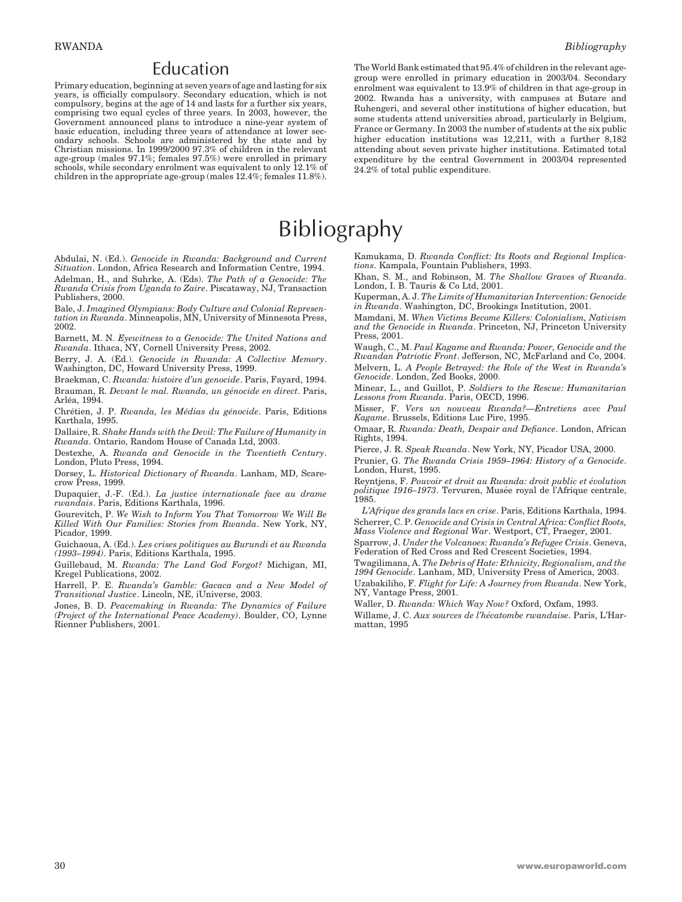## Education

Primary education, beginning at seven years of age and lasting for six years, is officially compulsory. Secondary education, which is not compulsory, begins at the age of 14 and lasts for a further six years, comprising two equal cycles of three years. In 2003, however, the Government announced plans to introduce a nine-year system of basic education, including three years of attendance at lower secondary schools. Schools are administered by the state and by Christian missions. In 1999/2000 97.3% of children in the relevant age-group (males 97.1%; females 97.5%) were enrolled in primary schools, while secondary enrolment was equivalent to only 12.1% of children in the appropriate age-group (males 12.4%; females 11.8%). The World Bank estimated that 95.4% of children in the relevant age-group were enrolled in primary education in 2003/04. Secondary enrolment was equivalent to 13.9% of children in that age-group in 2002. Rwanda has a university, with campuses at Butare and Ruhengeri, and several other institutions of higher education, but some students attend universities abroad, particularly in Belgium, France or Germany. In 2003 the number of students at the six public higher education institutions was 12,211, with a further 8,182 attending about seven private higher institutions. Estimated total expenditure by the central Government in 2003/04 represented 24.2% of total public expenditure.

# Bibliography

Abdulai, N. (Ed.). *Genocide in Rwanda: Background and Current Situation*. London, Africa Research and Information Centre, 1994.

Adelman, H., and Suhrke, A. (Eds). *The Path of a Genocide: The Rwanda Crisis from Uganda to Zaire*. Piscataway, NJ, Transaction Publishers, 2000.

Bale, J. *Imagined Olympians: Body Culture and Colonial Representation in Rwanda*. Minneapolis, MN, University of Minnesota Press, 2002.

Barnett, M. N. *Eyewitness to a Genocide: The United Nations and Rwanda*. Ithaca, NY, Cornell University Press, 2002.

Berry, J. A. (Ed.). *Genocide in Rwanda: A Collective Memory*. Washington, DC, Howard University Press, 1999.

Braekman, C. *Rwanda: histoire d'un genocide*. Paris, Fayard, 1994.

Brauman, R. *Devant le mal. Rwanda, un génocide en direct*. Paris, Arléa, 1994.

Chrétien, J. P. *Rwanda, les Médias du génocide*. Paris, Editions Karthala, 1995.

Dallaire, R. *Shake Hands with the Devil: The Failure of Humanity in Rwanda*. Ontario, Random House of Canada Ltd, 2003.

Destexhe, A. *Rwanda and Genocide in the Twentieth Century*. London, Pluto Press, 1994.

Dorsey, L. *Historical Dictionary of Rwanda*. Lanham, MD, Scarecrow Press, 1999.

Dupaquier, J.-F. (Ed.). *La justice internationale face au drame rwandais*. Paris, Editions Karthala, 1996.

Gourevitch, P. *We Wish to Inform You That Tomorrow We Will Be Killed With Our Families: Stories from Rwanda*. New York, NY, Picador, 1999.

Guichaoua, A. (Ed.). *Les crises politiques au Burundi et au Rwanda (1993–1994)*. Paris, Editions Karthala, 1995.

Guillebaud, M. *Rwanda: The Land God Forgot?* Michigan, MI, Kregel Publications, 2002.

Harrell, P. E. *Rwanda's Gamble: Gacaca and a New Model of Transitional Justice*. Lincoln, NE, iUniverse, 2003.

Jones, B. D. *Peacemaking in Rwanda: The Dynamics of Failure (Project of the International Peace Academy)*. Boulder, CO, Lynne Rienner Publishers, 2001.

Kamukama, D. *Rwanda Conflict: Its Roots and Regional Implications*. Kampala, Fountain Publishers, 1993.

Khan, S. M., and Robinson, M. *The Shallow Graves of Rwanda*. London, I. B. Tauris & Co Ltd, 2001.

Kuperman, A. J. *The Limits of Humanitarian Intervention: Genocide in Rwanda*. Washington, DC, Brookings Institution, 2001.

Mamdani, M. *When Victims Become Killers: Colonialism, Nativism and the Genocide in Rwanda*. Princeton, NJ, Princeton University Press, 2001.

Waugh, C., M. *Paul Kagame and Rwanda: Power, Genocide and the Rwandan Patriotic Front*. Jefferson, NC, McFarland and Co, 2004.

Melvern, L. *A People Betrayed: the Role of the West in Rwanda's Genocide*. London, Zed Books, 2000.

Minear, L., and Guillot, P. *Soldiers to the Rescue: Humanitarian Lessons from Rwanda*. Paris, OECD, 1996.

Misser, F. *Vers un nouveau Rwanda?—Entretiens avec Paul Kagame*. Brussels, Editions Luc Pire, 1995.

Omaar, R. *Rwanda: Death, Despair and Defiance*. London, African Rights, 1994.

Pierce, J. R. *Speak Rwanda*. New York, NY, Picador USA, 2000.

Prunier, G. *The Rwanda Crisis 1959–1964: History of a Genocide*. London, Hurst, 1995.

Reyntjens, F. *Pouvoir et droit au Rwanda: droit public et évolution politique 1916–1973*. Tervuren, Musée royal de l'Afrique centrale, 1985.

*L'Afrique des grands lacs en crise*. Paris, Editions Karthala, 1994.

Scherrer, C. P. *Genocide and Crisis in Central Africa: Conflict Roots, Mass Violence and Regional War*. Westport, CT, Praeger, 2001.

Sparrow, J. *Under the Volcanoes: Rwanda's Refugee Crisis*. Geneva, Federation of Red Cross and Red Crescent Societies, 1994.

Twagilimana, A. *The Debris of Hate: Ethnicity, Regionalism, and the 1994 Genocide*. Lanham, MD, University Press of America, 2003.

Uzabakiliho, F. *Flight for Life: A Journey from Rwanda*. New York, NY, Vantage Press, 2001.

Waller, D. *Rwanda: Which Way Now?* Oxford, Oxfam, 1993.

Willame, J. C. *Aux sources de l'hécatombe rwandaise*. Paris, L'Harmattan, 1995